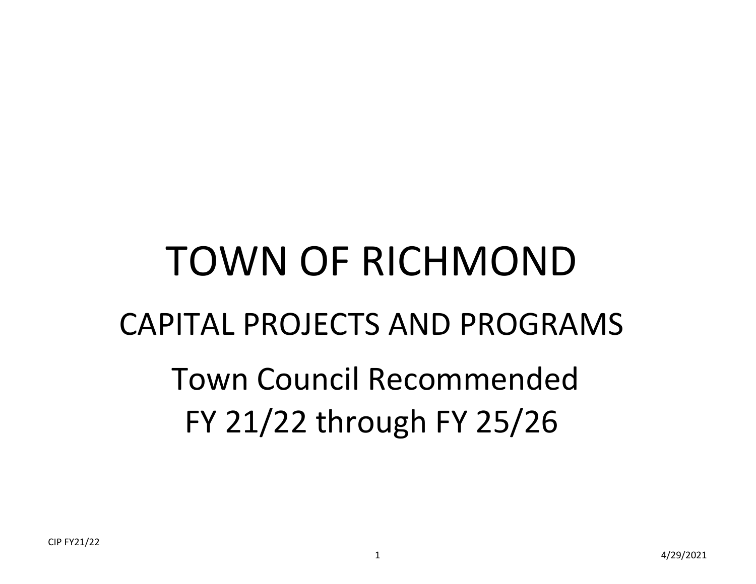# TOWN OF RICHMOND

## CAPITAL PROJECTS AND PROGRAMS

## Town Council Recommended
## FY 21/22 through FY 25/26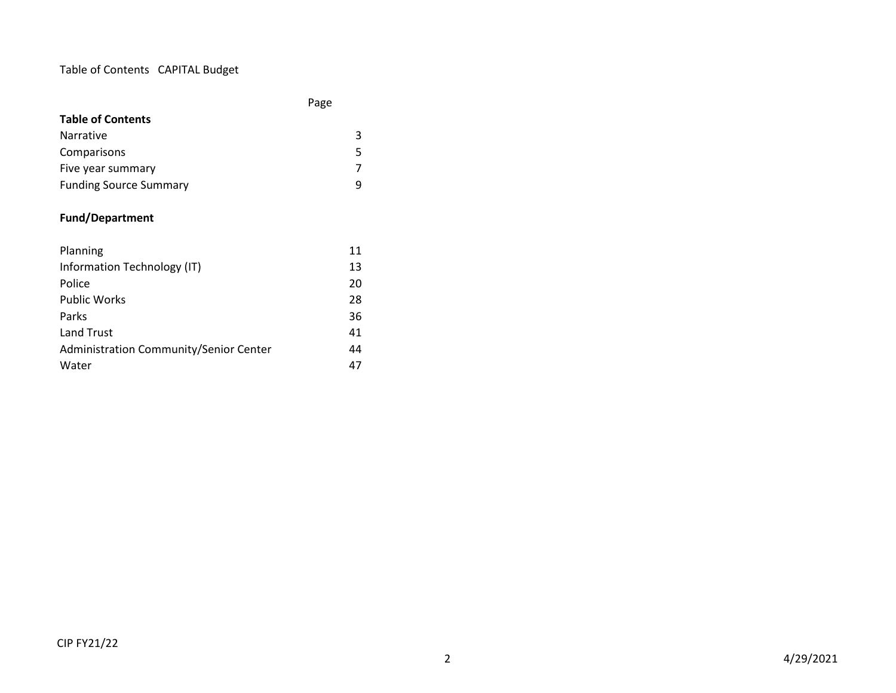Table of Contents CAPITAL Budget

| | Page |
|---|---|
| **Table of Contents** | |
| Narrative | 3 |
| Comparisons | 5 |
| Five year summary | 7 |
| Funding Source Summary | 9 |
| | |
| **Fund/Department** | |
| | |
| Planning | 11 |
| Information Technology (IT) | 13 |
| Police | 20 |
| Public Works | 28 |
| Parks | 36 |
| Land Trust | 41 |
| Administration Community/Senior Center | 44 |
| Water | 47 |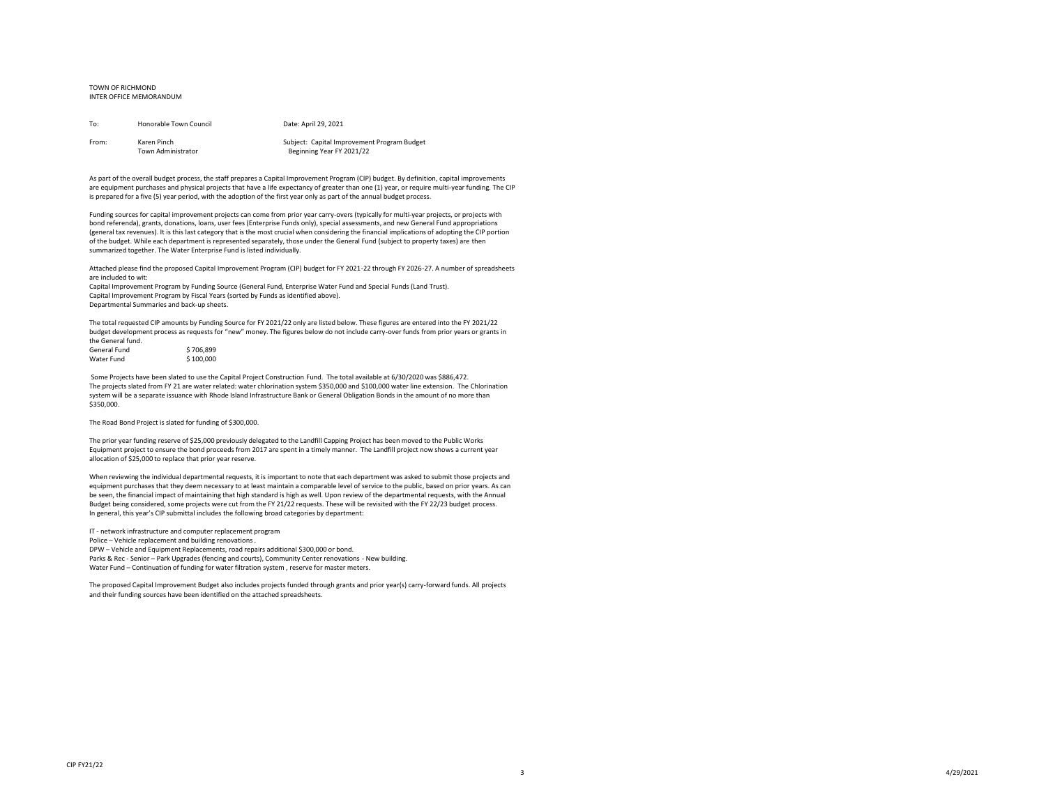TOWN OF RICHMOND
INTER OFFICE MEMORANDUM

| | | |
|---|---|---|
| To: | Honorable Town Council | Date: April 29, 2021 |
| From: | Karen Pinch<br>Town Administrator | Subject: Capital Improvement Program Budget<br>Beginning Year FY 2021/22 |

As part of the overall budget process, the staff prepares a Capital Improvement Program (CIP) budget. By definition, capital improvements are equipment purchases and physical projects that have a life expectancy of greater than one (1) year, or require multi-year funding. The CIP is prepared for a five (5) year period, with the adoption of the first year only as part of the annual budget process.

Funding sources for capital improvement projects can come from prior year carry-overs (typically for multi-year projects, or projects with bond referenda), grants, donations, loans, user fees (Enterprise Funds only), special assessments, and new General Fund appropriations (general tax revenues). It is this last category that is the most crucial when considering the financial implications of adopting the CIP portion of the budget. While each department is represented separately, those under the General Fund (subject to property taxes) are then summarized together. The Water Enterprise Fund is listed individually.

Attached please find the proposed Capital Improvement Program (CIP) budget for FY 2021-22 through FY 2026-27. A number of spreadsheets are included to wit:
Capital Improvement Program by Funding Source (General Fund, Enterprise Water Fund and Special Funds (Land Trust).
Capital Improvement Program by Fiscal Years (sorted by Funds as identified above).
Departmental Summaries and back-up sheets.

The total requested CIP amounts by Funding Source for FY 2021/22 only are listed below. These figures are entered into the FY 2021/22 budget development process as requests for "new" money. The figures below do not include carry-over funds from prior years or grants in the General fund.

| | |
|---|---|
| General Fund | $ 706,899 |
| Water Fund | $ 100,000 |

Some Projects have been slated to use the Capital Project Construction Fund. The total available at 6/30/2020 was $886,472. The projects slated from FY 21 are water related: water chlorination system $350,000 and $100,000 water line extension. The Chlorination system will be a separate issuance with Rhode Island Infrastructure Bank or General Obligation Bonds in the amount of no more than $350,000.

The Road Bond Project is slated for funding of $300,000.

The prior year funding reserve of $25,000 previously delegated to the Landfill Capping Project has been moved to the Public Works Equipment project to ensure the bond proceeds from 2017 are spent in a timely manner. The Landfill project now shows a current year allocation of $25,000 to replace that prior year reserve.

When reviewing the individual departmental requests, it is important to note that each department was asked to submit those projects and equipment purchases that they deem necessary to at least maintain a comparable level of service to the public, based on prior years. As can be seen, the financial impact of maintaining that high standard is high as well. Upon review of the departmental requests, with the Annual Budget being considered, some projects were cut from the FY 21/22 requests. These will be revisited with the FY 22/23 budget process.
In general, this year's CIP submittal includes the following broad categories by department:

IT - network infrastructure and computer replacement program
Police – Vehicle replacement and building renovations .
DPW – Vehicle and Equipment Replacements, road repairs additional $300,000 or bond.
Parks & Rec - Senior – Park Upgrades (fencing and courts), Community Center renovations - New building.
Water Fund – Continuation of funding for water filtration system , reserve for master meters.

The proposed Capital Improvement Budget also includes projects funded through grants and prior year(s) carry-forward funds. All projects and their funding sources have been identified on the attached spreadsheets.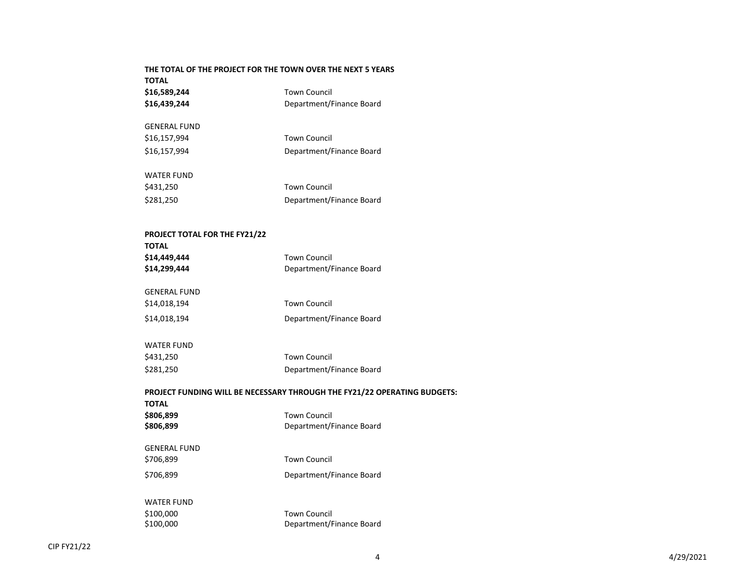**THE TOTAL OF THE PROJECT FOR THE TOWN OVER THE NEXT 5 YEARS**

**TOTAL**

| | |
|---|---|
| **$16,589,244** | Town Council |
| **$16,439,244** | Department/Finance Board |

GENERAL FUND

| | |
|---|---|
| $16,157,994 | Town Council |
| $16,157,994 | Department/Finance Board |

WATER FUND

| | |
|---|---|
| $431,250 | Town Council |
| $281,250 | Department/Finance Board |

**PROJECT TOTAL FOR THE FY21/22**

**TOTAL**

| | |
|---|---|
| **$14,449,444** | Town Council |
| **$14,299,444** | Department/Finance Board |

GENERAL FUND

| | |
|---|---|
| $14,018,194 | Town Council |
| $14,018,194 | Department/Finance Board |

WATER FUND

| | |
|---|---|
| $431,250 | Town Council |
| $281,250 | Department/Finance Board |

**PROJECT FUNDING WILL BE NECESSARY THROUGH THE FY21/22 OPERATING BUDGETS:**

**TOTAL**

| | |
|---|---|
| **$806,899** | Town Council |
| **$806,899** | Department/Finance Board |

GENERAL FUND

| | |
|---|---|
| $706,899 | Town Council |
| $706,899 | Department/Finance Board |

WATER FUND

| | |
|---|---|
| $100,000 | Town Council |
| $100,000 | Department/Finance Board |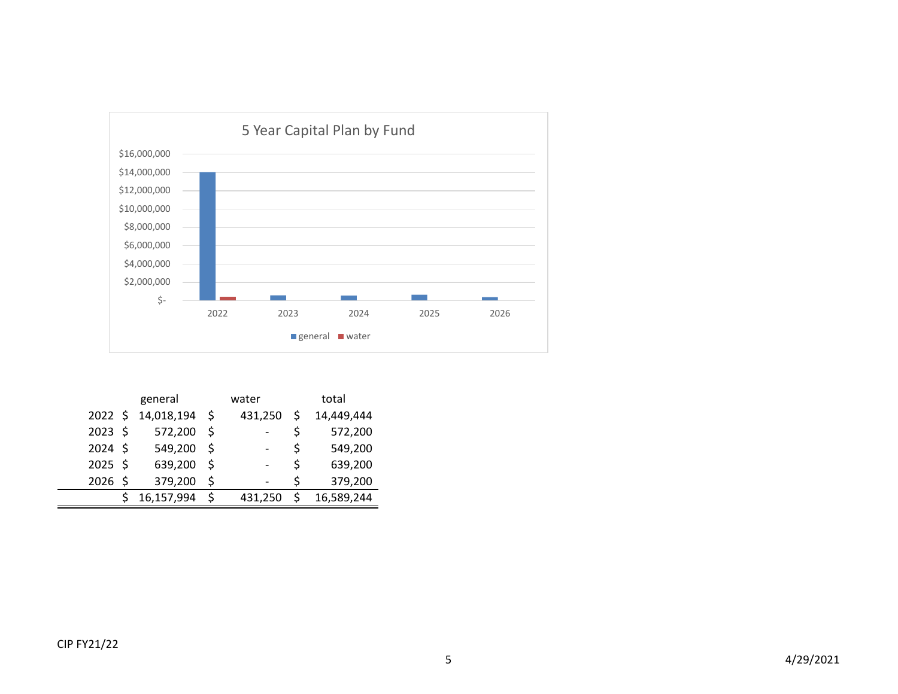## 5 Year Capital Plan by Fund

| | general | water | total |
|---|---|---|---|
| 2022 | $ 14,018,194 | $ 431,250 | $ 14,449,444 |
| 2023 | $ 572,200 | $ - | $ 572,200 |
| 2024 | $ 549,200 | $ - | $ 549,200 |
| 2025 | $ 639,200 | $ - | $ 639,200 |
| 2026 | $ 379,200 | $ - | $ 379,200 |
| | $ 16,157,994 | $ 431,250 | $ 16,589,244 |

CIP FY21/22

4/29/2021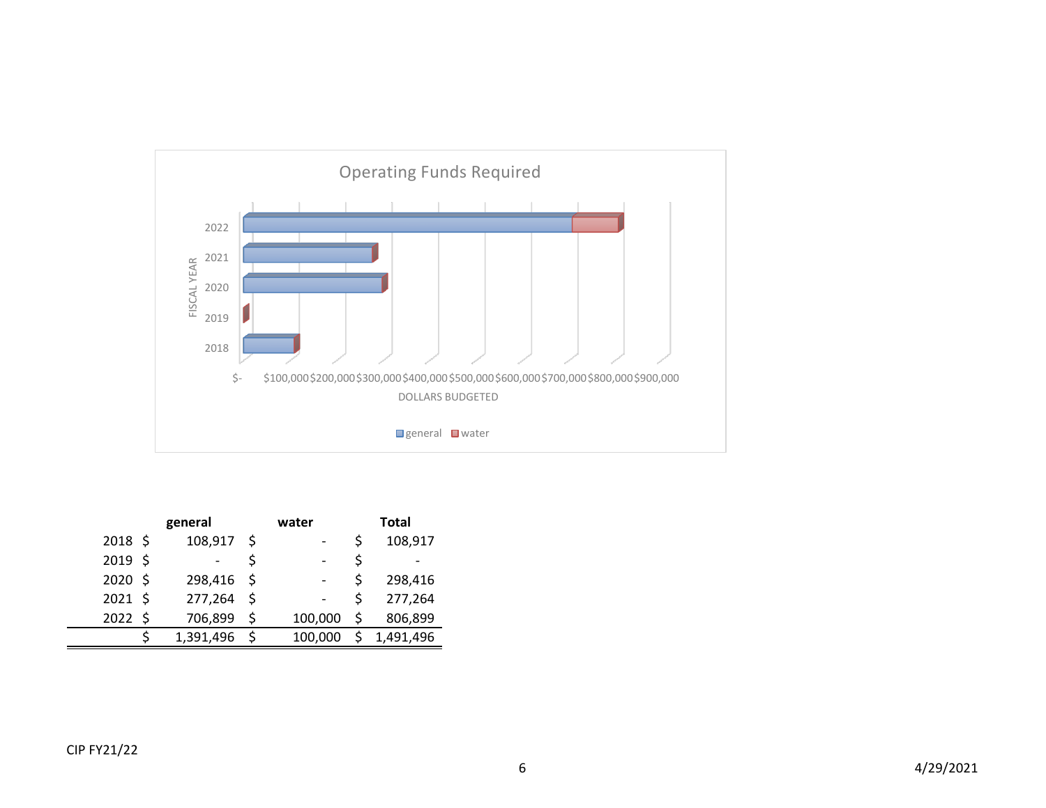## Operating Funds Required

| | general | water | Total |
|---|---|---|---|
| 2018 | $ 108,917 | $ - | $ 108,917 |
| 2019 | $ - | $ - | $ - |
| 2020 | $ 298,416 | $ - | $ 298,416 |
| 2021 | $ 277,264 | $ - | $ 277,264 |
| 2022 | $ 706,899 | $ 100,000 | $ 806,899 |
| | $ 1,391,496 | $ 100,000 | $ 1,491,496 |

CIP FY21/22

4/29/2021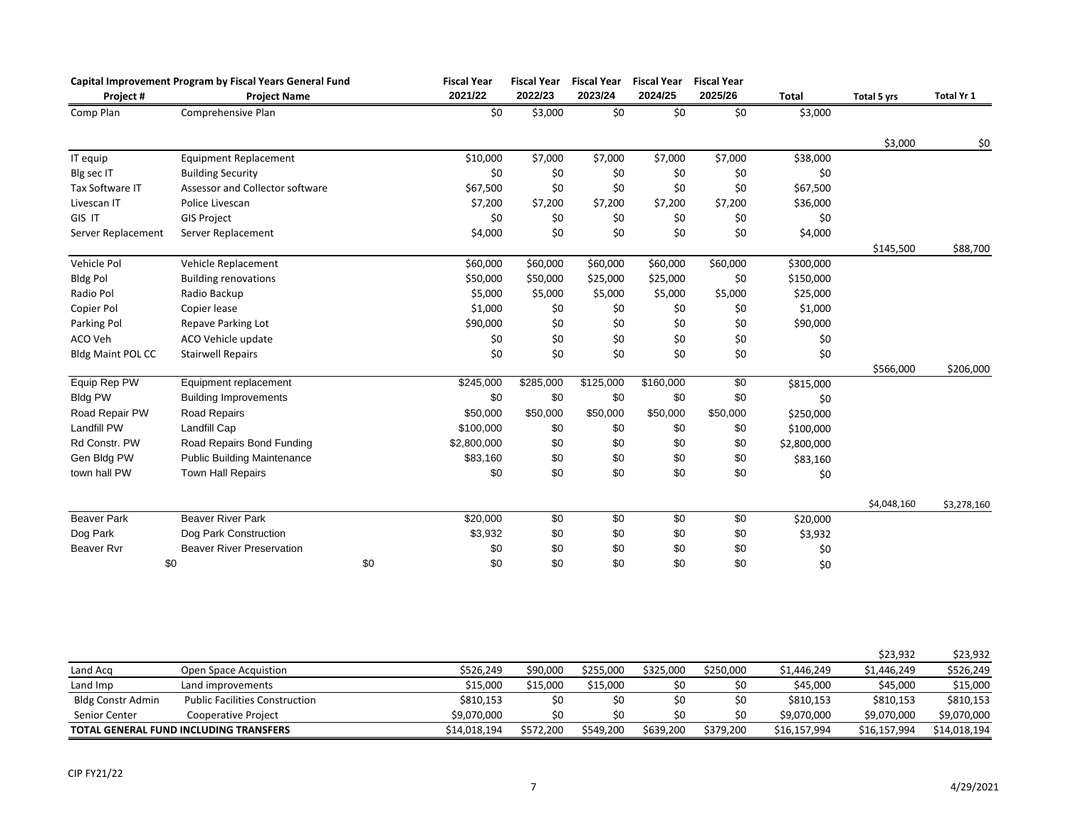| Project # | Capital Improvement Program by Fiscal Years General Fund<br>Project Name | | Fiscal Year 2021/22 | Fiscal Year 2022/23 | Fiscal Year 2023/24 | Fiscal Year 2024/25 | Fiscal Year 2025/26 | Total | Total 5 yrs | Total Yr 1 |
|---|---|---|---|---|---|---|---|---|---|---|
| Comp Plan | Comprehensive Plan | | $0 | $3,000 | $0 | $0 | $0 | $3,000 | | |
| | | | | | | | | | $3,000 | $0 |
| IT equip | Equipment Replacement | | $10,000 | $7,000 | $7,000 | $7,000 | $7,000 | $38,000 | | |
| Blg sec IT | Building Security | | $0 | $0 | $0 | $0 | $0 | $0 | | |
| Tax Software IT | Assessor and Collector software | | $67,500 | $0 | $0 | $0 | $0 | $67,500 | | |
| Livescan IT | Police Livescan | | $7,200 | $7,200 | $7,200 | $7,200 | $7,200 | $36,000 | | |
| GIS IT | GIS Project | | $0 | $0 | $0 | $0 | $0 | $0 | | |
| Server Replacement | Server Replacement | | $4,000 | $0 | $0 | $0 | $0 | $4,000 | | |
| | | | | | | | | | $145,500 | $88,700 |
| Vehicle Pol | Vehicle Replacement | | $60,000 | $60,000 | $60,000 | $60,000 | $60,000 | $300,000 | | |
| Bldg Pol | Building renovations | | $50,000 | $50,000 | $25,000 | $25,000 | $0 | $150,000 | | |
| Radio Pol | Radio Backup | | $5,000 | $5,000 | $5,000 | $5,000 | $5,000 | $25,000 | | |
| Copier Pol | Copier lease | | $1,000 | $0 | $0 | $0 | $0 | $1,000 | | |
| Parking Pol | Repave Parking Lot | | $90,000 | $0 | $0 | $0 | $0 | $90,000 | | |
| ACO Veh | ACO Vehicle update | | $0 | $0 | $0 | $0 | $0 | $0 | | |
| Bldg Maint POL CC | Stairwell Repairs | | $0 | $0 | $0 | $0 | $0 | $0 | | |
| | | | | | | | | | $566,000 | $206,000 |
| Equip Rep PW | Equipment replacement | | $245,000 | $285,000 | $125,000 | $160,000 | $0 | $815,000 | | |
| Bldg PW | Building Improvements | | $0 | $0 | $0 | $0 | $0 | $0 | | |
| Road Repair PW | Road Repairs | | $50,000 | $50,000 | $50,000 | $50,000 | $50,000 | $250,000 | | |
| Landfill PW | Landfill Cap | | $100,000 | $0 | $0 | $0 | $0 | $100,000 | | |
| Rd Constr. PW | Road Repairs Bond Funding | | $2,800,000 | $0 | $0 | $0 | $0 | $2,800,000 | | |
| Gen Bldg PW | Public Building Maintenance | | $83,160 | $0 | $0 | $0 | $0 | $83,160 | | |
| town hall PW | Town Hall Repairs | | $0 | $0 | $0 | $0 | $0 | $0 | | |
| | | | | | | | | | $4,048,160 | $3,278,160 |
| Beaver Park | Beaver River Park | | $20,000 | $0 | $0 | $0 | $0 | $20,000 | | |
| Dog Park | Dog Park Construction | | $3,932 | $0 | $0 | $0 | $0 | $3,932 | | |
| Beaver Rvr | Beaver River Preservation | | $0 | $0 | $0 | $0 | $0 | $0 | | |
| $0 | | $0 | $0 | $0 | $0 | $0 | $0 | $0 | | |
| | | | | | | | | | $23,932 | $23,932 |
| Land Acq | Open Space Acquistion | | $526,249 | $90,000 | $255,000 | $325,000 | $250,000 | $1,446,249 | $1,446,249 | $526,249 |
| Land Imp | Land improvements | | $15,000 | $15,000 | $15,000 | $0 | $0 | $45,000 | $45,000 | $15,000 |
| Bldg Constr Admin | Public Facilities Construction | | $810,153 | $0 | $0 | $0 | $0 | $810,153 | $810,153 | $810,153 |
| Senior Center | Cooperative Project | | $9,070,000 | $0 | $0 | $0 | $0 | $9,070,000 | $9,070,000 | $9,070,000 |
| **TOTAL GENERAL FUND INCLUDING TRANSFERS** | | | $14,018,194 | $572,200 | $549,200 | $639,200 | $379,200 | $16,157,994 | $16,157,994 | $14,018,194 |

CIP FY21/22

4/29/2021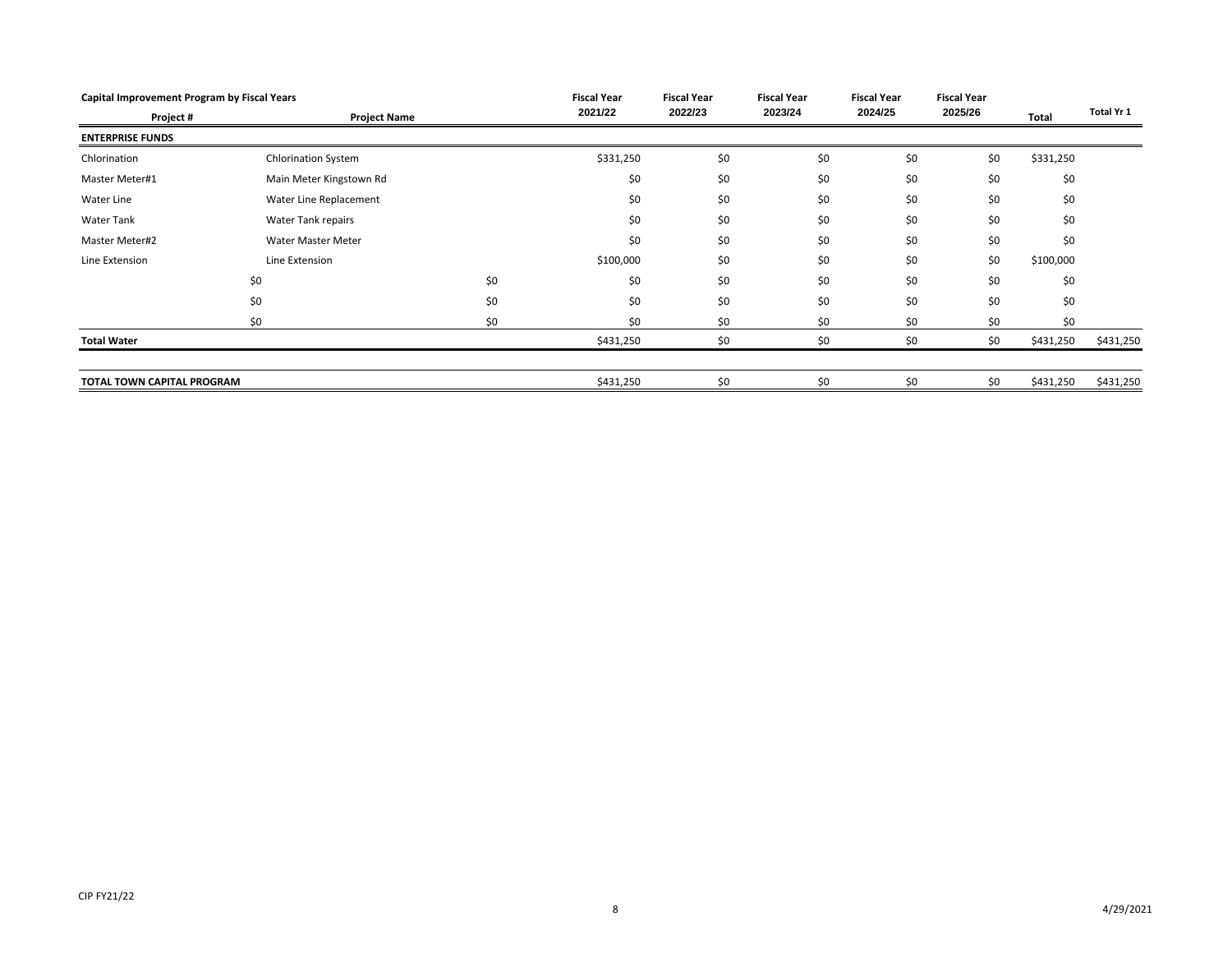| Capital Improvement Program by Fiscal Years | | | Fiscal Year | Fiscal Year | Fiscal Year | Fiscal Year | Fiscal Year | | |
|---|---|---|---|---|---|---|---|---|---|
| Project # | Project Name | | 2021/22 | 2022/23 | 2023/24 | 2024/25 | 2025/26 | Total | Total Yr 1 |
| **ENTERPRISE FUNDS** | | | | | | | | | |
| Chlorination | Chlorination System | | $331,250 | $0 | $0 | $0 | $0 | $331,250 | |
| Master Meter#1 | Main Meter Kingstown Rd | | $0 | $0 | $0 | $0 | $0 | $0 | |
| Water Line | Water Line Replacement | | $0 | $0 | $0 | $0 | $0 | $0 | |
| Water Tank | Water Tank repairs | | $0 | $0 | $0 | $0 | $0 | $0 | |
| Master Meter#2 | Water Master Meter | | $0 | $0 | $0 | $0 | $0 | $0 | |
| Line Extension | Line Extension | | $100,000 | $0 | $0 | $0 | $0 | $100,000 | |
| $0 | | $0 | $0 | $0 | $0 | $0 | $0 | $0 | |
| $0 | | $0 | $0 | $0 | $0 | $0 | $0 | $0 | |
| $0 | | $0 | $0 | $0 | $0 | $0 | $0 | $0 | |
| **Total Water** | | | $431,250 | $0 | $0 | $0 | $0 | $431,250 | $431,250 |
| | | | | | | | | | |
| **TOTAL TOWN CAPITAL PROGRAM** | | | $431,250 | $0 | $0 | $0 | $0 | $431,250 | $431,250 |

CIP FY21/22

4/29/2021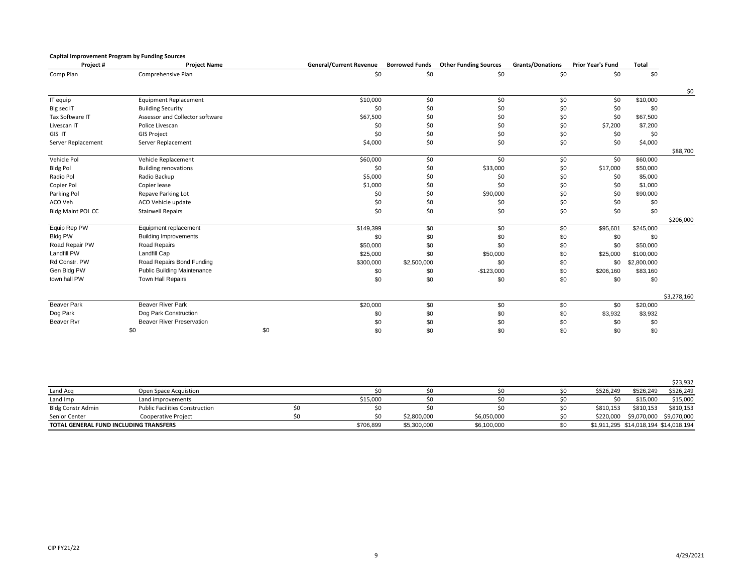**Capital Improvement Program by Funding Sources**

| Project # | Project Name | | General/Current Revenue | Borrowed Funds | Other Funding Sources | Grants/Donations | Prior Year's Fund | Total | |
|---|---|---|---|---|---|---|---|---|---|
| Comp Plan | Comprehensive Plan | | $0 | $0 | $0 | $0 | $0 | $0 | |
| | | | | | | | | | $0 |
| IT equip | Equipment Replacement | | $10,000 | $0 | $0 | $0 | $0 | $10,000 | |
| Blg sec IT | Building Security | | $0 | $0 | $0 | $0 | $0 | $0 | |
| Tax Software IT | Assessor and Collector software | | $67,500 | $0 | $0 | $0 | $0 | $67,500 | |
| Livescan IT | Police Livescan | | $0 | $0 | $0 | $0 | $7,200 | $7,200 | |
| GIS IT | GIS Project | | $0 | $0 | $0 | $0 | $0 | $0 | |
| Server Replacement | Server Replacement | | $4,000 | $0 | $0 | $0 | $0 | $4,000 | |
| | | | | | | | | | $88,700 |
| Vehicle Pol | Vehicle Replacement | | $60,000 | $0 | $0 | $0 | $0 | $60,000 | |
| Bldg Pol | Building renovations | | $0 | $0 | $33,000 | $0 | $17,000 | $50,000 | |
| Radio Pol | Radio Backup | | $5,000 | $0 | $0 | $0 | $0 | $5,000 | |
| Copier Pol | Copier lease | | $1,000 | $0 | $0 | $0 | $0 | $1,000 | |
| Parking Pol | Repave Parking Lot | | $0 | $0 | $90,000 | $0 | $0 | $90,000 | |
| ACO Veh | ACO Vehicle update | | $0 | $0 | $0 | $0 | $0 | $0 | |
| Bldg Maint POL CC | Stairwell Repairs | | $0 | $0 | $0 | $0 | $0 | $0 | |
| | | | | | | | | | $206,000 |
| Equip Rep PW | Equipment replacement | | $149,399 | $0 | $0 | $0 | $95,601 | $245,000 | |
| Bldg PW | Building Improvements | | $0 | $0 | $0 | $0 | $0 | $0 | |
| Road Repair PW | Road Repairs | | $50,000 | $0 | $0 | $0 | $0 | $50,000 | |
| Landfill PW | Landfill Cap | | $25,000 | $0 | $50,000 | $0 | $25,000 | $100,000 | |
| Rd Constr. PW | Road Repairs Bond Funding | | $300,000 | $2,500,000 | $0 | $0 | $0 | $2,800,000 | |
| Gen Bldg PW | Public Building Maintenance | | $0 | $0 | -$123,000 | $0 | $206,160 | $83,160 | |
| town hall PW | Town Hall Repairs | | $0 | $0 | $0 | $0 | $0 | $0 | |
| | | | | | | | | | $3,278,160 |
| Beaver Park | Beaver River Park | | $20,000 | $0 | $0 | $0 | $0 | $20,000 | |
| Dog Park | Dog Park Construction | | $0 | $0 | $0 | $0 | $3,932 | $3,932 | |
| Beaver Rvr | Beaver River Preservation | | $0 | $0 | $0 | $0 | $0 | $0 | |
| $0 | | $0 | $0 | $0 | $0 | $0 | $0 | $0 | |
| | | | | | | | | | $23,932 |
| Land Acq | Open Space Acquistion | | $0 | $0 | $0 | $0 | $526,249 | $526,249 | $526,249 |
| Land Imp | Land improvements | | $15,000 | $0 | $0 | $0 | $0 | $15,000 | $15,000 |
| Bldg Constr Admin | Public Facilities Construction | $0 | $0 | $0 | $0 | $0 | $810,153 | $810,153 | $810,153 |
| Senior Center | Cooperative Project | $0 | $0 | $2,800,000 | $6,050,000 | $0 | $220,000 | $9,070,000 | $9,070,000 |
| **TOTAL GENERAL FUND INCLUDING TRANSFERS** | | | $706,899 | $5,300,000 | $6,100,000 | $0 | $1,911,295 | $14,018,194 | $14,018,194 |

CIP FY21/22

4/29/2021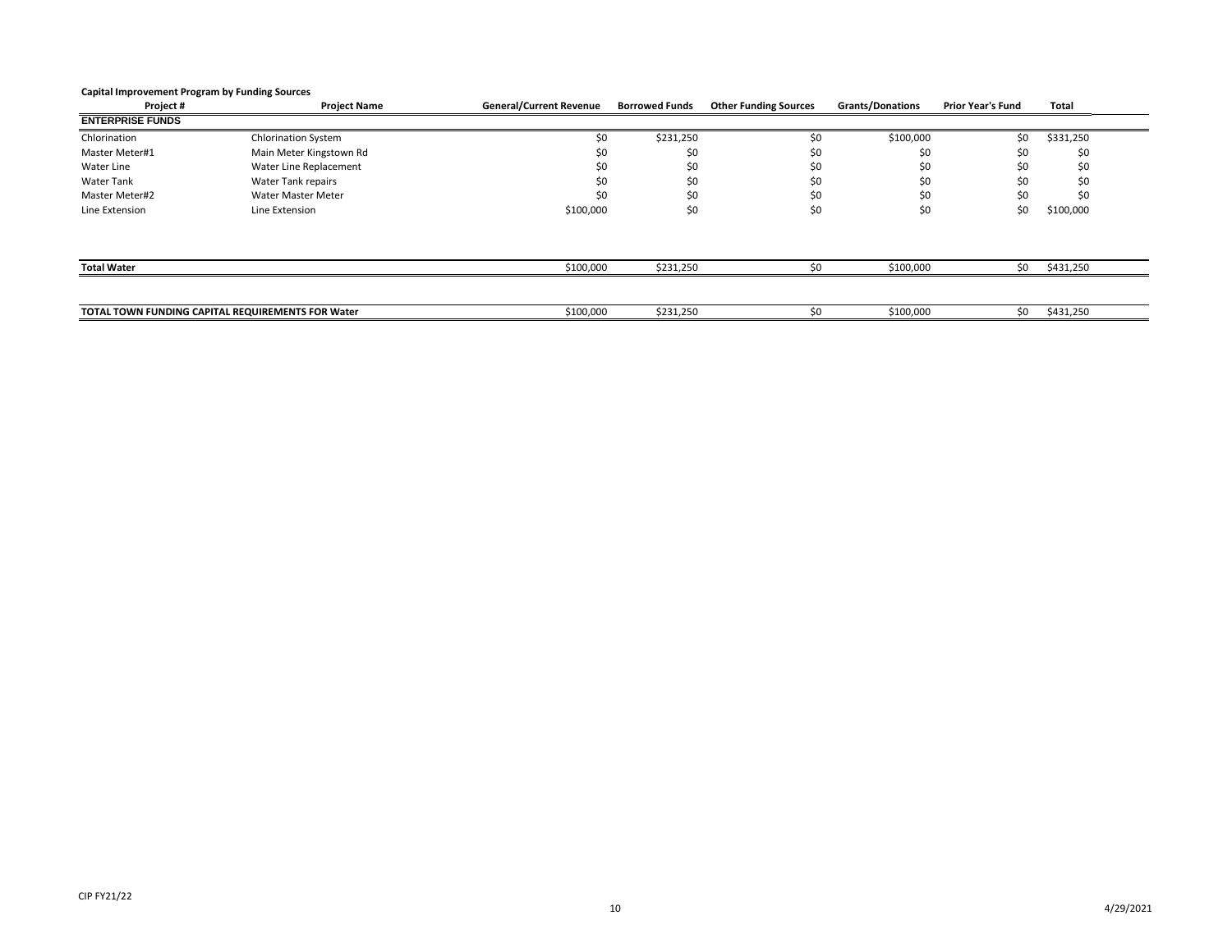**Capital Improvement Program by Funding Sources**

| Project # | Project Name | General/Current Revenue | Borrowed Funds | Other Funding Sources | Grants/Donations | Prior Year's Fund | Total |
|---|---|---|---|---|---|---|---|
| **ENTERPRISE FUNDS** | | | | | | | |
| Chlorination | Chlorination System | $0 | $231,250 | $0 | $100,000 | $0 | $331,250 |
| Master Meter#1 | Main Meter Kingstown Rd | $0 | $0 | $0 | $0 | $0 | $0 |
| Water Line | Water Line Replacement | $0 | $0 | $0 | $0 | $0 | $0 |
| Water Tank | Water Tank repairs | $0 | $0 | $0 | $0 | $0 | $0 |
| Master Meter#2 | Water Master Meter | $0 | $0 | $0 | $0 | $0 | $0 |
| Line Extension | Line Extension | $100,000 | $0 | $0 | $0 | $0 | $100,000 |
| **Total Water** | | $100,000 | $231,250 | $0 | $100,000 | $0 | $431,250 |
| **TOTAL TOWN FUNDING CAPITAL REQUIREMENTS FOR Water** | | $100,000 | $231,250 | $0 | $100,000 | $0 | $431,250 |

CIP FY21/22

4/29/2021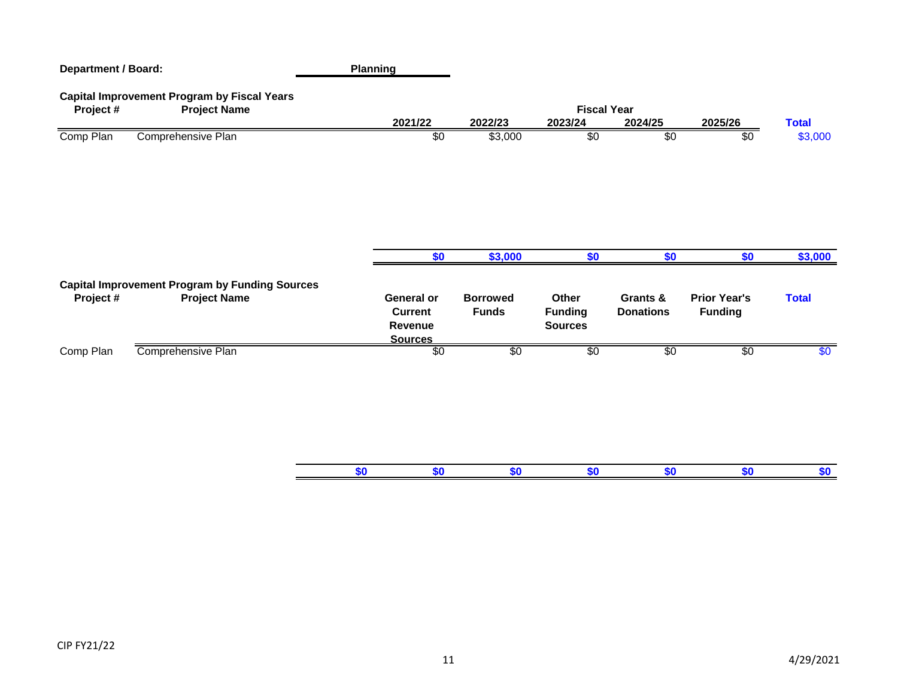**Department / Board:** **Planning**

**Capital Improvement Program by Fiscal Years**

| Project # | Project Name | 2021/22 | 2022/23 | 2023/24 | 2024/25 | 2025/26 | Total |
|---|---|---|---|---|---|---|---|
| Comp Plan | Comprehensive Plan | $0 | $3,000 | $0 | $0 | $0 | $3,000 |
| | | **$0** | **$3,000** | **$0** | **$0** | **$0** | **$3,000** |

**Capital Improvement Program by Funding Sources**

| Project # | Project Name | General or Current Revenue Sources | Borrowed Funds | Other Funding Sources | Grants & Donations | Prior Year's Funding | Total |
|---|---|---|---|---|---|---|---|
| Comp Plan | Comprehensive Plan | $0 | $0 | $0 | $0 | $0 | $0 |
| | **$0** | **$0** | **$0** | **$0** | **$0** | **$0** | **$0** |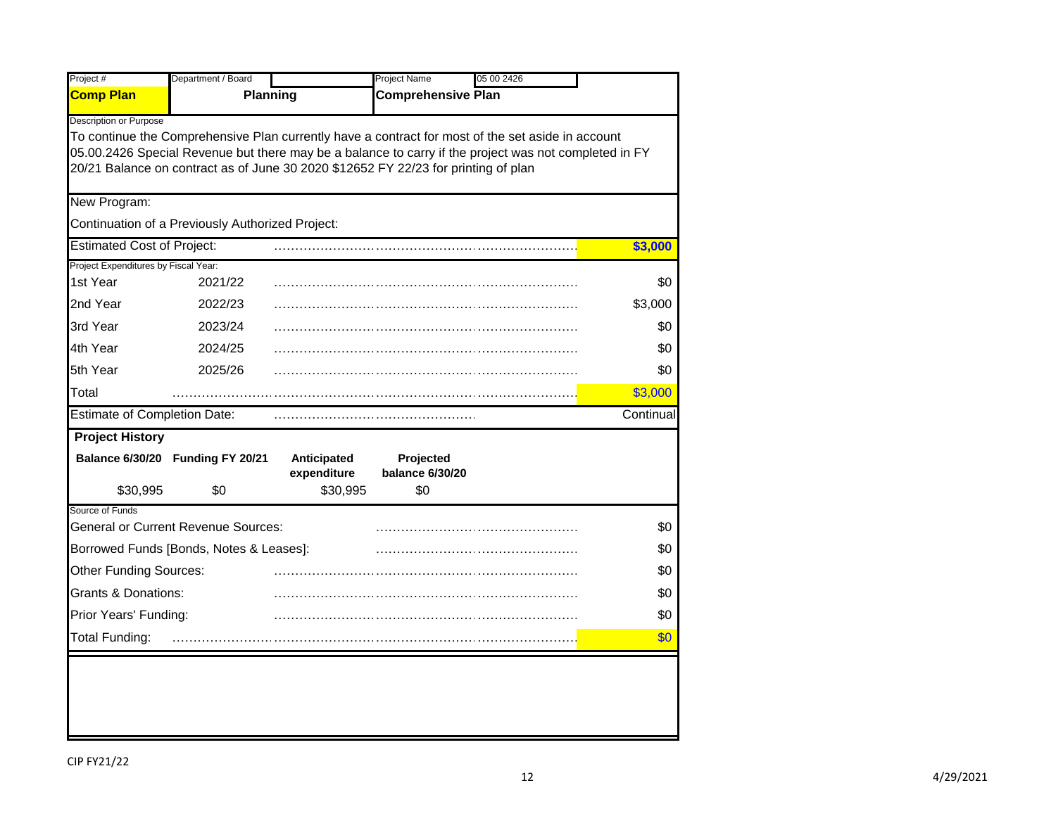| Project # | Department / Board | Project Name | 05 00 2426 |
|---|---|---|---|
| **Comp Plan** | **Planning** | **Comprehensive Plan** | |

Description or Purpose

To continue the Comprehensive Plan currently have a contract for most of the set aside in account 05.00.2426 Special Revenue but there may be a balance to carry if the project was not completed in FY 20/21 Balance on contract as of June 30 2020 $12652 FY 22/23 for printing of plan

New Program:

Continuation of a Previously Authorized Project:

| Estimated Cost of Project: | | **$3,000** |
|---|---|---|
| **Project Expenditures by Fiscal Year:** | | |
| 1st Year | 2021/22 | $0 |
| 2nd Year | 2022/23 | $3,000 |
| 3rd Year | 2023/24 | $0 |
| 4th Year | 2024/25 | $0 |
| 5th Year | 2025/26 | $0 |
| Total | | $3,000 |
| Estimate of Completion Date: | | Continual |

**Project History**

| Balance 6/30/20 | Funding FY 20/21 | Anticipated expenditure | Projected balance 6/30/20 |
|---|---|---|---|
| $30,995 | $0 | $30,995 | $0 |

Source of Funds

| Source | Amount |
|---|---|
| General or Current Revenue Sources: | $0 |
| Borrowed Funds [Bonds, Notes & Leases]: | $0 |
| Other Funding Sources: | $0 |
| Grants & Donations: | $0 |
| Prior Years' Funding: | $0 |
| Total Funding: | $0 |

CIP FY21/22

4/29/2021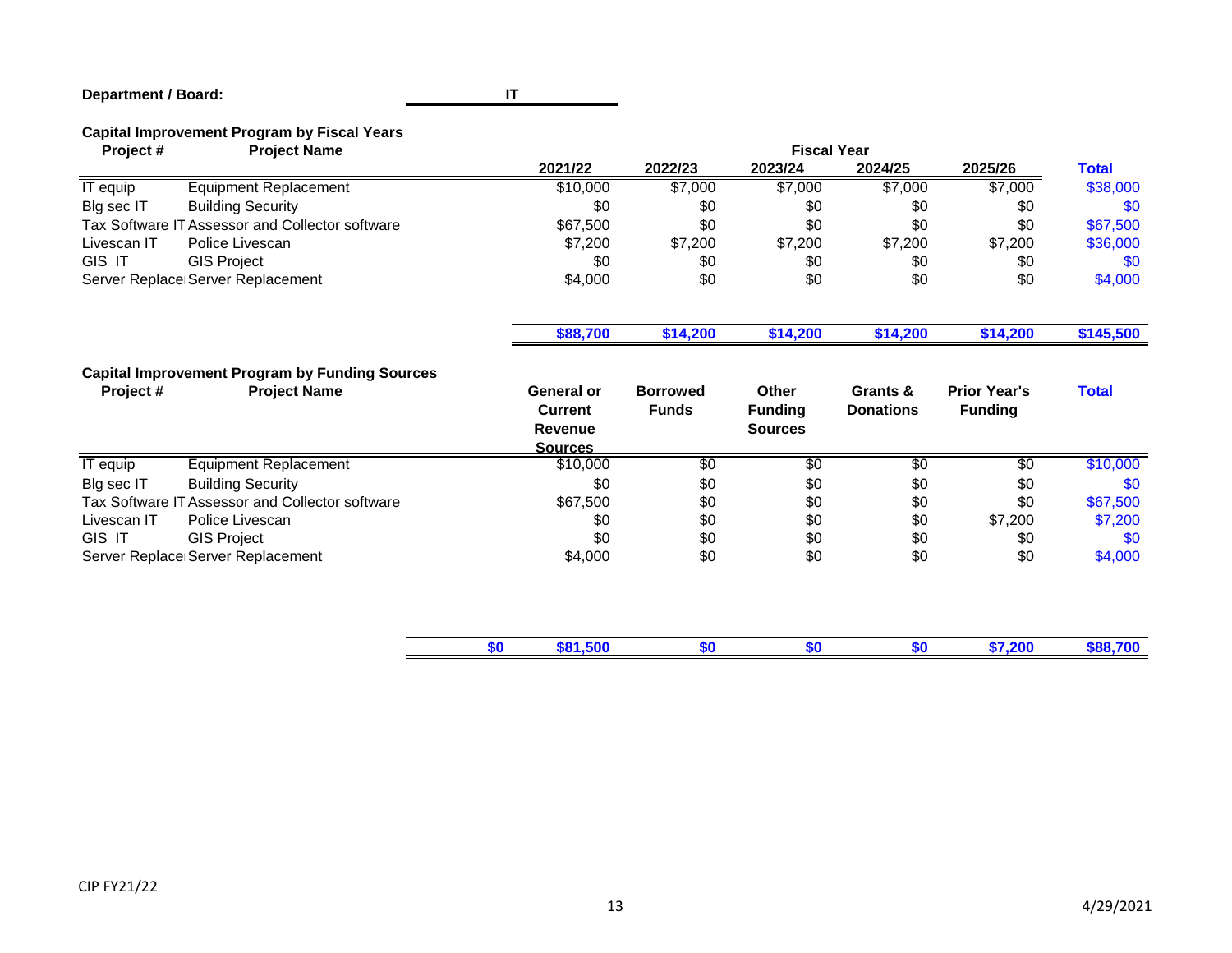**Department / Board:** IT

**Capital Improvement Program by Fiscal Years**

| Project # | Project Name | 2021/22 | 2022/23 | 2023/24 | 2024/25 | 2025/26 | Total |
|---|---|---|---|---|---|---|---|
| IT equip | Equipment Replacement | $10,000 | $7,000 | $7,000 | $7,000 | $7,000 | $38,000 |
| Blg sec IT | Building Security | $0 | $0 | $0 | $0 | $0 | $0 |
| Tax Software IT | Assessor and Collector software | $67,500 | $0 | $0 | $0 | $0 | $67,500 |
| Livescan IT | Police Livescan | $7,200 | $7,200 | $7,200 | $7,200 | $7,200 | $36,000 |
| GIS IT | GIS Project | $0 | $0 | $0 | $0 | $0 | $0 |
| Server Replace | Server Replacement | $4,000 | $0 | $0 | $0 | $0 | $4,000 |
| | | **$88,700** | **$14,200** | **$14,200** | **$14,200** | **$14,200** | **$145,500** |

**Capital Improvement Program by Funding Sources**

| Project # | Project Name | | General or Current Revenue Sources | Borrowed Funds | Other Funding Sources | Grants & Donations | Prior Year's Funding | Total |
|---|---|---|---|---|---|---|---|---|
| IT equip | Equipment Replacement | | $10,000 | $0 | $0 | $0 | $0 | $10,000 |
| Blg sec IT | Building Security | | $0 | $0 | $0 | $0 | $0 | $0 |
| Tax Software IT | Assessor and Collector software | | $67,500 | $0 | $0 | $0 | $0 | $67,500 |
| Livescan IT | Police Livescan | | $0 | $0 | $0 | $0 | $7,200 | $7,200 |
| GIS IT | GIS Project | | $0 | $0 | $0 | $0 | $0 | $0 |
| Server Replace | Server Replacement | | $4,000 | $0 | $0 | $0 | $0 | $4,000 |
| | | **$0** | **$81,500** | **$0** | **$0** | **$0** | **$7,200** | **$88,700** |

CIP FY21/22

4/29/2021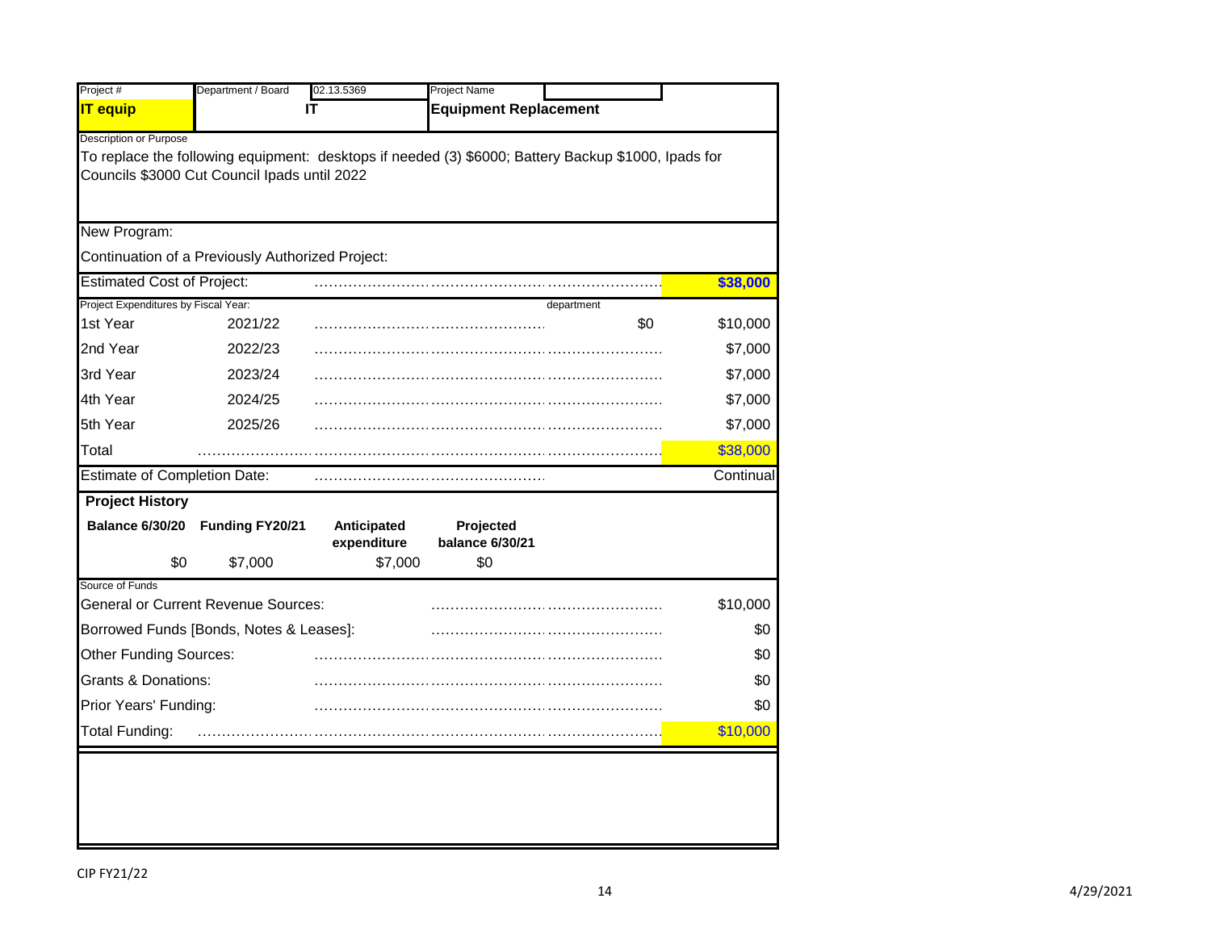| Project # | Department / Board | 02.13.5369 | Project Name | |
|---|---|---|---|---|
| **IT equip** | **IT** | | **Equipment Replacement** | |

Description or Purpose

To replace the following equipment: desktops if needed (3) $6000; Battery Backup $1000, Ipads for Councils $3000 Cut Council Ipads until 2022

New Program:

Continuation of a Previously Authorized Project:

| Estimated Cost of Project: | | | **$38,000** |
|---|---|---|---|
| **Project Expenditures by Fiscal Year:** | | department | |
| 1st Year | 2021/22 | $0 | $10,000 |
| 2nd Year | 2022/23 | | $7,000 |
| 3rd Year | 2023/24 | | $7,000 |
| 4th Year | 2024/25 | | $7,000 |
| 5th Year | 2025/26 | | $7,000 |
| Total | | | $38,000 |
| Estimate of Completion Date: | | | Continual |

**Project History**

| Balance 6/30/20 | Funding FY20/21 | Anticipated expenditure | Projected balance 6/30/21 |
|---|---|---|---|
| $0 | $7,000 | $7,000 | $0 |

Source of Funds

| Source | Amount |
|---|---|
| General or Current Revenue Sources: | $10,000 |
| Borrowed Funds [Bonds, Notes & Leases]: | $0 |
| Other Funding Sources: | $0 |
| Grants & Donations: | $0 |
| Prior Years' Funding: | $0 |
| Total Funding: | $10,000 |

CIP FY21/22

4/29/2021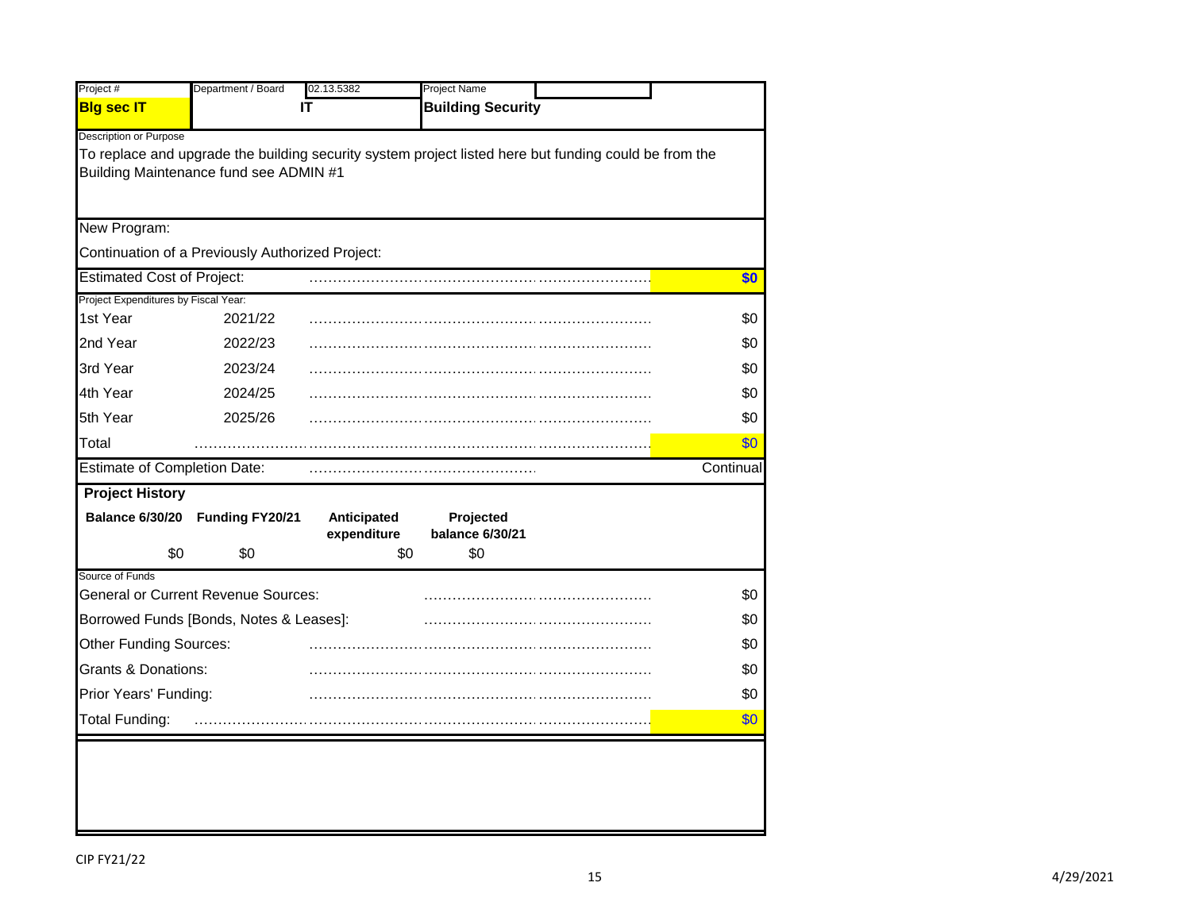| Project # | Department / Board | 02.13.5382 | Project Name |
|---|---|---|---|
| **Blg sec IT** | **IT** | | **Building Security** |

Description or Purpose

To replace and upgrade the building security system project listed here but funding could be from the Building Maintenance fund see ADMIN #1

New Program:

Continuation of a Previously Authorized Project:

| | | |
|---|---|---|
| Estimated Cost of Project: | | **$0** |
| Project Expenditures by Fiscal Year: | | |
| 1st Year | 2021/22 | $0 |
| 2nd Year | 2022/23 | $0 |
| 3rd Year | 2023/24 | $0 |
| 4th Year | 2024/25 | $0 |
| 5th Year | 2025/26 | $0 |
| Total | | $0 |
| Estimate of Completion Date: | | Continual |

**Project History**

| Balance 6/30/20 | Funding FY20/21 | Anticipated expenditure | Projected balance 6/30/21 |
|---|---|---|---|
| $0 | $0 | $0 | $0 |

Source of Funds

| | |
|---|---|
| General or Current Revenue Sources: | $0 |
| Borrowed Funds [Bonds, Notes & Leases]: | $0 |
| Other Funding Sources: | $0 |
| Grants & Donations: | $0 |
| Prior Years' Funding: | $0 |
| Total Funding: | $0 |

CIP FY21/22

4/29/2021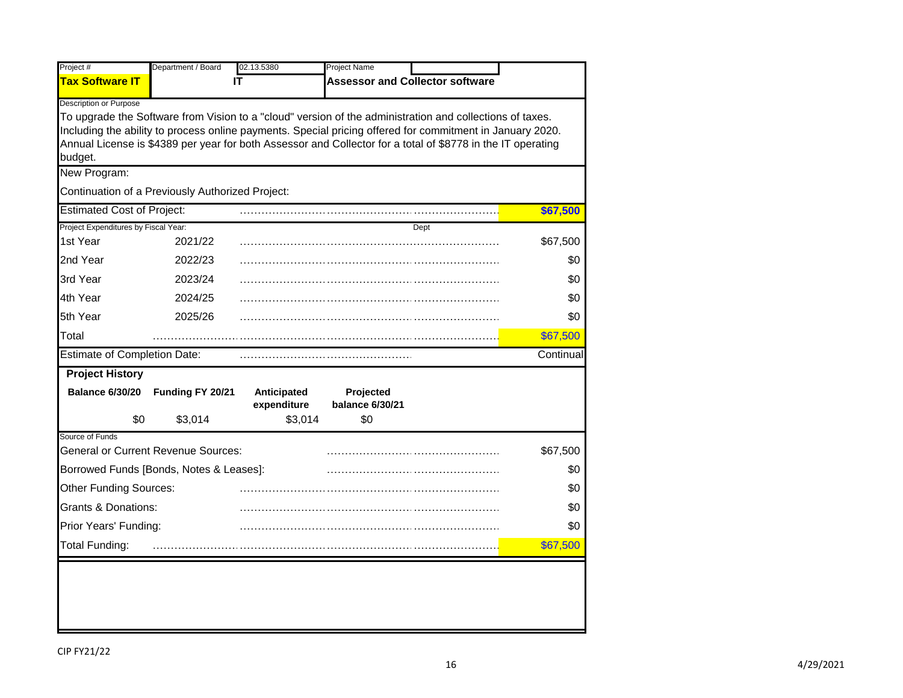| Project # | Department / Board | 02.13.5380 | Project Name |
|---|---|---|---|
| **Tax Software IT** | **IT** | | **Assessor and Collector software** |

Description or Purpose

To upgrade the Software from Vision to a "cloud" version of the administration and collections of taxes. Including the ability to process online payments. Special pricing offered for commitment in January 2020. Annual License is $4389 per year for both Assessor and Collector for a total of $8778 in the IT operating budget.

New Program:

Continuation of a Previously Authorized Project:

| Estimated Cost of Project: | **$67,500** |
|---|---|

Project Expenditures by Fiscal Year:

| | | Dept |
|---|---|---|
| 1st Year | 2021/22 | $67,500 |
| 2nd Year | 2022/23 | $0 |
| 3rd Year | 2023/24 | $0 |
| 4th Year | 2024/25 | $0 |
| 5th Year | 2025/26 | $0 |
| Total | | $67,500 |

| Estimate of Completion Date: | Continual |
|---|---|

**Project History**

| Balance 6/30/20 | Funding FY 20/21 | Anticipated expenditure | Projected balance 6/30/21 |
|---|---|---|---|
| $0 | $3,014 | $3,014 | $0 |

Source of Funds

| Source | Amount |
|---|---|
| General or Current Revenue Sources: | $67,500 |
| Borrowed Funds [Bonds, Notes & Leases]: | $0 |
| Other Funding Sources: | $0 |
| Grants & Donations: | $0 |
| Prior Years' Funding: | $0 |
| Total Funding: | $67,500 |

CIP FY21/22

4/29/2021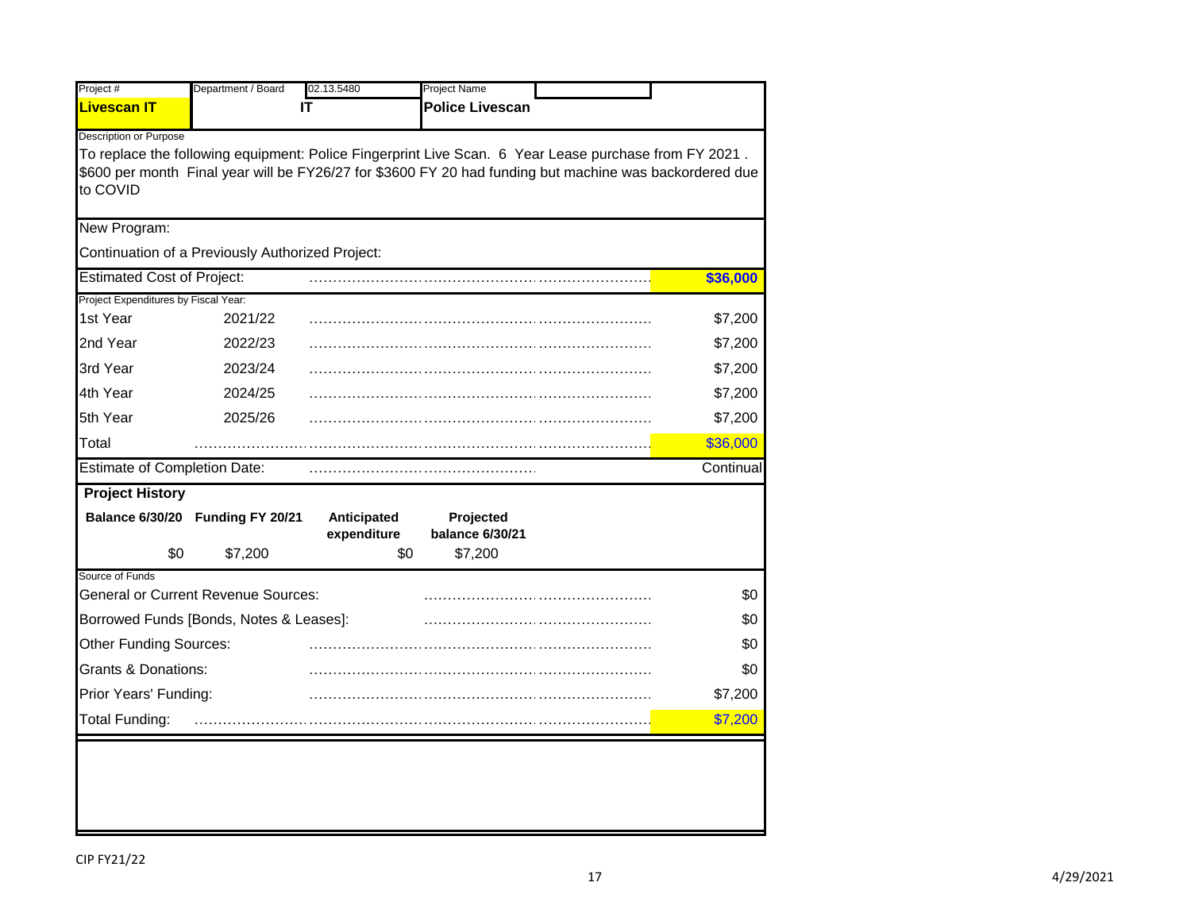| Project # | Department / Board | 02.13.5480 | Project Name |
|---|---|---|---|
| **Livescan IT** | **IT** | | **Police Livescan** |

Description or Purpose

To replace the following equipment: Police Fingerprint Live Scan. 6 Year Lease purchase from FY 2021 . $600 per month Final year will be FY26/27 for $3600 FY 20 had funding but machine was backordered due to COVID

New Program:

Continuation of a Previously Authorized Project:

| Estimated Cost of Project: | | **$36,000** |
|---|---|---|
| Project Expenditures by Fiscal Year: | | |
| 1st Year | 2021/22 | $7,200 |
| 2nd Year | 2022/23 | $7,200 |
| 3rd Year | 2023/24 | $7,200 |
| 4th Year | 2024/25 | $7,200 |
| 5th Year | 2025/26 | $7,200 |
| Total | | $36,000 |
| Estimate of Completion Date: | | Continual |

**Project History**

| Balance 6/30/20 | Funding FY 20/21 | Anticipated expenditure | Projected balance 6/30/21 |
|---|---|---|---|
| $0 | $7,200 | $0 | $7,200 |

Source of Funds

| Source | Amount |
|---|---|
| General or Current Revenue Sources: | $0 |
| Borrowed Funds [Bonds, Notes & Leases]: | $0 |
| Other Funding Sources: | $0 |
| Grants & Donations: | $0 |
| Prior Years' Funding: | $7,200 |
| Total Funding: | $7,200 |

CIP FY21/22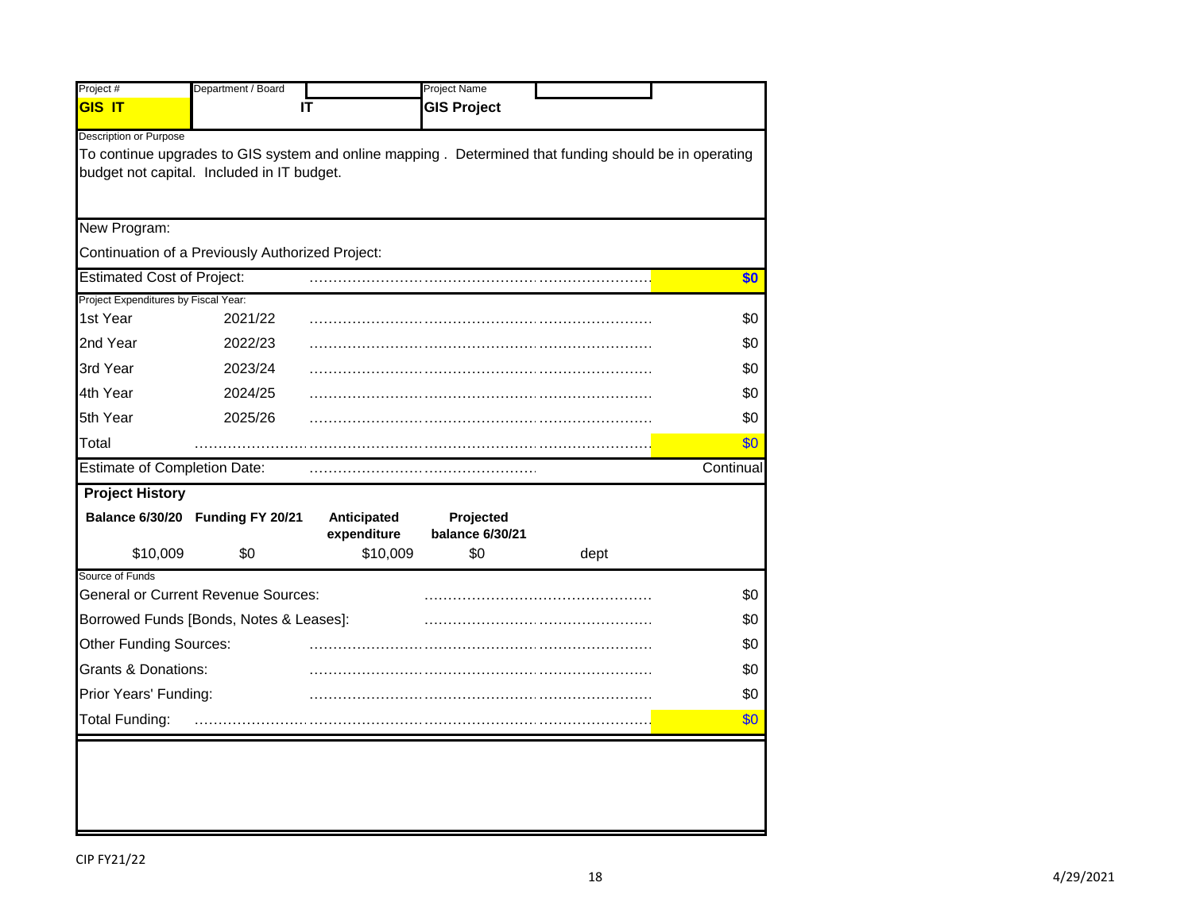| Project # | Department / Board | | Project Name | |
|---|---|---|---|---|
| **GIS IT** | **IT** | | **GIS Project** | |

Description or Purpose

To continue upgrades to GIS system and online mapping . Determined that funding should be in operating budget not capital. Included in IT budget.

New Program:

Continuation of a Previously Authorized Project:

| | | |
|---|---|---|
| Estimated Cost of Project: | | **$0** |
| Project Expenditures by Fiscal Year: | | |
| 1st Year | 2021/22 | $0 |
| 2nd Year | 2022/23 | $0 |
| 3rd Year | 2023/24 | $0 |
| 4th Year | 2024/25 | $0 |
| 5th Year | 2025/26 | $0 |
| Total | | $0 |
| Estimate of Completion Date: | | Continual |

**Project History**

| Balance 6/30/20 | Funding FY 20/21 | Anticipated expenditure | Projected balance 6/30/21 | |
|---|---|---|---|---|
| $10,009 | $0 | $10,009 | $0 | dept |

Source of Funds

| | |
|---|---|
| General or Current Revenue Sources: | $0 |
| Borrowed Funds [Bonds, Notes & Leases]: | $0 |
| Other Funding Sources: | $0 |
| Grants & Donations: | $0 |
| Prior Years' Funding: | $0 |
| Total Funding: | $0 |

CIP FY21/22

4/29/2021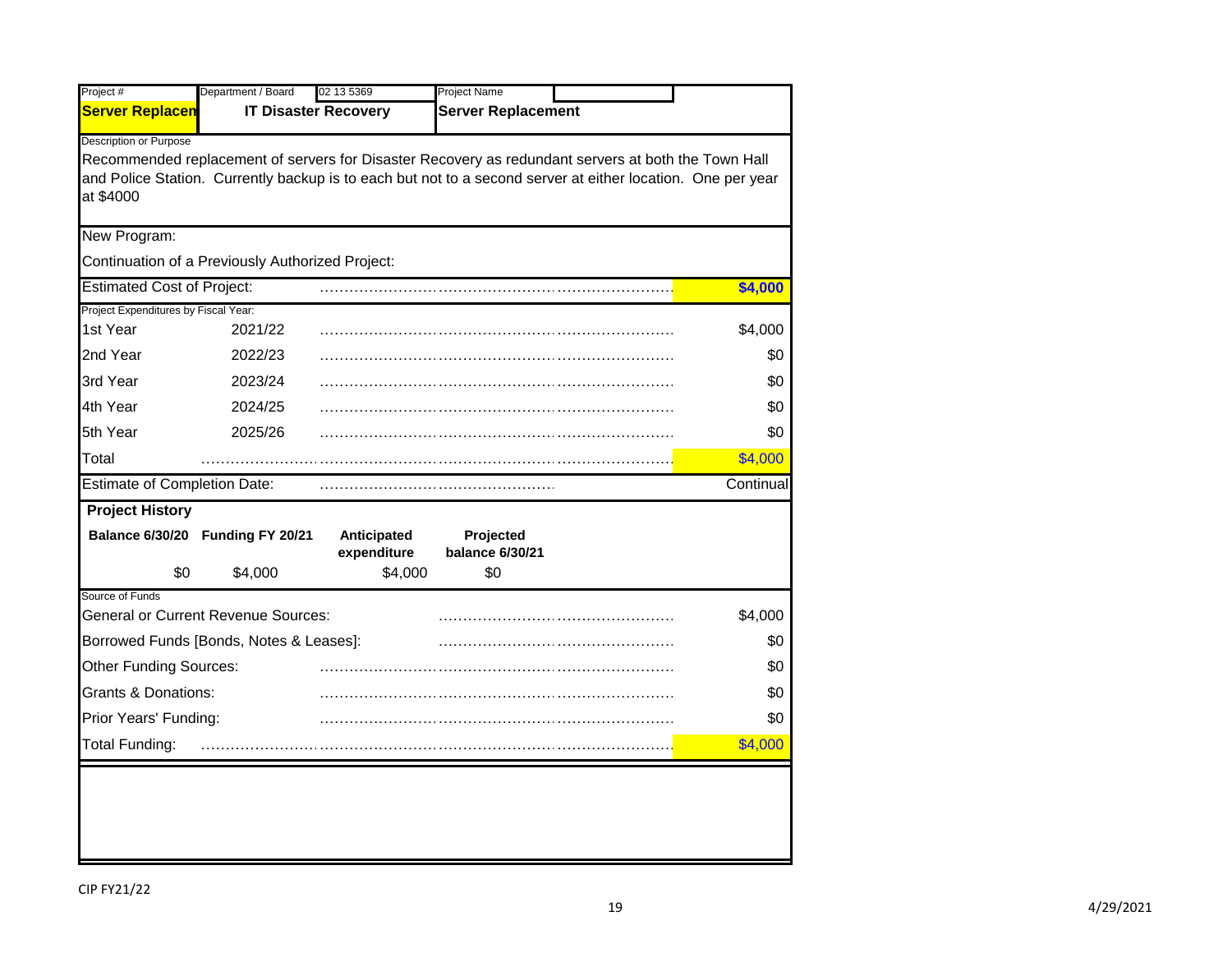| Project # | Department / Board | 02 13 5369 | Project Name |
|---|---|---|---|
| **Server Replacen** | **IT Disaster Recovery** | | **Server Replacement** |

Description or Purpose

Recommended replacement of servers for Disaster Recovery as redundant servers at both the Town Hall and Police Station. Currently backup is to each but not to a second server at either location. One per year at $4000

New Program:

Continuation of a Previously Authorized Project:

| Estimated Cost of Project: | | **$4,000** |
|---|---|---|
| **Project Expenditures by Fiscal Year:** | | |
| 1st Year | 2021/22 | $4,000 |
| 2nd Year | 2022/23 | $0 |
| 3rd Year | 2023/24 | $0 |
| 4th Year | 2024/25 | $0 |
| 5th Year | 2025/26 | $0 |
| Total | | $4,000 |
| Estimate of Completion Date: | | Continual |

**Project History**

| Balance 6/30/20 | Funding FY 20/21 | Anticipated expenditure | Projected balance 6/30/21 |
|---|---|---|---|
| $0 | $4,000 | $4,000 | $0 |

| Source of Funds | |
|---|---|
| General or Current Revenue Sources: | $4,000 |
| Borrowed Funds [Bonds, Notes & Leases]: | $0 |
| Other Funding Sources: | $0 |
| Grants & Donations: | $0 |
| Prior Years' Funding: | $0 |
| Total Funding: | $4,000 |

CIP FY21/22

4/29/2021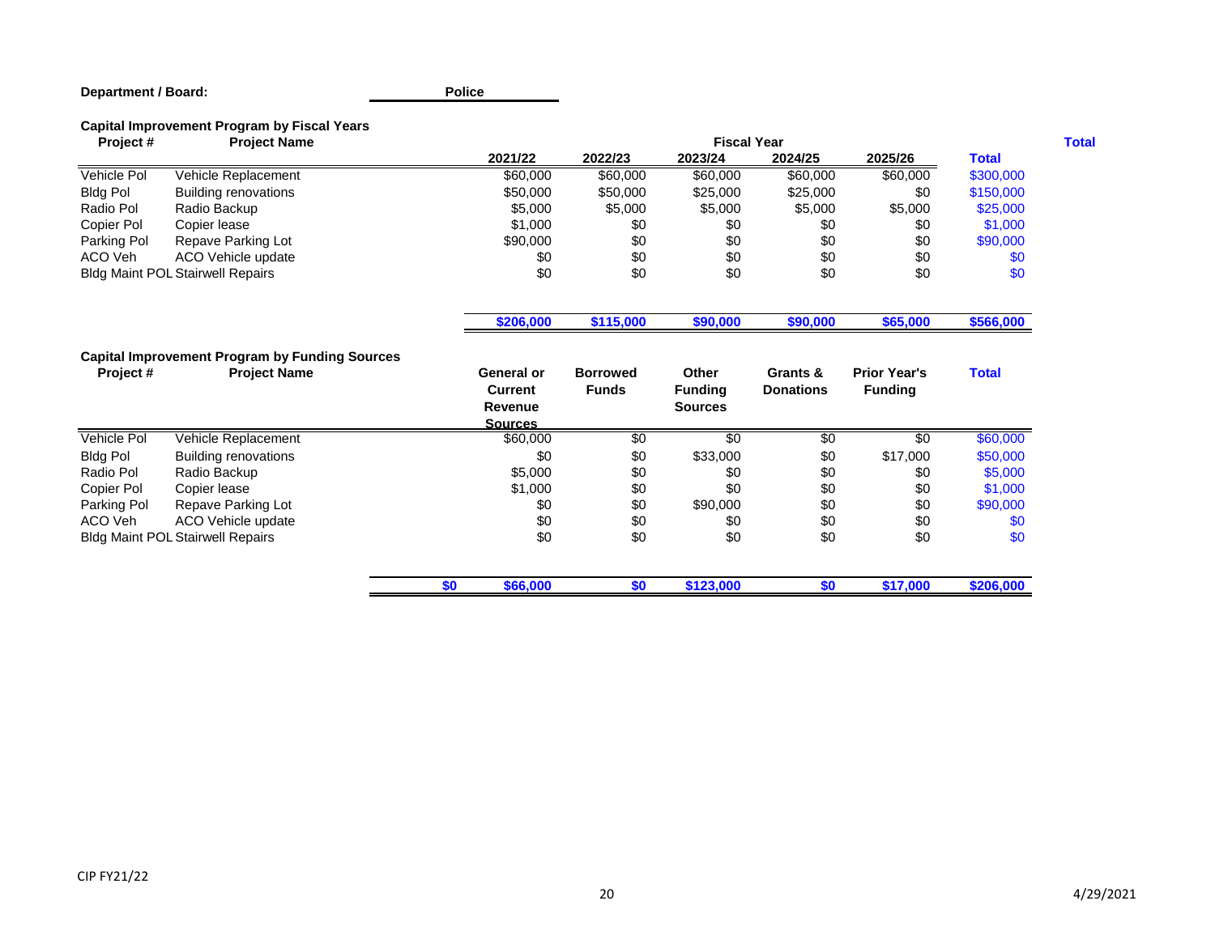**Department / Board:** **Police**

### Capital Improvement Program by Fiscal Years

| Project # | Project Name | 2021/22 | 2022/23 | 2023/24 | 2024/25 | 2025/26 | Total |
|---|---|---|---|---|---|---|---|
| Vehicle Pol | Vehicle Replacement | $60,000 | $60,000 | $60,000 | $60,000 | $60,000 | $300,000 |
| Bldg Pol | Building renovations | $50,000 | $50,000 | $25,000 | $25,000 | $0 | $150,000 |
| Radio Pol | Radio Backup | $5,000 | $5,000 | $5,000 | $5,000 | $5,000 | $25,000 |
| Copier Pol | Copier lease | $1,000 | $0 | $0 | $0 | $0 | $1,000 |
| Parking Pol | Repave Parking Lot | $90,000 | $0 | $0 | $0 | $0 | $90,000 |
| ACO Veh | ACO Vehicle update | $0 | $0 | $0 | $0 | $0 | $0 |
| Bldg Maint POL | Stairwell Repairs | $0 | $0 | $0 | $0 | $0 | $0 |
| | | **$206,000** | **$115,000** | **$90,000** | **$90,000** | **$65,000** | **$566,000** |

### Capital Improvement Program by Funding Sources

| Project # | Project Name | General or Current Revenue Sources | Borrowed Funds | Other Funding Sources | Grants & Donations | Prior Year's Funding | Total |
|---|---|---|---|---|---|---|---|
| Vehicle Pol | Vehicle Replacement | $60,000 | $0 | $0 | $0 | $0 | $60,000 |
| Bldg Pol | Building renovations | $0 | $0 | $33,000 | $0 | $17,000 | $50,000 |
| Radio Pol | Radio Backup | $5,000 | $0 | $0 | $0 | $0 | $5,000 |
| Copier Pol | Copier lease | $1,000 | $0 | $0 | $0 | $0 | $1,000 |
| Parking Pol | Repave Parking Lot | $0 | $0 | $90,000 | $0 | $0 | $90,000 |
| ACO Veh | ACO Vehicle update | $0 | $0 | $0 | $0 | $0 | $0 |
| Bldg Maint POL | Stairwell Repairs | $0 | $0 | $0 | $0 | $0 | $0 |
| | **$0** | **$66,000** | **$0** | **$123,000** | **$0** | **$17,000** | **$206,000** |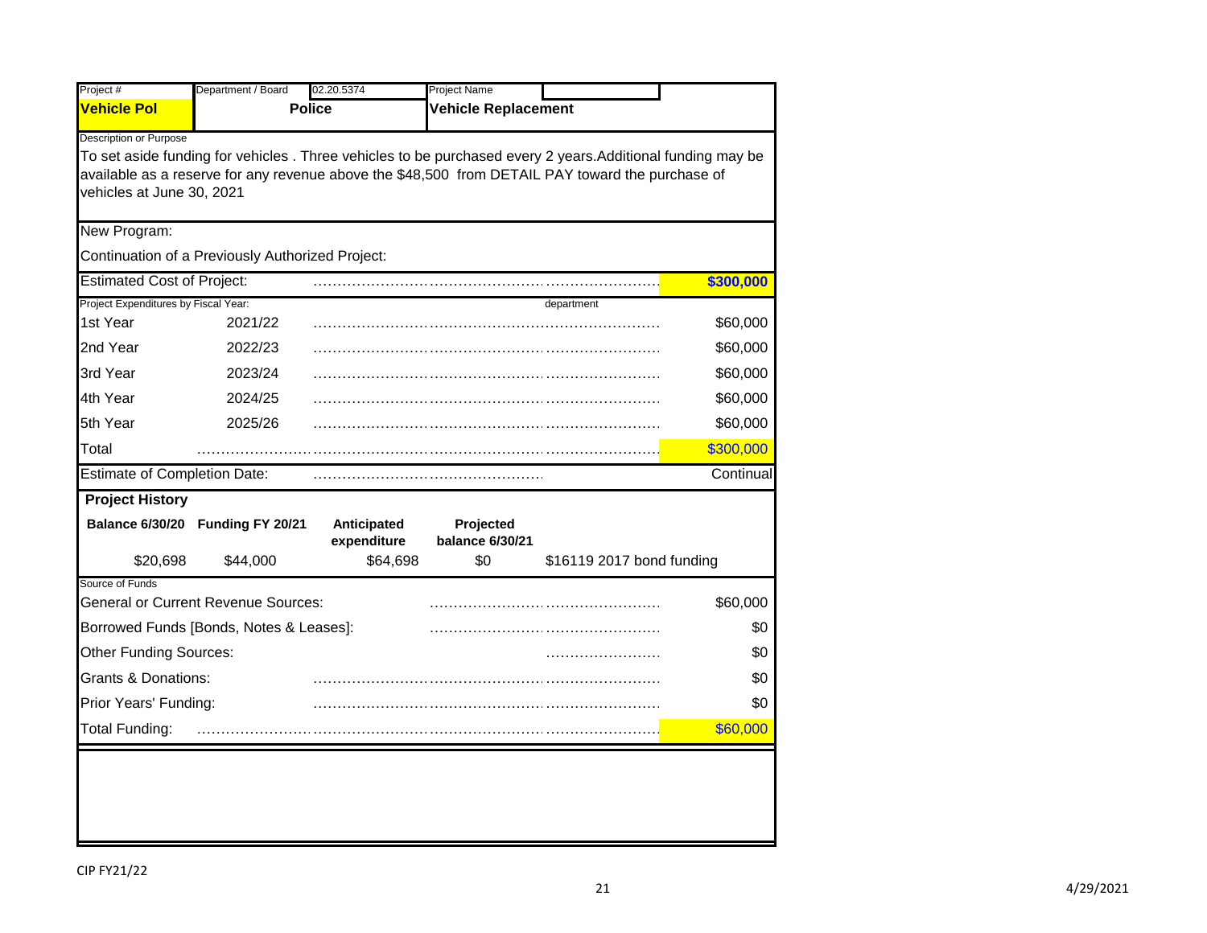| Project # | Department / Board | 02.20.5374 | Project Name | |
|---|---|---|---|---|
| **Vehicle Pol** | **Police** | | **Vehicle Replacement** | |

Description or Purpose

To set aside funding for vehicles . Three vehicles to be purchased every 2 years.Additional funding may be available as a reserve for any revenue above the $48,500 from DETAIL PAY toward the purchase of vehicles at June 30, 2021

New Program:

Continuation of a Previously Authorized Project:

| Estimated Cost of Project: | | **$300,000** |
|---|---|---|

Project Expenditures by Fiscal Year: department

| | | |
|---|---|---|
| 1st Year | 2021/22 | $60,000 |
| 2nd Year | 2022/23 | $60,000 |
| 3rd Year | 2023/24 | $60,000 |
| 4th Year | 2024/25 | $60,000 |
| 5th Year | 2025/26 | $60,000 |
| Total | | $300,000 |

Estimate of Completion Date: Continual

**Project History**

| Balance 6/30/20 | Funding FY 20/21 | Anticipated expenditure | Projected balance 6/30/21 | |
|---|---|---|---|---|
| $20,698 | $44,000 | $64,698 | $0 | $16119 2017 bond funding |

Source of Funds

| | |
|---|---|
| General or Current Revenue Sources: | $60,000 |
| Borrowed Funds [Bonds, Notes & Leases]: | $0 |
| Other Funding Sources: | $0 |
| Grants & Donations: | $0 |
| Prior Years' Funding: | $0 |
| Total Funding: | $60,000 |

CIP FY21/22

4/29/2021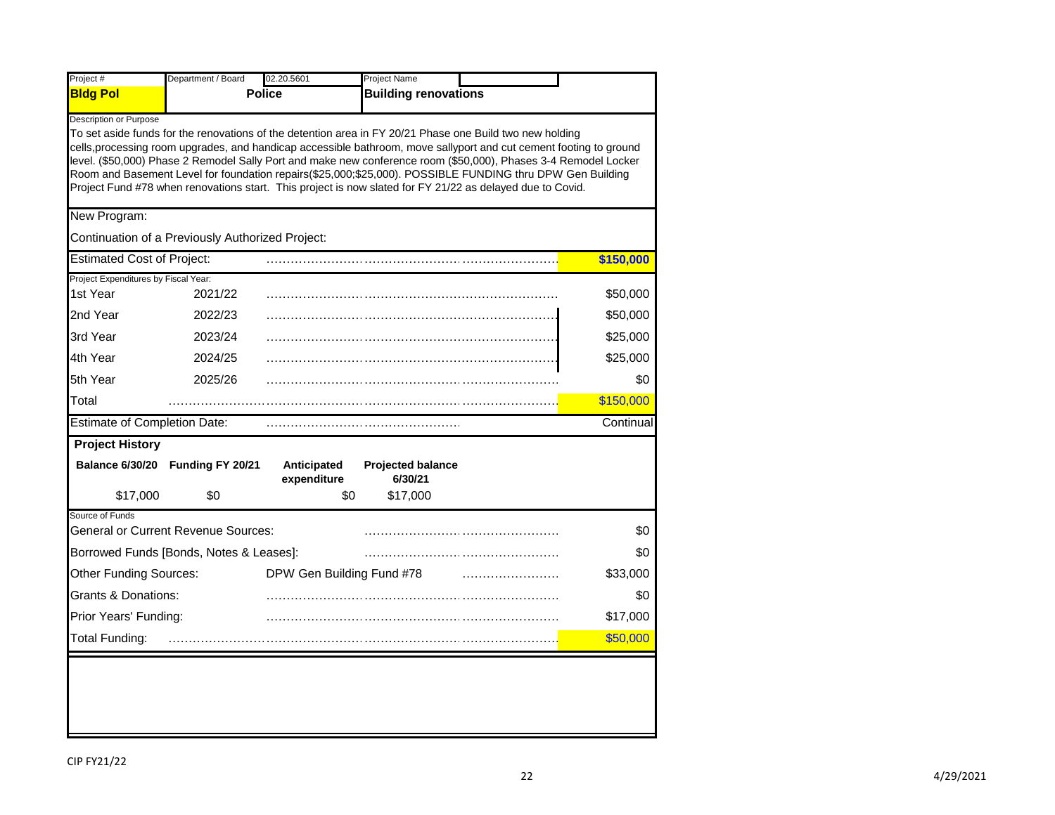| Project # | Department / Board | 02.20.5601 | Project Name |
|---|---|---|---|
| **Bldg Pol** | **Police** | | **Building renovations** |

Description or Purpose

To set aside funds for the renovations of the detention area in FY 20/21 Phase one Build two new holding cells,processing room upgrades, and handicap accessible bathroom, move sallyport and cut cement footing to ground level. ($50,000) Phase 2 Remodel Sally Port and make new conference room ($50,000), Phases 3-4 Remodel Locker Room and Basement Level for foundation repairs($25,000;$25,000). POSSIBLE FUNDING thru DPW Gen Building Project Fund #78 when renovations start. This project is now slated for FY 21/22 as delayed due to Covid.

New Program:

Continuation of a Previously Authorized Project:

| Estimated Cost of Project: | | **$150,000** |
|---|---|---|
| Project Expenditures by Fiscal Year: | | |
| 1st Year | 2021/22 | $50,000 |
| 2nd Year | 2022/23 | $50,000 |
| 3rd Year | 2023/24 | $25,000 |
| 4th Year | 2024/25 | $25,000 |
| 5th Year | 2025/26 | $0 |
| Total | | $150,000 |
| Estimate of Completion Date: | | Continual |

**Project History**

| Balance 6/30/20 | Funding FY 20/21 | Anticipated expenditure | Projected balance 6/30/21 |
|---|---|---|---|
| $17,000 | $0 | $0 | $17,000 |

Source of Funds

| Source | | Amount |
|---|---|---|
| General or Current Revenue Sources: | | $0 |
| Borrowed Funds [Bonds, Notes & Leases]: | | $0 |
| Other Funding Sources: | DPW Gen Building Fund #78 | $33,000 |
| Grants & Donations: | | $0 |
| Prior Years' Funding: | | $17,000 |
| Total Funding: | | $50,000 |

CIP FY21/22

4/29/2021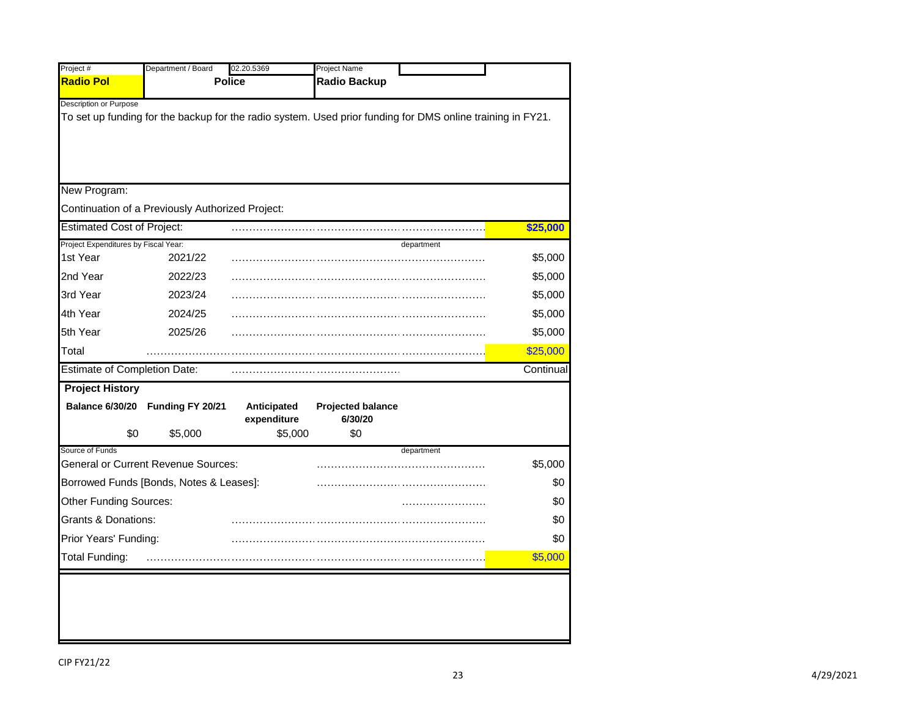| Project # | Department / Board | 02.20.5369 | Project Name |
|---|---|---|---|
| **Radio Pol** | **Police** | | **Radio Backup** |

Description or Purpose

To set up funding for the backup for the radio system. Used prior funding for DMS online training in FY21.

New Program:

Continuation of a Previously Authorized Project:

| | | |
|---|---|---|
| Estimated Cost of Project: | | **$25,000** |
| Project Expenditures by Fiscal Year: | | department |
| 1st Year | 2021/22 | $5,000 |
| 2nd Year | 2022/23 | $5,000 |
| 3rd Year | 2023/24 | $5,000 |
| 4th Year | 2024/25 | $5,000 |
| 5th Year | 2025/26 | $5,000 |
| Total | | $25,000 |
| Estimate of Completion Date: | | Continual |

**Project History**

| Balance 6/30/20 | Funding FY 20/21 | Anticipated expenditure | Projected balance 6/30/20 |
|---|---|---|---|
| $0 | $5,000 | $5,000 | $0 |

| Source of Funds | department |
|---|---|
| General or Current Revenue Sources: | $5,000 |
| Borrowed Funds [Bonds, Notes & Leases]: | $0 |
| Other Funding Sources: | $0 |
| Grants & Donations: | $0 |
| Prior Years' Funding: | $0 |
| Total Funding: | $5,000 |

CIP FY21/22

4/29/2021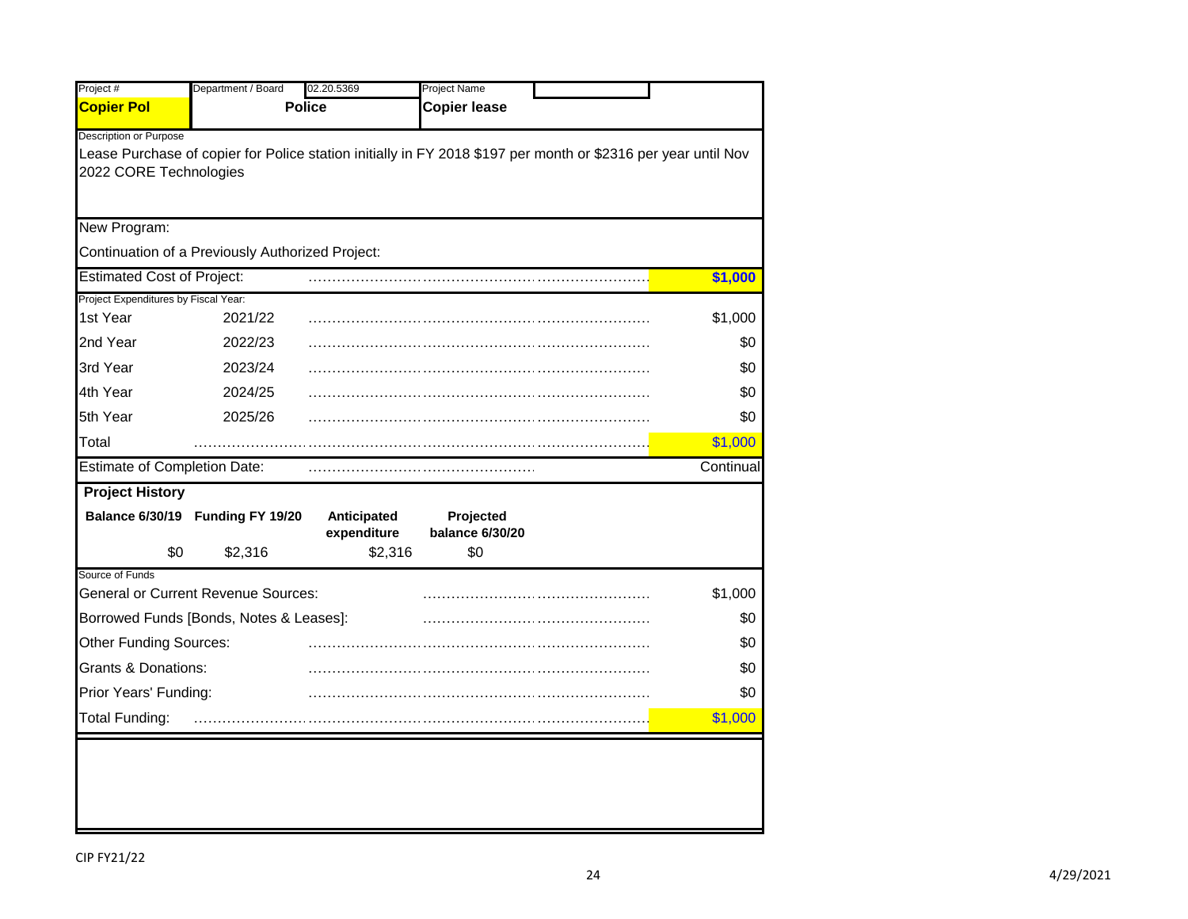| Project # | Department / Board | 02.20.5369 | Project Name |
|---|---|---|---|
| **Copier Pol** | **Police** | | **Copier lease** |

Description or Purpose

Lease Purchase of copier for Police station initially in FY 2018 $197 per month or $2316 per year until Nov 2022 CORE Technologies

New Program:

Continuation of a Previously Authorized Project:

| Estimated Cost of Project: | | **$1,000** |
|---|---|---|

Project Expenditures by Fiscal Year:

| Year | Fiscal Year | Amount |
|---|---|---|
| 1st Year | 2021/22 | $1,000 |
| 2nd Year | 2022/23 | $0 |
| 3rd Year | 2023/24 | $0 |
| 4th Year | 2024/25 | $0 |
| 5th Year | 2025/26 | $0 |
| Total | | $1,000 |

Estimate of Completion Date: Continual

**Project History**

| Balance 6/30/19 | Funding FY 19/20 | Anticipated expenditure | Projected balance 6/30/20 |
|---|---|---|---|
| $0 | $2,316 | $2,316 | $0 |

Source of Funds

| Source | Amount |
|---|---|
| General or Current Revenue Sources: | $1,000 |
| Borrowed Funds [Bonds, Notes & Leases]: | $0 |
| Other Funding Sources: | $0 |
| Grants & Donations: | $0 |
| Prior Years' Funding: | $0 |
| Total Funding: | $1,000 |

CIP FY21/22

4/29/2021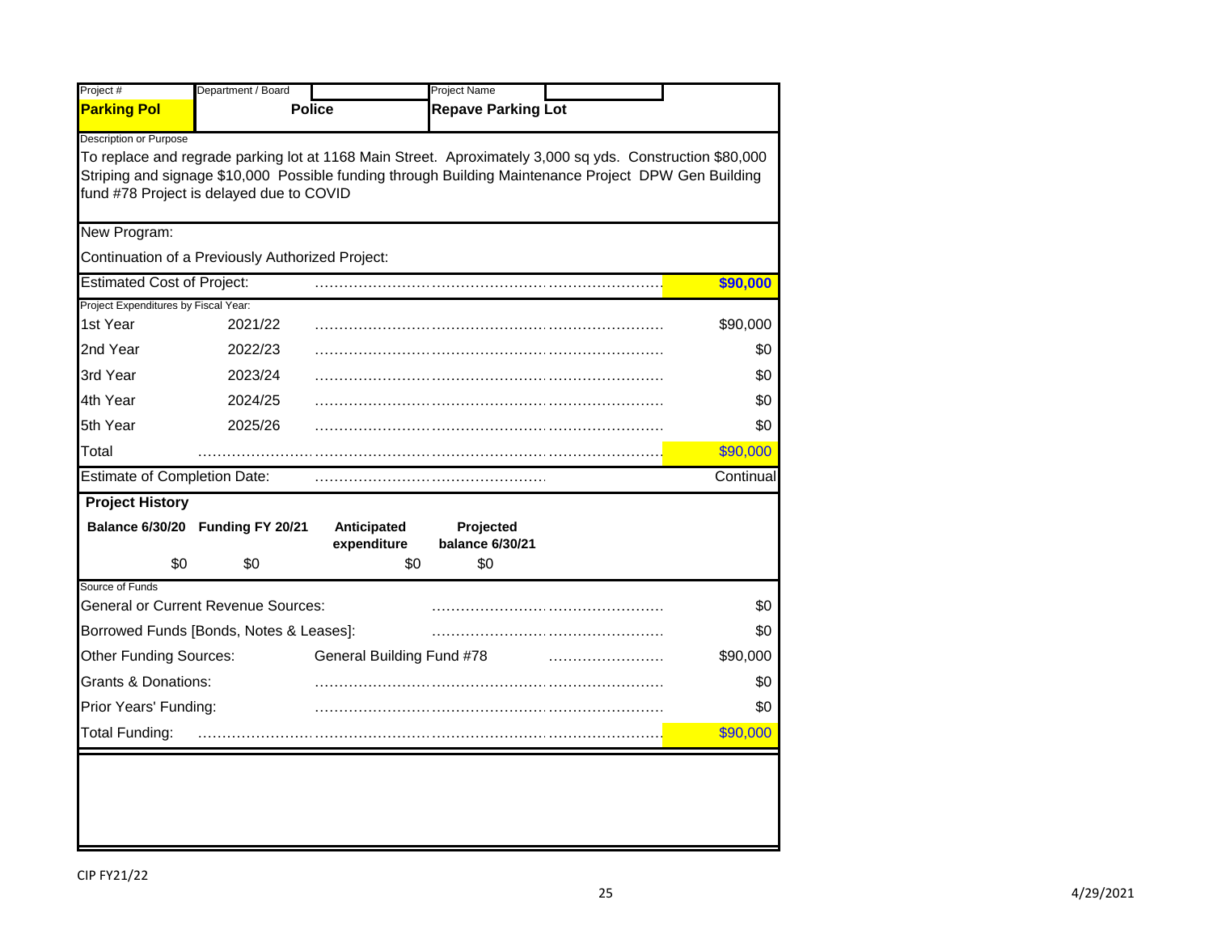| Project # | Department / Board | Project Name |
|---|---|---|
| **Parking Pol** | **Police** | **Repave Parking Lot** |

Description or Purpose

To replace and regrade parking lot at 1168 Main Street. Aproximately 3,000 sq yds. Construction $80,000 Striping and signage $10,000 Possible funding through Building Maintenance Project DPW Gen Building fund #78 Project is delayed due to COVID

New Program:

Continuation of a Previously Authorized Project:

| Estimated Cost of Project: | | **$90,000** |
|---|---|---|
| Project Expenditures by Fiscal Year: | | |
| 1st Year | 2021/22 | $90,000 |
| 2nd Year | 2022/23 | $0 |
| 3rd Year | 2023/24 | $0 |
| 4th Year | 2024/25 | $0 |
| 5th Year | 2025/26 | $0 |
| Total | | $90,000 |
| Estimate of Completion Date: | | Continual |

**Project History**

| Balance 6/30/20 | Funding FY 20/21 | Anticipated expenditure | Projected balance 6/30/21 |
|---|---|---|---|
| $0 | $0 | $0 | $0 |

Source of Funds

| | | |
|---|---|---|
| General or Current Revenue Sources: | | $0 |
| Borrowed Funds [Bonds, Notes & Leases]: | | $0 |
| Other Funding Sources: | General Building Fund #78 | $90,000 |
| Grants & Donations: | | $0 |
| Prior Years' Funding: | | $0 |
| Total Funding: | | $90,000 |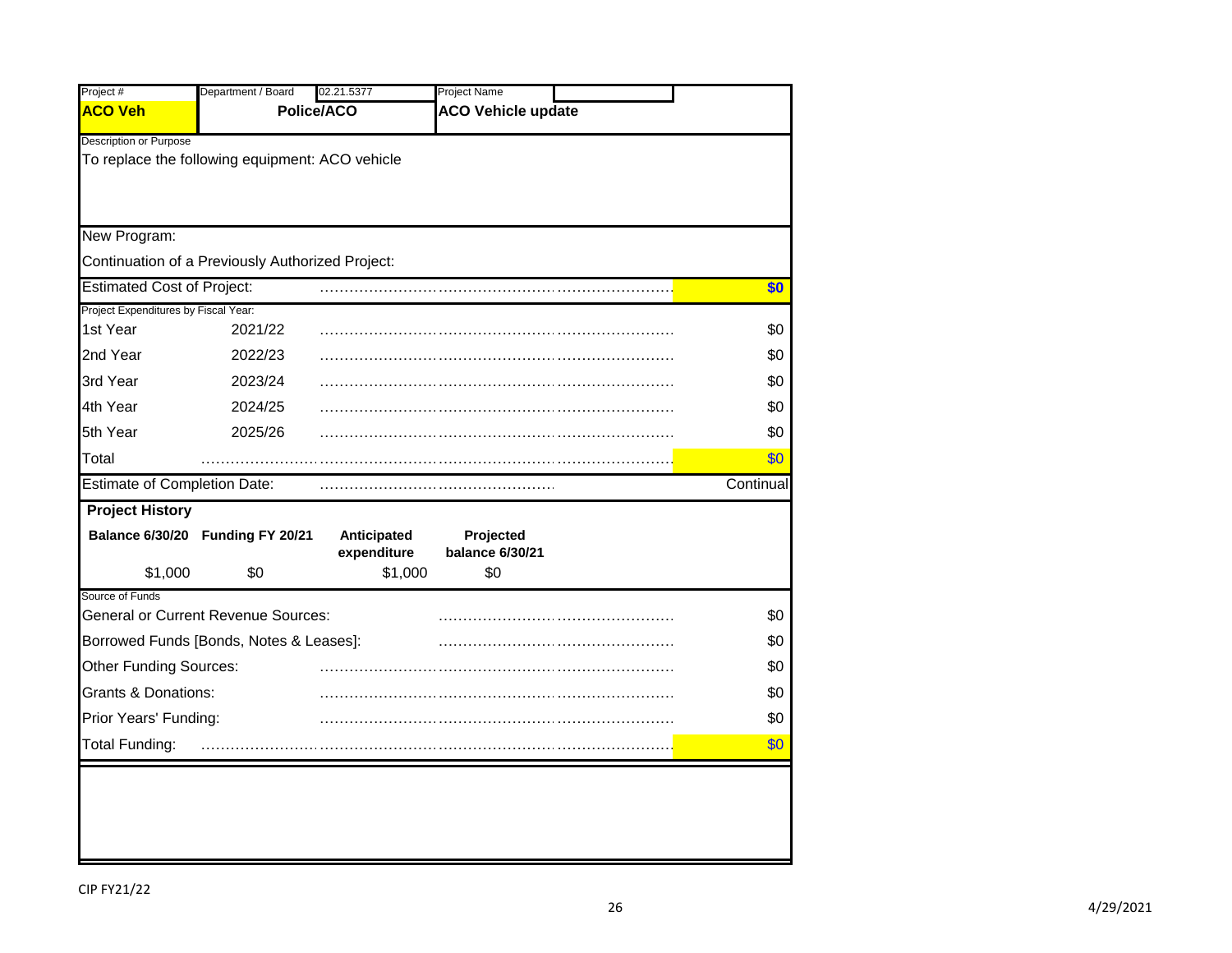| Project # | Department / Board | 02.21.5377 | Project Name |
|---|---|---|---|
| **ACO Veh** | **Police/ACO** | | **ACO Vehicle update** |

Description or Purpose

To replace the following equipment: ACO vehicle

New Program:

Continuation of a Previously Authorized Project:

| | | |
|---|---|---|
| Estimated Cost of Project: | | **$0** |
| Project Expenditures by Fiscal Year: | | |
| 1st Year | 2021/22 | $0 |
| 2nd Year | 2022/23 | $0 |
| 3rd Year | 2023/24 | $0 |
| 4th Year | 2024/25 | $0 |
| 5th Year | 2025/26 | $0 |
| Total | | $0 |
| Estimate of Completion Date: | | Continual |

**Project History**

| Balance 6/30/20 | Funding FY 20/21 | Anticipated expenditure | Projected balance 6/30/21 |
|---|---|---|---|
| $1,000 | $0 | $1,000 | $0 |

Source of Funds

| | |
|---|---|
| General or Current Revenue Sources: | $0 |
| Borrowed Funds [Bonds, Notes & Leases]: | $0 |
| Other Funding Sources: | $0 |
| Grants & Donations: | $0 |
| Prior Years' Funding: | $0 |
| Total Funding: | $0 |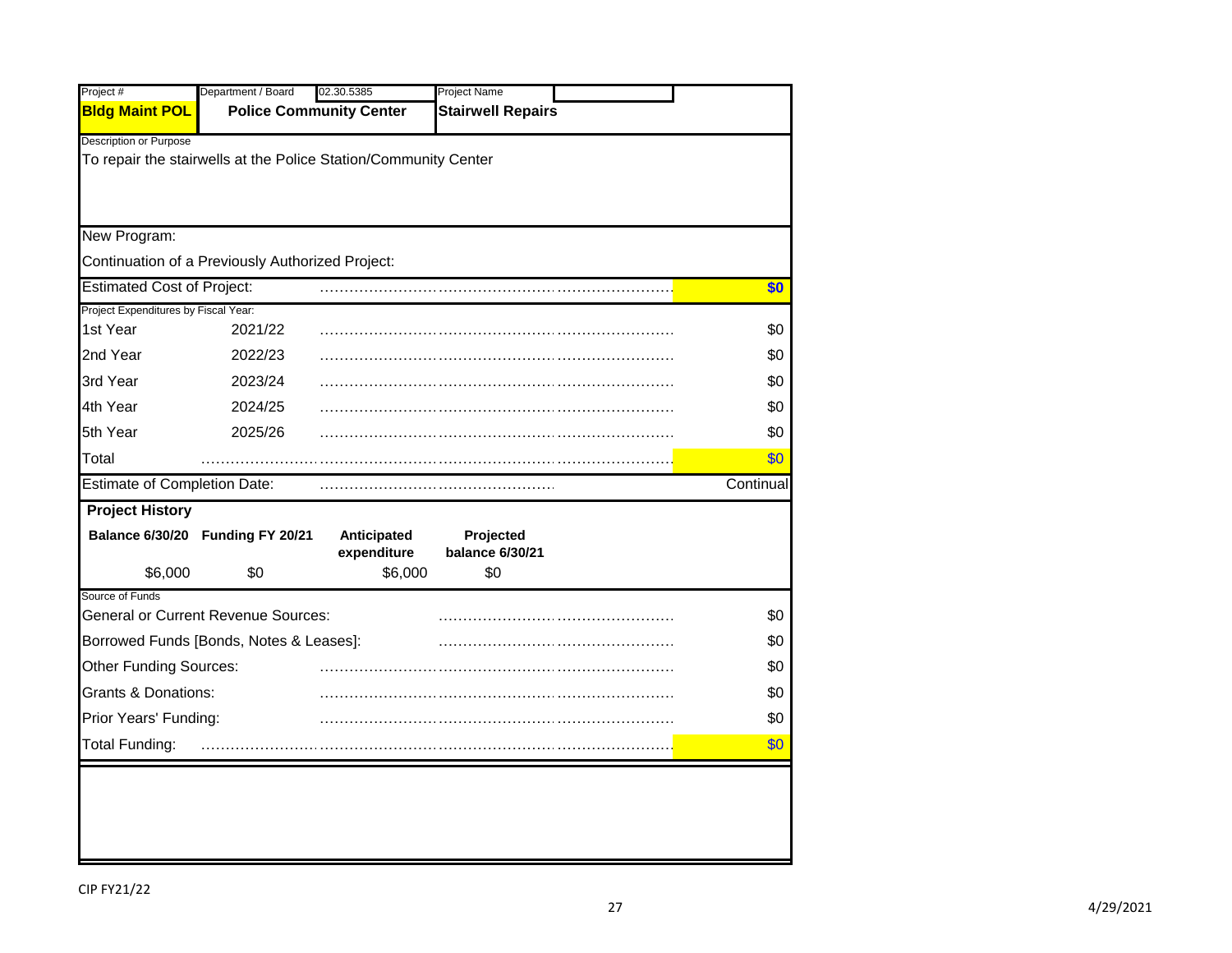| Project # | Department / Board | 02.30.5385 | Project Name |
|---|---|---|---|
| **Bldg Maint POL** | **Police Community Center** | | **Stairwell Repairs** |

Description or Purpose

To repair the stairwells at the Police Station/Community Center

New Program:

Continuation of a Previously Authorized Project:

| Estimated Cost of Project: | **$0** |
|---|---|

Project Expenditures by Fiscal Year:

| Year | Fiscal Year | Amount |
|---|---|---|
| 1st Year | 2021/22 | $0 |
| 2nd Year | 2022/23 | $0 |
| 3rd Year | 2023/24 | $0 |
| 4th Year | 2024/25 | $0 |
| 5th Year | 2025/26 | $0 |
| Total | | $0 |

Estimate of Completion Date: Continual

**Project History**

| Balance 6/30/20 | Funding FY 20/21 | Anticipated expenditure | Projected balance 6/30/21 |
|---|---|---|---|
| $6,000 | $0 | $6,000 | $0 |

Source of Funds

| Source | Amount |
|---|---|
| General or Current Revenue Sources: | $0 |
| Borrowed Funds [Bonds, Notes & Leases]: | $0 |
| Other Funding Sources: | $0 |
| Grants & Donations: | $0 |
| Prior Years' Funding: | $0 |
| Total Funding: | $0 |

CIP FY21/22

4/29/2021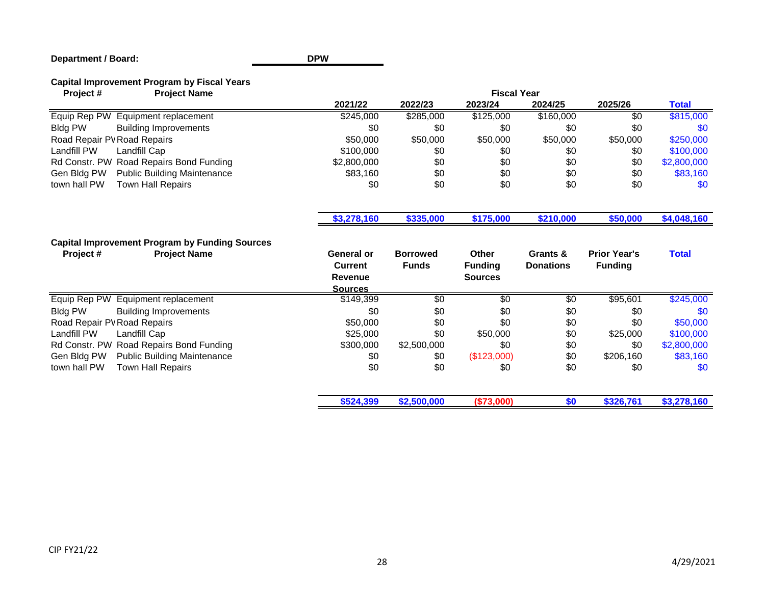**Department / Board:** DPW

### Capital Improvement Program by Fiscal Years

| Project # | Project Name | 2021/22 | 2022/23 | 2023/24 | 2024/25 | 2025/26 | Total |
|---|---|---|---|---|---|---|---|
| | | **Fiscal Year** | | | | | |
| Equip Rep PW | Equipment replacement | $245,000 | $285,000 | $125,000 | $160,000 | $0 | $815,000 |
| Bldg PW | Building Improvements | $0 | $0 | $0 | $0 | $0 | $0 |
| Road Repair PW | Road Repairs | $50,000 | $50,000 | $50,000 | $50,000 | $50,000 | $250,000 |
| Landfill PW | Landfill Cap | $100,000 | $0 | $0 | $0 | $0 | $100,000 |
| Rd Constr. PW | Road Repairs Bond Funding | $2,800,000 | $0 | $0 | $0 | $0 | $2,800,000 |
| Gen Bldg PW | Public Building Maintenance | $83,160 | $0 | $0 | $0 | $0 | $83,160 |
| town hall PW | Town Hall Repairs | $0 | $0 | $0 | $0 | $0 | $0 |
| | | **$3,278,160** | **$335,000** | **$175,000** | **$210,000** | **$50,000** | **$4,048,160** |

### Capital Improvement Program by Funding Sources

| Project # | Project Name | General or Current Revenue Sources | Borrowed Funds | Other Funding Sources | Grants & Donations | Prior Year's Funding | Total |
|---|---|---|---|---|---|---|---|
| Equip Rep PW | Equipment replacement | $149,399 | $0 | $0 | $0 | $95,601 | $245,000 |
| Bldg PW | Building Improvements | $0 | $0 | $0 | $0 | $0 | $0 |
| Road Repair PW | Road Repairs | $50,000 | $0 | $0 | $0 | $0 | $50,000 |
| Landfill PW | Landfill Cap | $25,000 | $0 | $50,000 | $0 | $25,000 | $100,000 |
| Rd Constr. PW | Road Repairs Bond Funding | $300,000 | $2,500,000 | $0 | $0 | $0 | $2,800,000 |
| Gen Bldg PW | Public Building Maintenance | $0 | $0 | ($123,000) | $0 | $206,160 | $83,160 |
| town hall PW | Town Hall Repairs | $0 | $0 | $0 | $0 | $0 | $0 |
| | | **$524,399** | **$2,500,000** | **($73,000)** | **$0** | **$326,761** | **$3,278,160** |

CIP FY21/22

4/29/2021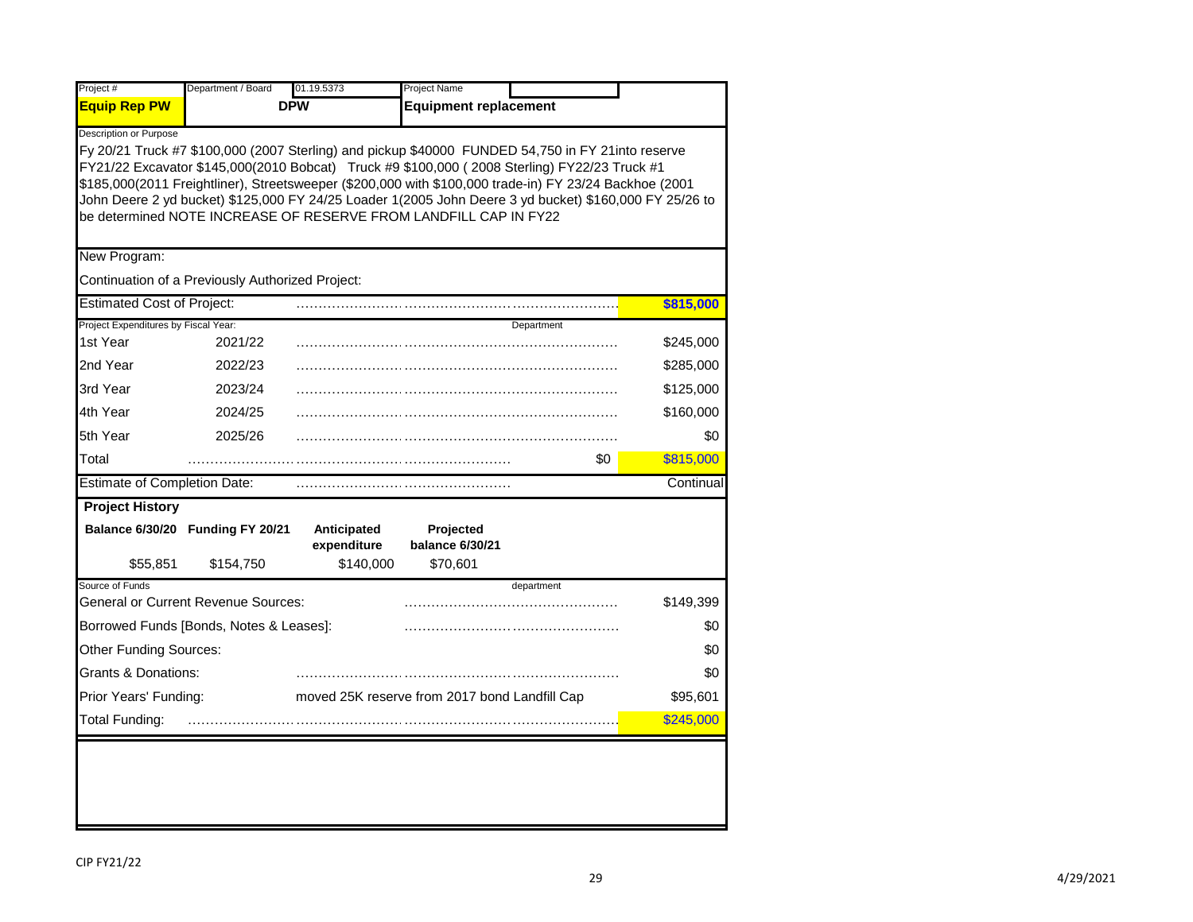| Project # | Department / Board | 01.19.5373 | Project Name |
|---|---|---|---|
| **Equip Rep PW** | **DPW** | | **Equipment replacement** |

Description or Purpose

Fy 20/21 Truck #7 $100,000 (2007 Sterling) and pickup $40000 FUNDED 54,750 in FY 21into reserve FY21/22 Excavator $145,000(2010 Bobcat) Truck #9 $100,000 ( 2008 Sterling) FY22/23 Truck #1 $185,000(2011 Freightliner), Streetsweeper ($200,000 with $100,000 trade-in) FY 23/24 Backhoe (2001 John Deere 2 yd bucket) $125,000 FY 24/25 Loader 1(2005 John Deere 3 yd bucket) $160,000 FY 25/26 to be determined NOTE INCREASE OF RESERVE FROM LANDFILL CAP IN FY22

New Program:

Continuation of a Previously Authorized Project:

| Estimated Cost of Project: | | | **$815,000** |
|---|---|---|---|
| Project Expenditures by Fiscal Year: | | Department | |
| 1st Year | 2021/22 | | $245,000 |
| 2nd Year | 2022/23 | | $285,000 |
| 3rd Year | 2023/24 | | $125,000 |
| 4th Year | 2024/25 | | $160,000 |
| 5th Year | 2025/26 | | $0 |
| Total | | $0 | $815,000 |
| Estimate of Completion Date: | | | Continual |

**Project History**

| Balance 6/30/20 | Funding FY 20/21 | Anticipated expenditure | Projected balance 6/30/21 |
|---|---|---|---|
| $55,851 | $154,750 | $140,000 | $70,601 |

| Source of Funds | | department |
|---|---|---|
| General or Current Revenue Sources: | | $149,399 |
| Borrowed Funds [Bonds, Notes & Leases]: | | $0 |
| Other Funding Sources: | | $0 |
| Grants & Donations: | | $0 |
| Prior Years' Funding: | moved 25K reserve from 2017 bond Landfill Cap | $95,601 |
| Total Funding: | | $245,000 |

CIP FY21/22

4/29/2021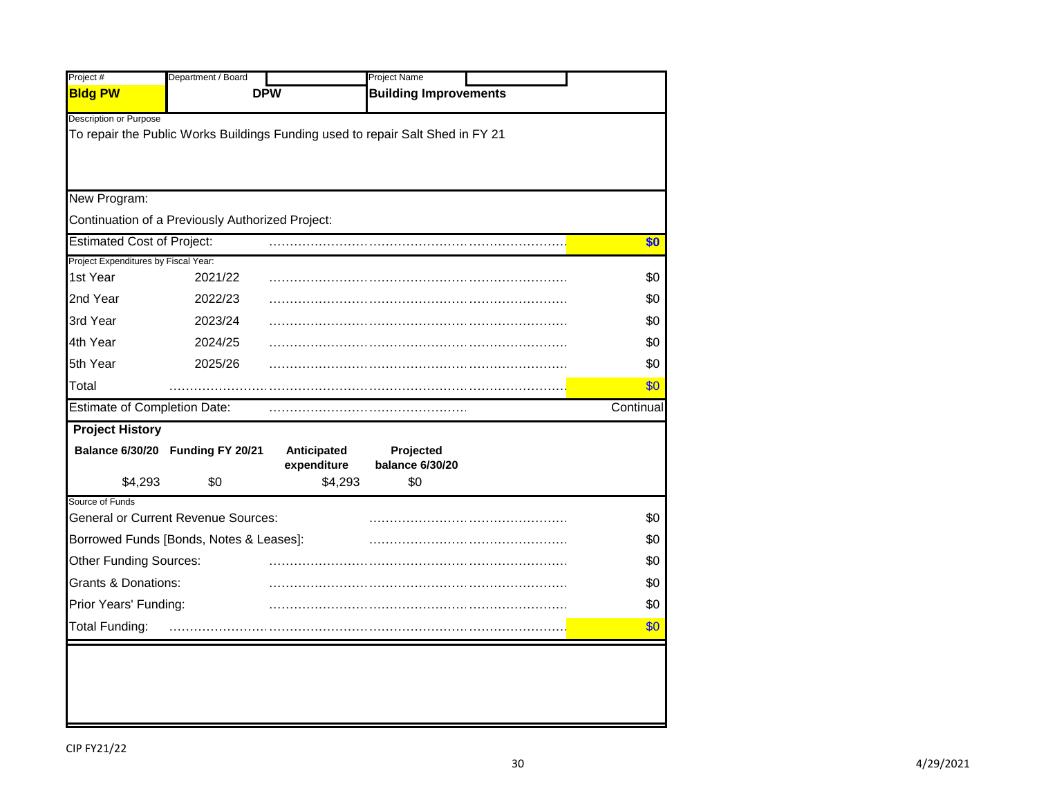| Project # | Department / Board | Project Name |
|---|---|---|
| **Bldg PW** | **DPW** | **Building Improvements** |

Description or Purpose

To repair the Public Works Buildings Funding used to repair Salt Shed in FY 21

New Program:

Continuation of a Previously Authorized Project:

| Estimated Cost of Project: | | **$0** |
|---|---|---|
| Project Expenditures by Fiscal Year: | | |
| 1st Year | 2021/22 | $0 |
| 2nd Year | 2022/23 | $0 |
| 3rd Year | 2023/24 | $0 |
| 4th Year | 2024/25 | $0 |
| 5th Year | 2025/26 | $0 |
| Total | | $0 |
| Estimate of Completion Date: | | Continual |

**Project History**

| Balance 6/30/20 | Funding FY 20/21 | Anticipated expenditure | Projected balance 6/30/20 |
|---|---|---|---|
| $4,293 | $0 | $4,293 | $0 |

Source of Funds

| Source | Amount |
|---|---|
| General or Current Revenue Sources: | $0 |
| Borrowed Funds [Bonds, Notes & Leases]: | $0 |
| Other Funding Sources: | $0 |
| Grants & Donations: | $0 |
| Prior Years' Funding: | $0 |
| Total Funding: | $0 |

CIP FY21/22

4/29/2021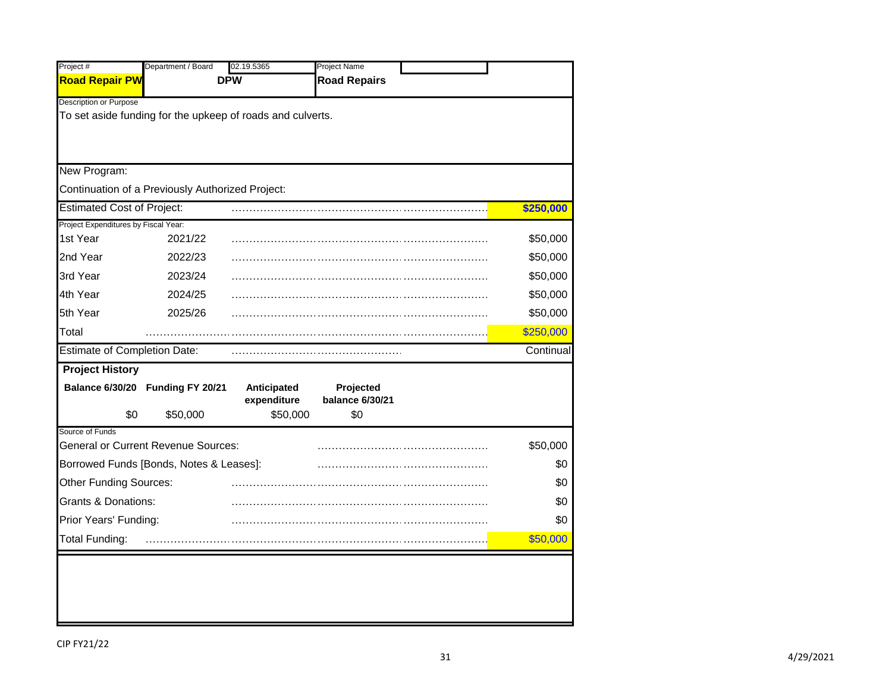| Project # | Department / Board | 02.19.5365 | Project Name | |
|---|---|---|---|---|
| **Road Repair PW** | **DPW** | | **Road Repairs** | |

Description or Purpose

To set aside funding for the upkeep of roads and culverts.

New Program:

Continuation of a Previously Authorized Project:

| Estimated Cost of Project: | | **$250,000** |
|---|---|---|

Project Expenditures by Fiscal Year:

| Year | Fiscal Year | Amount |
|---|---|---|
| 1st Year | 2021/22 | $50,000 |
| 2nd Year | 2022/23 | $50,000 |
| 3rd Year | 2023/24 | $50,000 |
| 4th Year | 2024/25 | $50,000 |
| 5th Year | 2025/26 | $50,000 |
| Total | | $250,000 |

| Estimate of Completion Date: | Continual |
|---|---|

**Project History**

| Balance 6/30/20 | Funding FY 20/21 | Anticipated expenditure | Projected balance 6/30/21 |
|---|---|---|---|
| $0 | $50,000 | $50,000 | $0 |

Source of Funds

| Source | Amount |
|---|---|
| General or Current Revenue Sources: | $50,000 |
| Borrowed Funds [Bonds, Notes & Leases]: | $0 |
| Other Funding Sources: | $0 |
| Grants & Donations: | $0 |
| Prior Years' Funding: | $0 |
| Total Funding: | $50,000 |

CIP FY21/22

4/29/2021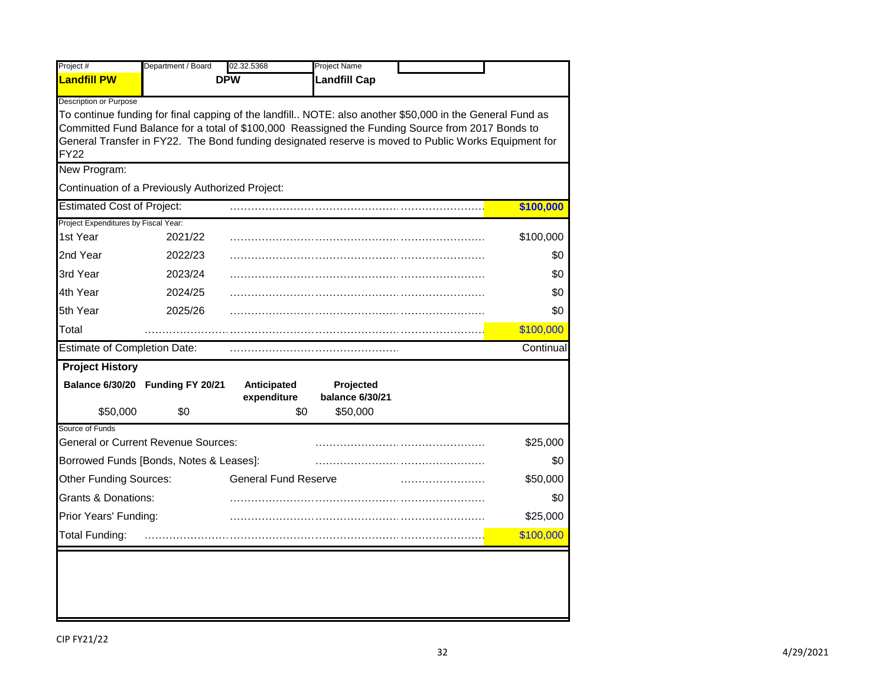| Project # | Department / Board | 02.32.5368 | Project Name | |
|---|---|---|---|---|
| **Landfill PW** | **DPW** | | **Landfill Cap** | |

Description or Purpose

To continue funding for final capping of the landfill.. NOTE: also another $50,000 in the General Fund as Committed Fund Balance for a total of $100,000 Reassigned the Funding Source from 2017 Bonds to General Transfer in FY22. The Bond funding designated reserve is moved to Public Works Equipment for FY22

New Program:

Continuation of a Previously Authorized Project:

| Estimated Cost of Project: | | **$100,000** |
|---|---|---|

Project Expenditures by Fiscal Year:

| Year | Fiscal Year | Amount |
|---|---|---|
| 1st Year | 2021/22 | $100,000 |
| 2nd Year | 2022/23 | $0 |
| 3rd Year | 2023/24 | $0 |
| 4th Year | 2024/25 | $0 |
| 5th Year | 2025/26 | $0 |
| Total | | $100,000 |

Estimate of Completion Date: Continual

**Project History**

| Balance 6/30/20 | Funding FY 20/21 | Anticipated expenditure | Projected balance 6/30/21 |
|---|---|---|---|
| $50,000 | $0 | $0 | $50,000 |

Source of Funds

| Source | | Amount |
|---|---|---|
| General or Current Revenue Sources: | | $25,000 |
| Borrowed Funds [Bonds, Notes & Leases]: | | $0 |
| Other Funding Sources: | General Fund Reserve | $50,000 |
| Grants & Donations: | | $0 |
| Prior Years' Funding: | | $25,000 |
| Total Funding: | | $100,000 |

CIP FY21/22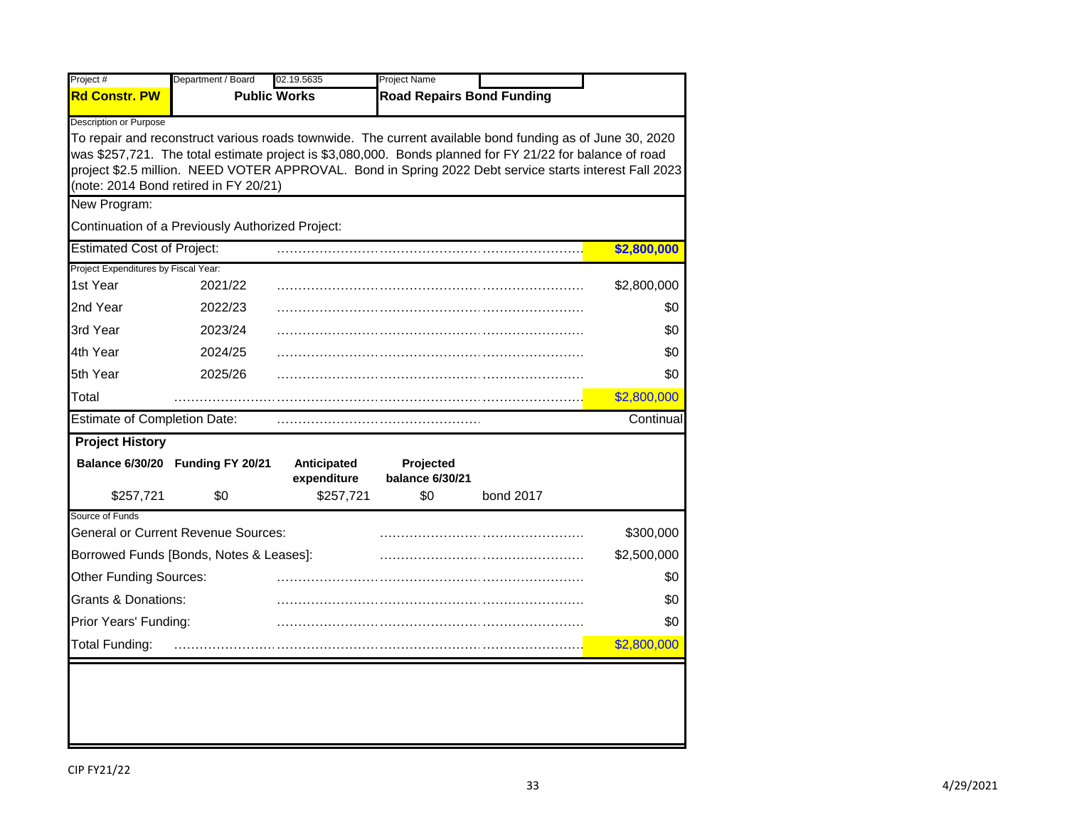| Project # | Department / Board | 02.19.5635 | Project Name |
|---|---|---|---|
| **Rd Constr. PW** | **Public Works** | | **Road Repairs Bond Funding** |

Description or Purpose

To repair and reconstruct various roads townwide. The current available bond funding as of June 30, 2020 was $257,721. The total estimate project is $3,080,000. Bonds planned for FY 21/22 for balance of road project $2.5 million. NEED VOTER APPROVAL. Bond in Spring 2022 Debt service starts interest Fall 2023 (note: 2014 Bond retired in FY 20/21)

New Program:

Continuation of a Previously Authorized Project:

| Estimated Cost of Project: | | **$2,800,000** |
|---|---|---|
| **Project Expenditures by Fiscal Year:** | | |
| 1st Year | 2021/22 | $2,800,000 |
| 2nd Year | 2022/23 | $0 |
| 3rd Year | 2023/24 | $0 |
| 4th Year | 2024/25 | $0 |
| 5th Year | 2025/26 | $0 |
| Total | | $2,800,000 |
| Estimate of Completion Date: | | Continual |

**Project History**

| Balance 6/30/20 | Funding FY 20/21 | Anticipated expenditure | Projected balance 6/30/21 | |
|---|---|---|---|---|
| $257,721 | $0 | $257,721 | $0 | bond 2017 |

Source of Funds

| Source | Amount |
|---|---|
| General or Current Revenue Sources: | $300,000 |
| Borrowed Funds [Bonds, Notes & Leases]: | $2,500,000 |
| Other Funding Sources: | $0 |
| Grants & Donations: | $0 |
| Prior Years' Funding: | $0 |
| Total Funding: | $2,800,000 |

CIP FY21/22

4/29/2021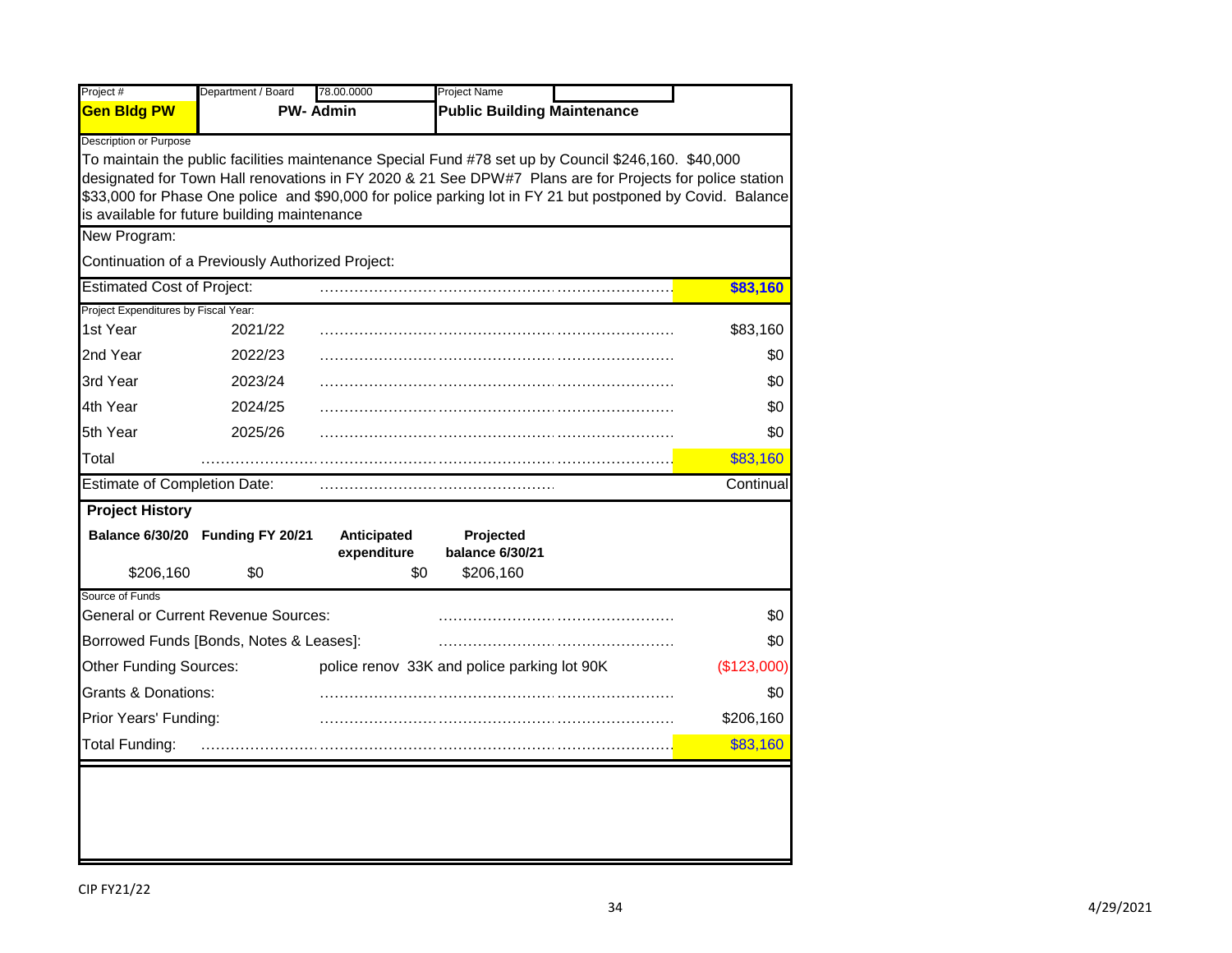| Project # | Department / Board | 78.00.0000 | Project Name |
|---|---|---|---|
| **Gen Bldg PW** | **PW- Admin** | | **Public Building Maintenance** |

Description or Purpose

To maintain the public facilities maintenance Special Fund #78 set up by Council $246,160. $40,000 designated for Town Hall renovations in FY 2020 & 21 See DPW#7 Plans are for Projects for police station $33,000 for Phase One police and $90,000 for police parking lot in FY 21 but postponed by Covid. Balance is available for future building maintenance

New Program:

Continuation of a Previously Authorized Project:

| | | |
|---|---|---|
| Estimated Cost of Project: | | **$83,160** |

Project Expenditures by Fiscal Year:

| Year | Fiscal Year | Amount |
|---|---|---|
| 1st Year | 2021/22 | $83,160 |
| 2nd Year | 2022/23 | $0 |
| 3rd Year | 2023/24 | $0 |
| 4th Year | 2024/25 | $0 |
| 5th Year | 2025/26 | $0 |
| Total | | $83,160 |

| | |
|---|---|
| Estimate of Completion Date: | Continual |

**Project History**

| Balance 6/30/20 | Funding FY 20/21 | Anticipated expenditure | Projected balance 6/30/21 |
|---|---|---|---|
| $206,160 | $0 | $0 | $206,160 |

Source of Funds

| Source | | Amount |
|---|---|---|
| General or Current Revenue Sources: | | $0 |
| Borrowed Funds [Bonds, Notes & Leases]: | | $0 |
| Other Funding Sources: | police renov 33K and police parking lot 90K | ($123,000) |
| Grants & Donations: | | $0 |
| Prior Years' Funding: | | $206,160 |
| Total Funding: | | $83,160 |

CIP FY21/22

4/29/2021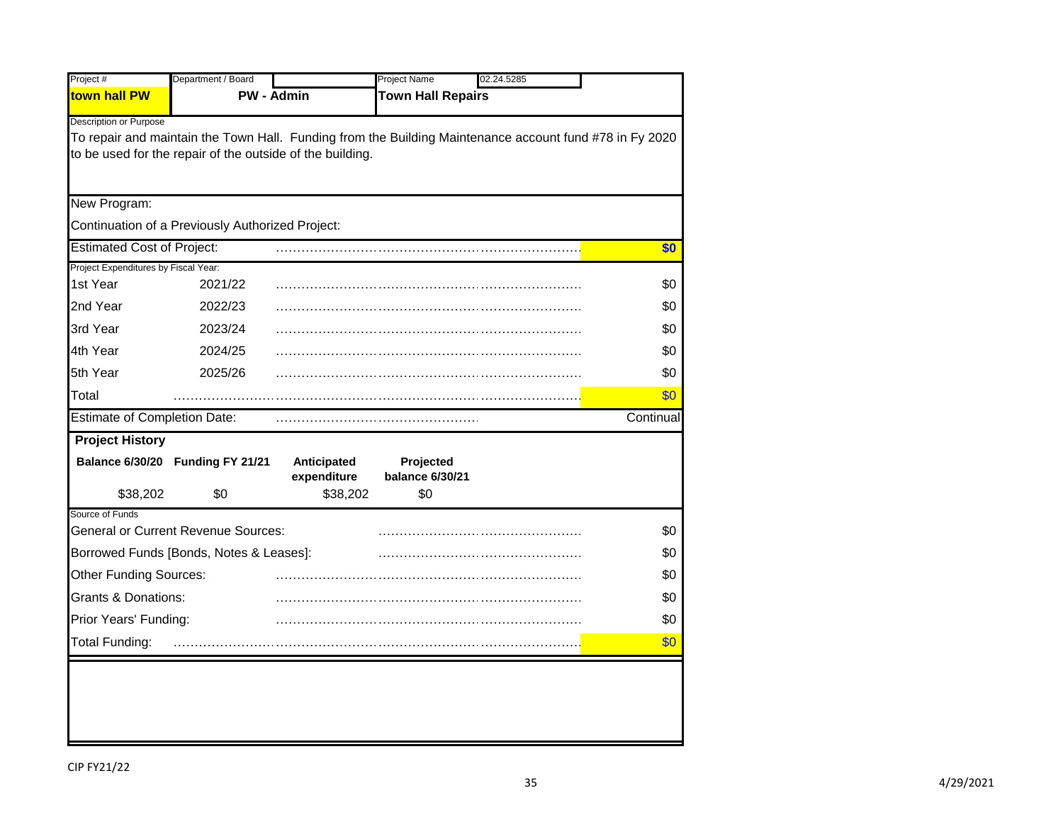| Project # | Department / Board | | Project Name | 02.24.5285 |
|---|---|---|---|---|
| **town hall PW** | **PW - Admin** | | **Town Hall Repairs** | |

Description or Purpose

To repair and maintain the Town Hall. Funding from the Building Maintenance account fund #78 in Fy 2020 to be used for the repair of the outside of the building.

New Program:

Continuation of a Previously Authorized Project:

| Estimated Cost of Project: | | **$0** |
|---|---|---|
| **Project Expenditures by Fiscal Year:** | | |
| 1st Year | 2021/22 | $0 |
| 2nd Year | 2022/23 | $0 |
| 3rd Year | 2023/24 | $0 |
| 4th Year | 2024/25 | $0 |
| 5th Year | 2025/26 | $0 |
| Total | | $0 |
| Estimate of Completion Date: | | Continual |

**Project History**

| Balance 6/30/20 | Funding FY 21/21 | Anticipated expenditure | Projected balance 6/30/21 |
|---|---|---|---|
| $38,202 | $0 | $38,202 | $0 |

Source of Funds

| Source | Amount |
|---|---|
| General or Current Revenue Sources: | $0 |
| Borrowed Funds [Bonds, Notes & Leases]: | $0 |
| Other Funding Sources: | $0 |
| Grants & Donations: | $0 |
| Prior Years' Funding: | $0 |
| Total Funding: | $0 |

CIP FY21/22

4/29/2021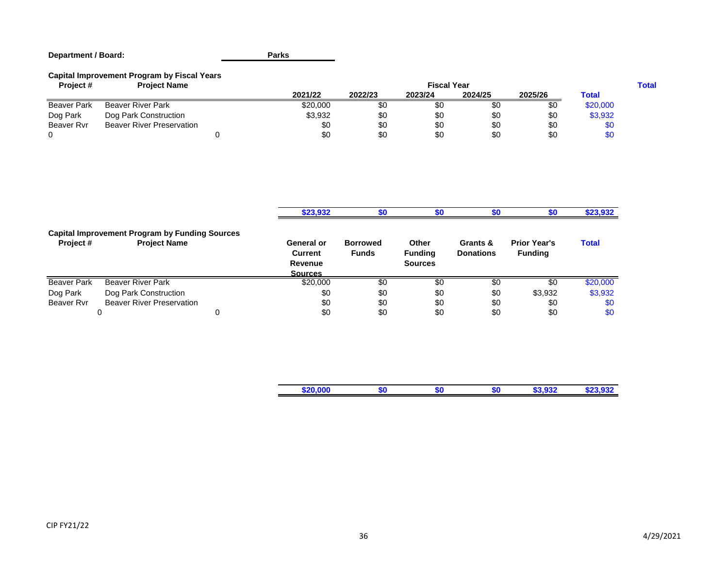**Department / Board:** Parks

**Capital Improvement Program by Fiscal Years**

| Project # | Project Name | 2021/22 | 2022/23 | 2023/24 | 2024/25 | 2025/26 | Total |
|---|---|---|---|---|---|---|---|
| | | Fiscal Year | | | | | Total |
| Beaver Park | Beaver River Park | $20,000 | $0 | $0 | $0 | $0 | $20,000 |
| Dog Park | Dog Park Construction | $3,932 | $0 | $0 | $0 | $0 | $3,932 |
| Beaver Rvr | Beaver River Preservation | $0 | $0 | $0 | $0 | $0 | $0 |
| 0 | 0 | $0 | $0 | $0 | $0 | $0 | $0 |
| | | **$23,932** | **$0** | **$0** | **$0** | **$0** | **$23,932** |

**Capital Improvement Program by Funding Sources**

| Project # | Project Name | General or Current Revenue Sources | Borrowed Funds | Other Funding Sources | Grants & Donations | Prior Year's Funding | Total |
|---|---|---|---|---|---|---|---|
| Beaver Park | Beaver River Park | $20,000 | $0 | $0 | $0 | $0 | $20,000 |
| Dog Park | Dog Park Construction | $0 | $0 | $0 | $0 | $3,932 | $3,932 |
| Beaver Rvr | Beaver River Preservation | $0 | $0 | $0 | $0 | $0 | $0 |
| 0 | 0 | $0 | $0 | $0 | $0 | $0 | $0 |
| | | **$20,000** | **$0** | **$0** | **$0** | **$3,932** | **$23,932** |

CIP FY21/22

4/29/2021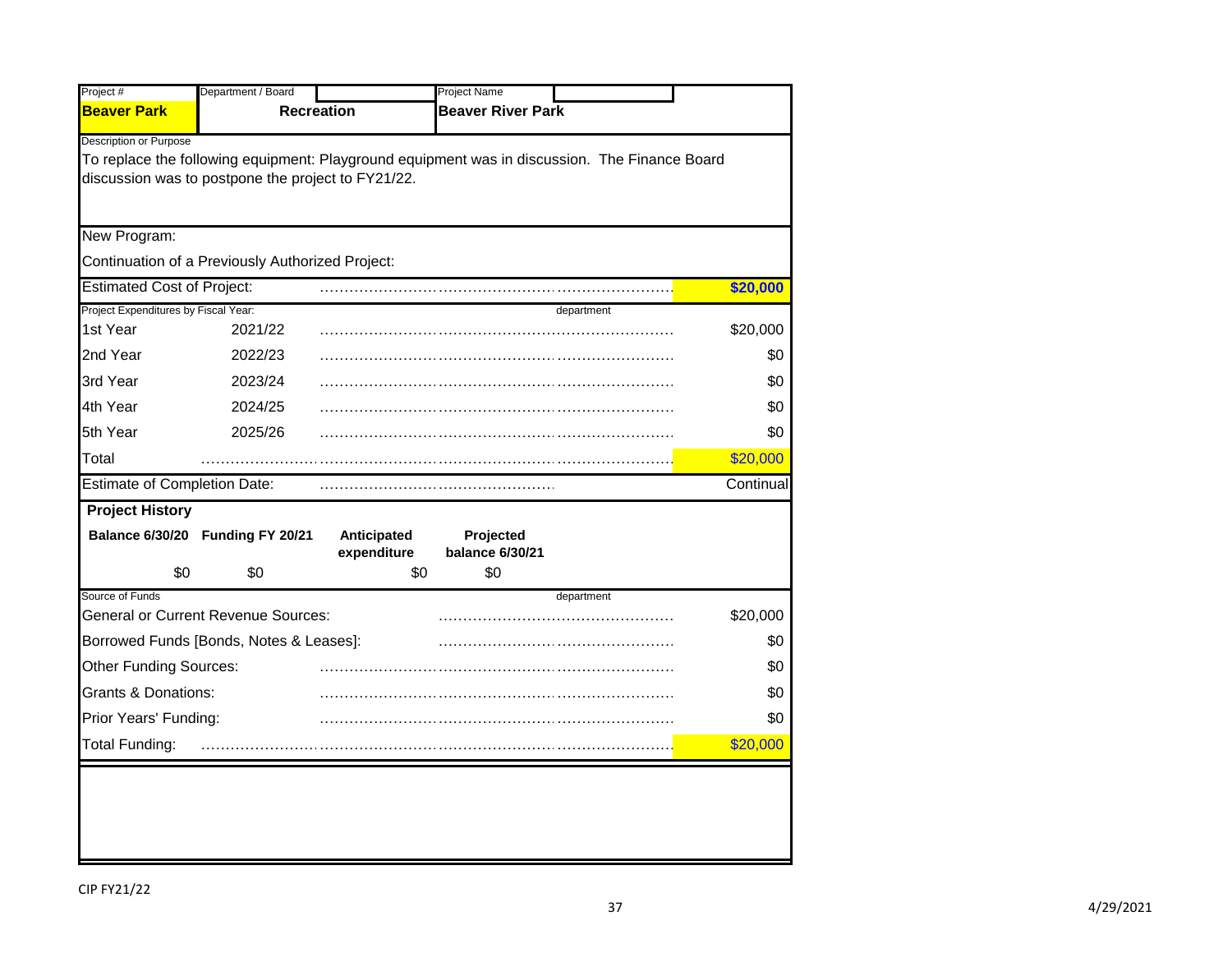| Project # | Department / Board | Project Name |
|---|---|---|
| **Beaver Park** | **Recreation** | **Beaver River Park** |

Description or Purpose

To replace the following equipment: Playground equipment was in discussion. The Finance Board discussion was to postpone the project to FY21/22.

New Program:

Continuation of a Previously Authorized Project:

| Estimated Cost of Project: | | **$20,000** |
|---|---|---|

Project Expenditures by Fiscal Year: department

| | | |
|---|---|---|
| 1st Year | 2021/22 | $20,000 |
| 2nd Year | 2022/23 | $0 |
| 3rd Year | 2023/24 | $0 |
| 4th Year | 2024/25 | $0 |
| 5th Year | 2025/26 | $0 |
| Total | | $20,000 |

Estimate of Completion Date: Continual

**Project History**

| **Balance 6/30/20** | **Funding FY 20/21** | **Anticipated expenditure** | **Projected balance 6/30/21** |
|---|---|---|---|
| $0 | $0 | $0 | $0 |

Source of Funds department

| | |
|---|---|
| General or Current Revenue Sources: | $20,000 |
| Borrowed Funds [Bonds, Notes & Leases]: | $0 |
| Other Funding Sources: | $0 |
| Grants & Donations: | $0 |
| Prior Years' Funding: | $0 |
| Total Funding: | $20,000 |

CIP FY21/22

4/29/2021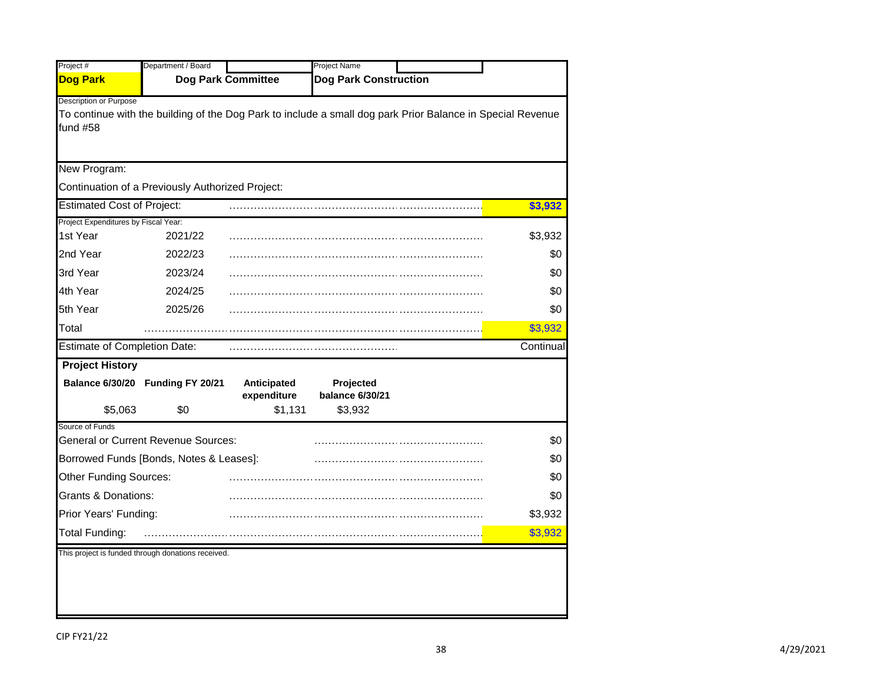| Project # | Department / Board | Project Name |
|---|---|---|
| **Dog Park** | **Dog Park Committee** | **Dog Park Construction** |

Description or Purpose

To continue with the building of the Dog Park to include a small dog park Prior Balance in Special Revenue fund #58

New Program:

Continuation of a Previously Authorized Project:

| Estimated Cost of Project: | | **$3,932** |
|---|---|---|

Project Expenditures by Fiscal Year:

| Year | Fiscal Year | Amount |
|---|---|---|
| 1st Year | 2021/22 | $3,932 |
| 2nd Year | 2022/23 | $0 |
| 3rd Year | 2023/24 | $0 |
| 4th Year | 2024/25 | $0 |
| 5th Year | 2025/26 | $0 |
| Total | | $3,932 |

Estimate of Completion Date: Continual

**Project History**

| Balance 6/30/20 | Funding FY 20/21 | Anticipated expenditure | Projected balance 6/30/21 |
|---|---|---|---|
| $5,063 | $0 | $1,131 | $3,932 |

Source of Funds

| Source | Amount |
|---|---|
| General or Current Revenue Sources: | $0 |
| Borrowed Funds [Bonds, Notes & Leases]: | $0 |
| Other Funding Sources: | $0 |
| Grants & Donations: | $0 |
| Prior Years' Funding: | $3,932 |
| Total Funding: | $3,932 |

This project is funded through donations received.

CIP FY21/22

4/29/2021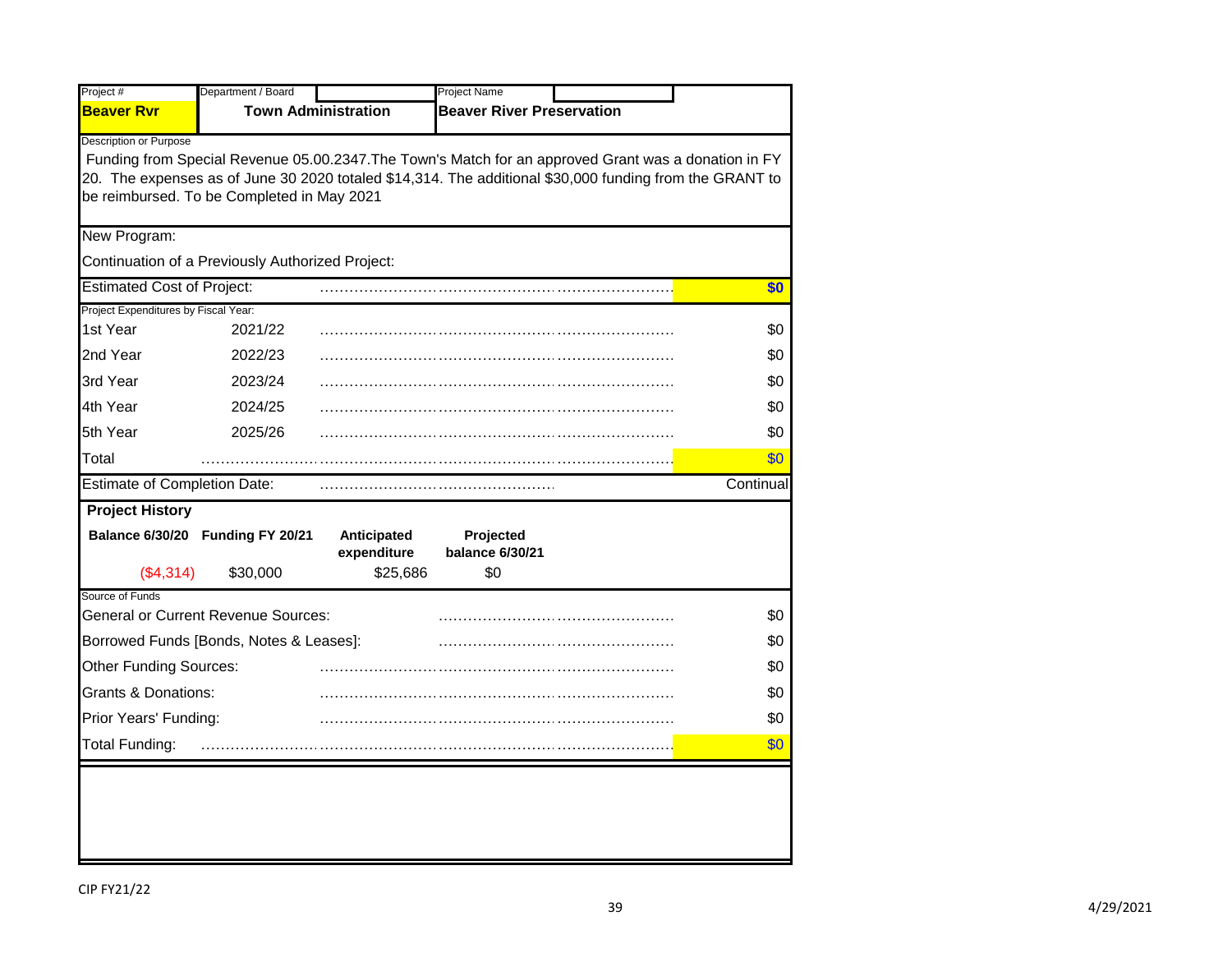| Project # | Department / Board | Project Name |
|---|---|---|
| **Beaver Rvr** | **Town Administration** | **Beaver River Preservation** |

Description or Purpose

Funding from Special Revenue 05.00.2347.The Town's Match for an approved Grant was a donation in FY 20. The expenses as of June 30 2020 totaled $14,314. The additional $30,000 funding from the GRANT to be reimbursed. To be Completed in May 2021

New Program:

Continuation of a Previously Authorized Project:

| Estimated Cost of Project: | | **$0** |
|---|---|---|
| **Project Expenditures by Fiscal Year:** | | |
| 1st Year | 2021/22 | $0 |
| 2nd Year | 2022/23 | $0 |
| 3rd Year | 2023/24 | $0 |
| 4th Year | 2024/25 | $0 |
| 5th Year | 2025/26 | $0 |
| Total | | $0 |
| Estimate of Completion Date: | | Continual |

**Project History**

| Balance 6/30/20 | Funding FY 20/21 | Anticipated expenditure | Projected balance 6/30/21 |
|---|---|---|---|
| ($4,314) | $30,000 | $25,686 | $0 |

| Source of Funds | |
|---|---|
| General or Current Revenue Sources: | $0 |
| Borrowed Funds [Bonds, Notes & Leases]: | $0 |
| Other Funding Sources: | $0 |
| Grants & Donations: | $0 |
| Prior Years' Funding: | $0 |
| Total Funding: | $0 |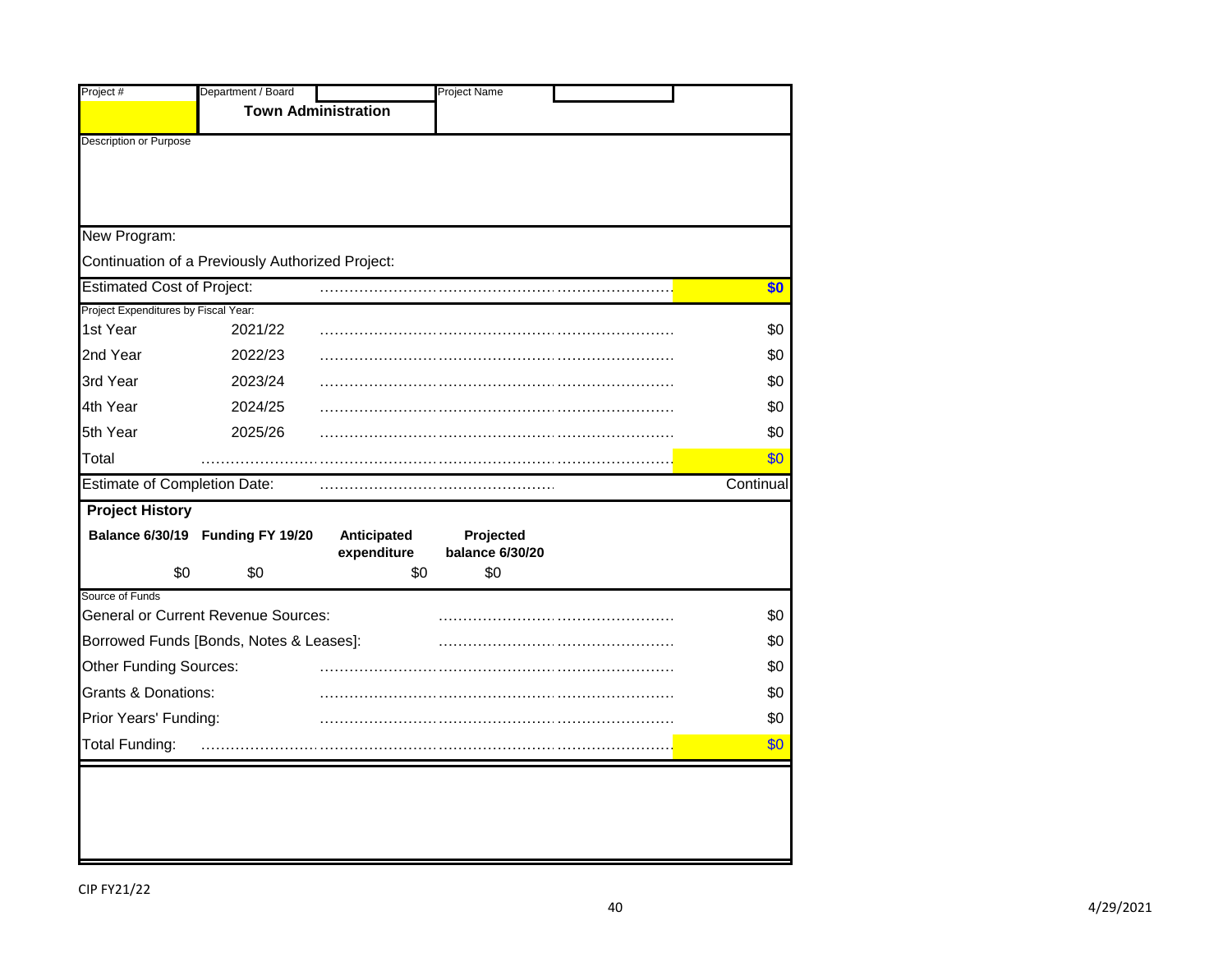| Project # | Department / Board | Project Name |
| --- | --- | --- |
| | **Town Administration** | |

Description or Purpose

New Program:

Continuation of a Previously Authorized Project:

| | | |
| --- | --- | --- |
| Estimated Cost of Project: | | **$0** |
| Project Expenditures by Fiscal Year: | | |
| 1st Year | 2021/22 | $0 |
| 2nd Year | 2022/23 | $0 |
| 3rd Year | 2023/24 | $0 |
| 4th Year | 2024/25 | $0 |
| 5th Year | 2025/26 | $0 |
| Total | | $0 |
| Estimate of Completion Date: | | Continual |

**Project History**

| Balance 6/30/19 | Funding FY 19/20 | Anticipated expenditure | Projected balance 6/30/20 |
| --- | --- | --- | --- |
| $0 | $0 | $0 | $0 |

Source of Funds

| | |
| --- | --- |
| General or Current Revenue Sources: | $0 |
| Borrowed Funds [Bonds, Notes & Leases]: | $0 |
| Other Funding Sources: | $0 |
| Grants & Donations: | $0 |
| Prior Years' Funding: | $0 |
| Total Funding: | $0 |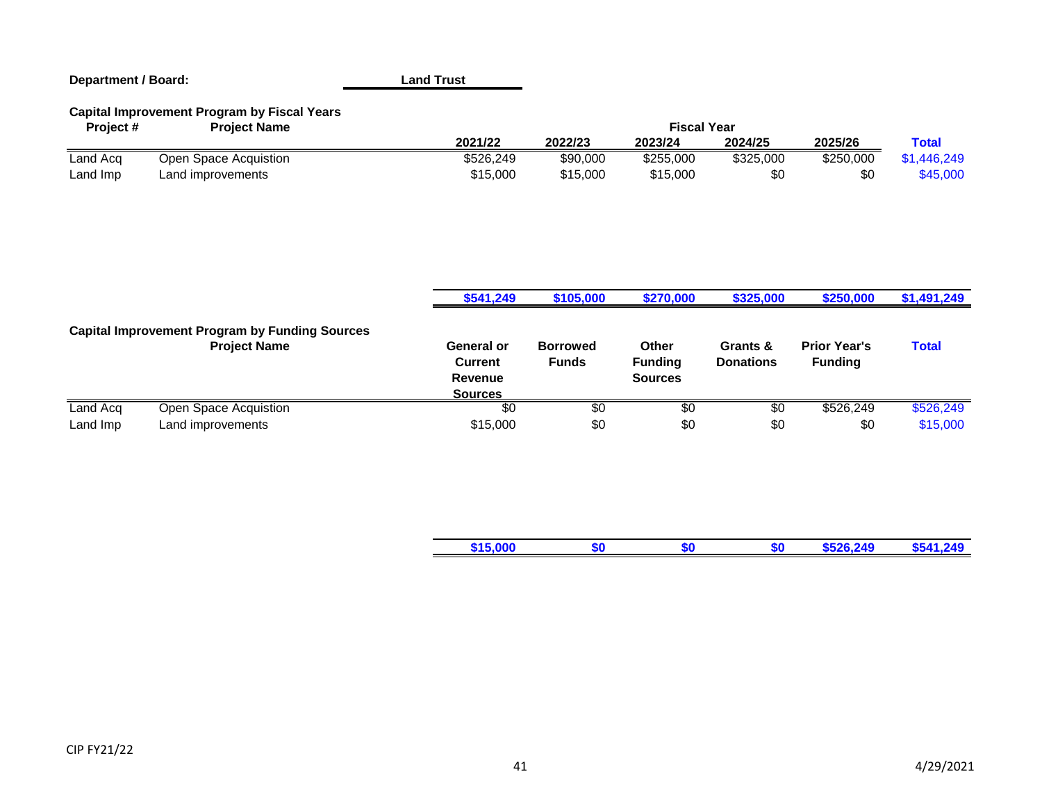**Department / Board:** **Land Trust**

### Capital Improvement Program by Fiscal Years

| Project # | Project Name | 2021/22 | 2022/23 | 2023/24 | 2024/25 | 2025/26 | Total |
|---|---|---|---|---|---|---|---|
| Land Acq | Open Space Acquistion | $526,249 | $90,000 | $255,000 | $325,000 | $250,000 | $1,446,249 |
| Land Imp | Land improvements | $15,000 | $15,000 | $15,000 | $0 | $0 | $45,000 |
| | | **$541,249** | **$105,000** | **$270,000** | **$325,000** | **$250,000** | **$1,491,249** |

### Capital Improvement Program by Funding Sources

| | Project Name | General or Current Revenue Sources | Borrowed Funds | Other Funding Sources | Grants & Donations | Prior Year's Funding | Total |
|---|---|---|---|---|---|---|---|
| Land Acq | Open Space Acquistion | $0 | $0 | $0 | $0 | $526,249 | $526,249 |
| Land Imp | Land improvements | $15,000 | $0 | $0 | $0 | $0 | $15,000 |
| | | **$15,000** | **$0** | **$0** | **$0** | **$526,249** | **$541,249** |

CIP FY21/22

4/29/2021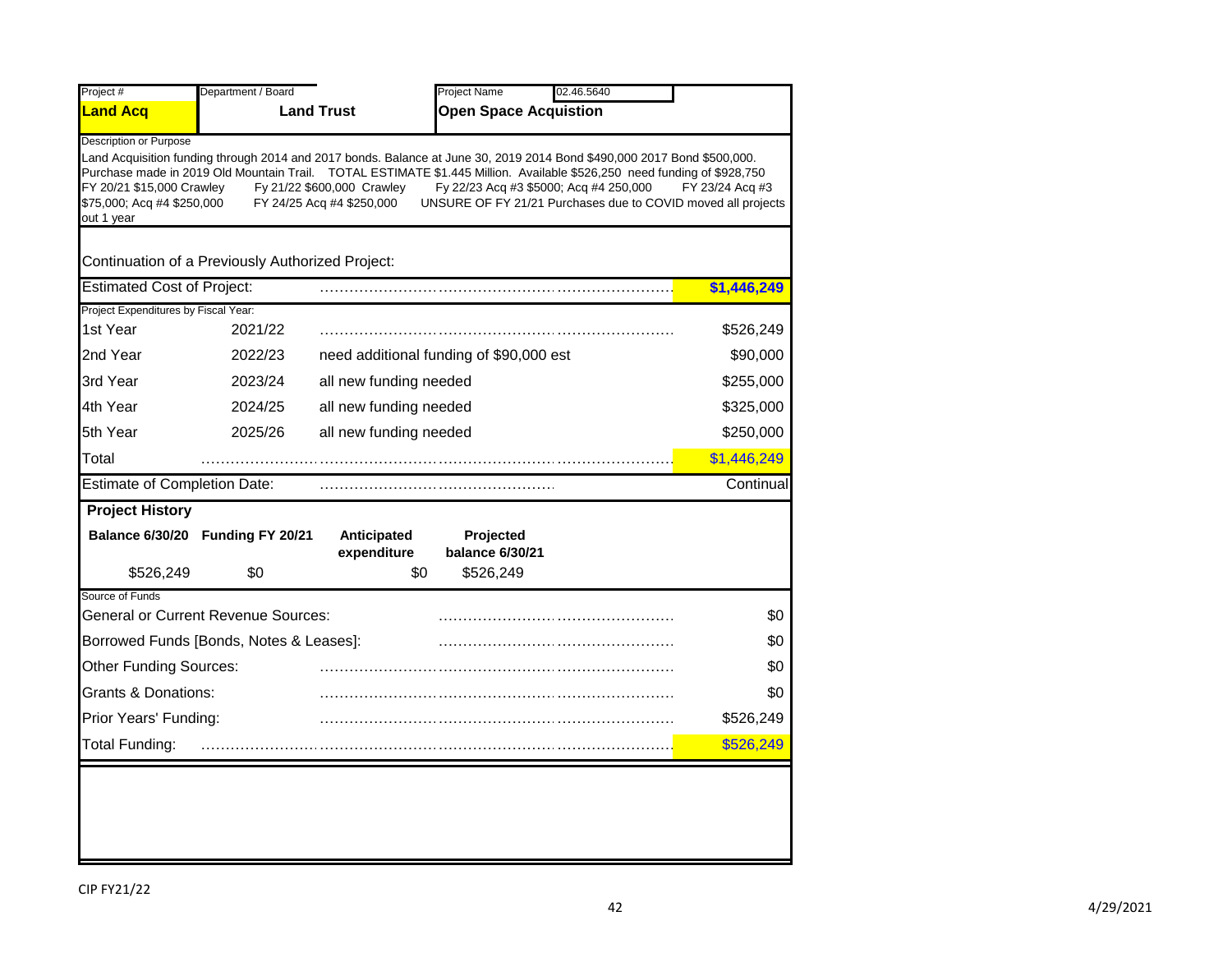| Project # | Department / Board | Project Name | 02.46.5640 |
|---|---|---|---|
| **Land Acq** | **Land Trust** | **Open Space Acquistion** | |

Description or Purpose

Land Acquisition funding through 2014 and 2017 bonds. Balance at June 30, 2019 2014 Bond $490,000 2017 Bond $500,000. Purchase made in 2019 Old Mountain Trail. TOTAL ESTIMATE $1.445 Million. Available $526,250 need funding of $928,750 FY 20/21 $15,000 Crawley Fy 21/22 $600,000 Crawley Fy 22/23 Acq #3 $5000; Acq #4 250,000 FY 23/24 Acq #3 $75,000; Acq #4 $250,000 FY 24/25 Acq #4 $250,000 UNSURE OF FY 21/21 Purchases due to COVID moved all projects out 1 year

Continuation of a Previously Authorized Project:

| | | | |
|---|---|---|---|
| Estimated Cost of Project: | | | **$1,446,249** |
| Project Expenditures by Fiscal Year: | | | |
| 1st Year | 2021/22 | | $526,249 |
| 2nd Year | 2022/23 | need additional funding of $90,000 est | $90,000 |
| 3rd Year | 2023/24 | all new funding needed | $255,000 |
| 4th Year | 2024/25 | all new funding needed | $325,000 |
| 5th Year | 2025/26 | all new funding needed | $250,000 |
| Total | | | $1,446,249 |
| Estimate of Completion Date: | | | Continual |

**Project History**

| Balance 6/30/20 | Funding FY 20/21 | Anticipated expenditure | Projected balance 6/30/21 |
|---|---|---|---|
| $526,249 | $0 | $0 | $526,249 |

Source of Funds

| | |
|---|---|
| General or Current Revenue Sources: | $0 |
| Borrowed Funds [Bonds, Notes & Leases]: | $0 |
| Other Funding Sources: | $0 |
| Grants & Donations: | $0 |
| Prior Years' Funding: | $526,249 |
| Total Funding: | $526,249 |

CIP FY21/22

4/29/2021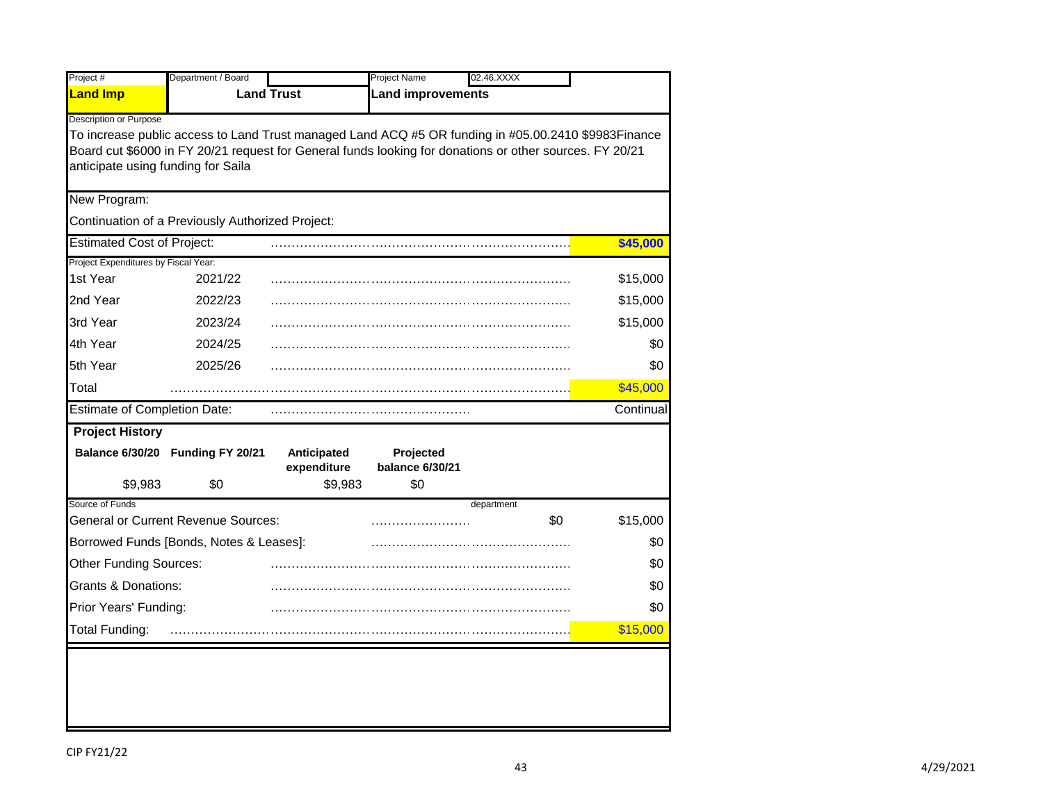| Project # | Department / Board | | Project Name | 02.46.XXXX |
|---|---|---|---|---|
| **Land Imp** | **Land Trust** | | **Land improvements** | |

Description or Purpose

To increase public access to Land Trust managed Land ACQ #5 OR funding in #05.00.2410 $9983Finance Board cut $6000 in FY 20/21 request for General funds looking for donations or other sources. FY 20/21 anticipate using funding for Saila

New Program:

Continuation of a Previously Authorized Project:

| Estimated Cost of Project: | | **$45,000** |
|---|---|---|
| **Project Expenditures by Fiscal Year:** | | |
| 1st Year | 2021/22 | $15,000 |
| 2nd Year | 2022/23 | $15,000 |
| 3rd Year | 2023/24 | $15,000 |
| 4th Year | 2024/25 | $0 |
| 5th Year | 2025/26 | $0 |
| Total | | $45,000 |
| Estimate of Completion Date: | | Continual |

**Project History**

| Balance 6/30/20 | Funding FY 20/21 | Anticipated expenditure | Projected balance 6/30/21 |
|---|---|---|---|
| $9,983 | $0 | $9,983 | $0 |

| Source of Funds | department | |
|---|---|---|
| General or Current Revenue Sources: | $0 | $15,000 |
| Borrowed Funds [Bonds, Notes & Leases]: | | $0 |
| Other Funding Sources: | | $0 |
| Grants & Donations: | | $0 |
| Prior Years' Funding: | | $0 |
| Total Funding: | | $15,000 |

CIP FY21/22

4/29/2021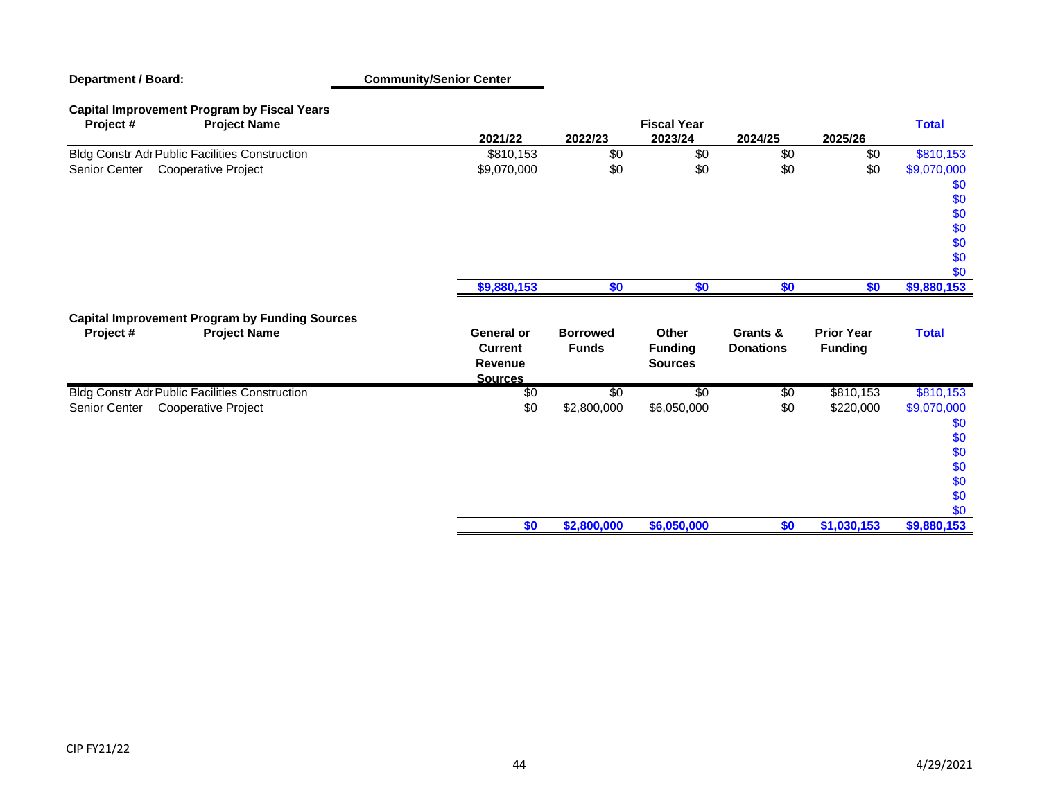**Department / Board:** **Community/Senior Center**

## Capital Improvement Program by Fiscal Years

| Project # | Project Name | 2021/22 | 2022/23 | 2023/24 | 2024/25 | 2025/26 | Total |
|---|---|---|---|---|---|---|---|
| Bldg Constr Adr | Public Facilities Construction | $810,153 | $0 | $0 | $0 | $0 | $810,153 |
| Senior Center | Cooperative Project | $9,070,000 | $0 | $0 | $0 | $0 | $9,070,000 |
| | | | | | | | $0 |
| | | | | | | | $0 |
| | | | | | | | $0 |
| | | | | | | | $0 |
| | | | | | | | $0 |
| | | | | | | | $0 |
| | | | | | | | $0 |
| | | **$9,880,153** | **$0** | **$0** | **$0** | **$0** | **$9,880,153** |

## Capital Improvement Program by Funding Sources

| Project # | Project Name | General or Current Revenue Sources | Borrowed Funds | Other Funding Sources | Grants & Donations | Prior Year Funding | Total |
|---|---|---|---|---|---|---|---|
| Bldg Constr Adr | Public Facilities Construction | $0 | $0 | $0 | $0 | $810,153 | $810,153 |
| Senior Center | Cooperative Project | $0 | $2,800,000 | $6,050,000 | $0 | $220,000 | $9,070,000 |
| | | | | | | | $0 |
| | | | | | | | $0 |
| | | | | | | | $0 |
| | | | | | | | $0 |
| | | | | | | | $0 |
| | | | | | | | $0 |
| | | | | | | | $0 |
| | | **$0** | **$2,800,000** | **$6,050,000** | **$0** | **$1,030,153** | **$9,880,153** |

CIP FY21/22

4/29/2021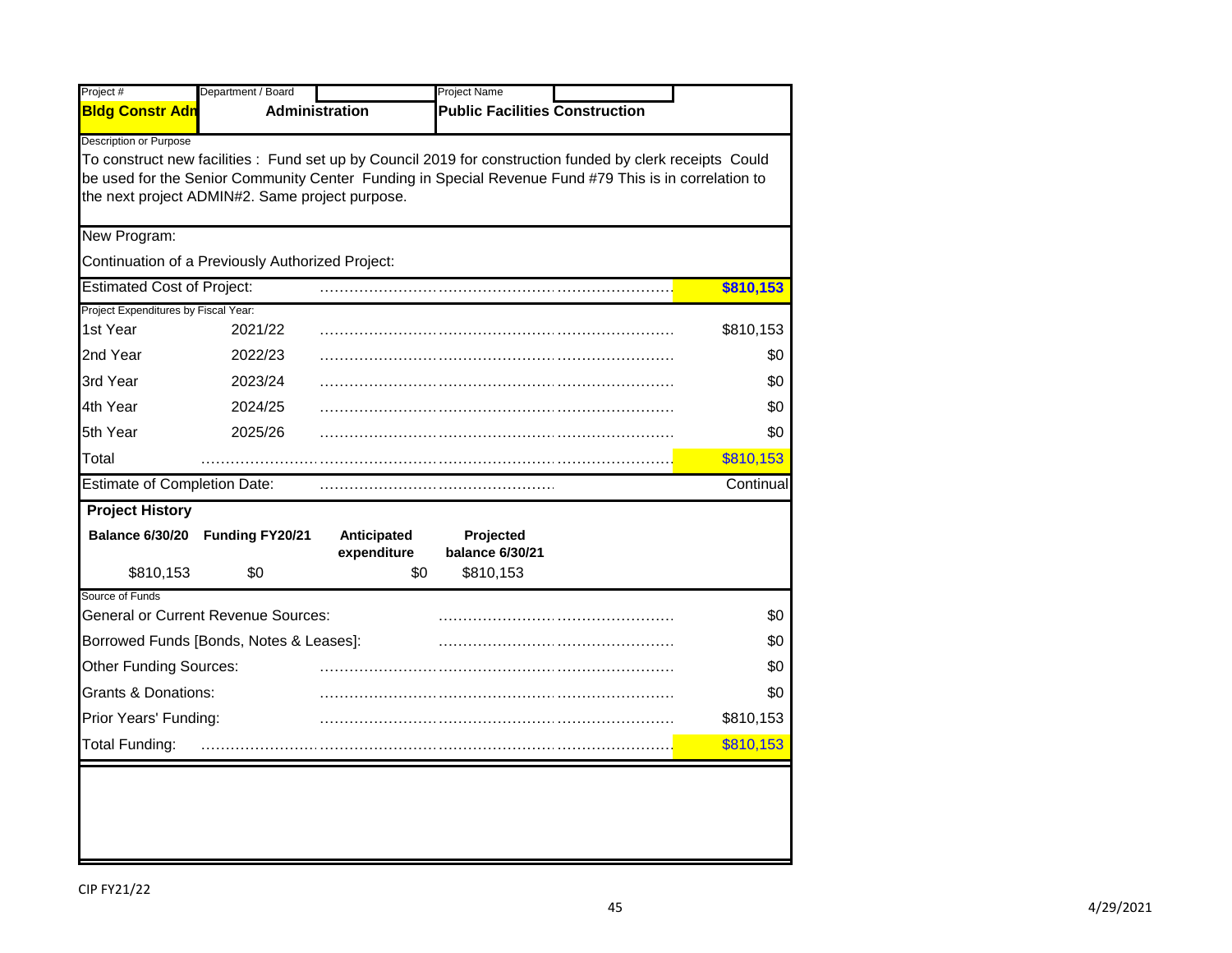| Project # | Department / Board | Project Name |
|---|---|---|
| **Bldg Constr Adn** | **Administration** | **Public Facilities Construction** |

Description or Purpose

To construct new facilities : Fund set up by Council 2019 for construction funded by clerk receipts Could be used for the Senior Community Center Funding in Special Revenue Fund #79 This is in correlation to the next project ADMIN#2. Same project purpose.

New Program:

Continuation of a Previously Authorized Project:

| Estimated Cost of Project: | | **$810,153** |
|---|---|---|
| **Project Expenditures by Fiscal Year:** | | |
| 1st Year | 2021/22 | $810,153 |
| 2nd Year | 2022/23 | $0 |
| 3rd Year | 2023/24 | $0 |
| 4th Year | 2024/25 | $0 |
| 5th Year | 2025/26 | $0 |
| Total | | $810,153 |
| Estimate of Completion Date: | | Continual |

**Project History**

| Balance 6/30/20 | Funding FY20/21 | Anticipated expenditure | Projected balance 6/30/21 |
|---|---|---|---|
| $810,153 | $0 | $0 | $810,153 |

Source of Funds

| Source | Amount |
|---|---|
| General or Current Revenue Sources: | $0 |
| Borrowed Funds [Bonds, Notes & Leases]: | $0 |
| Other Funding Sources: | $0 |
| Grants & Donations: | $0 |
| Prior Years' Funding: | $810,153 |
| Total Funding: | $810,153 |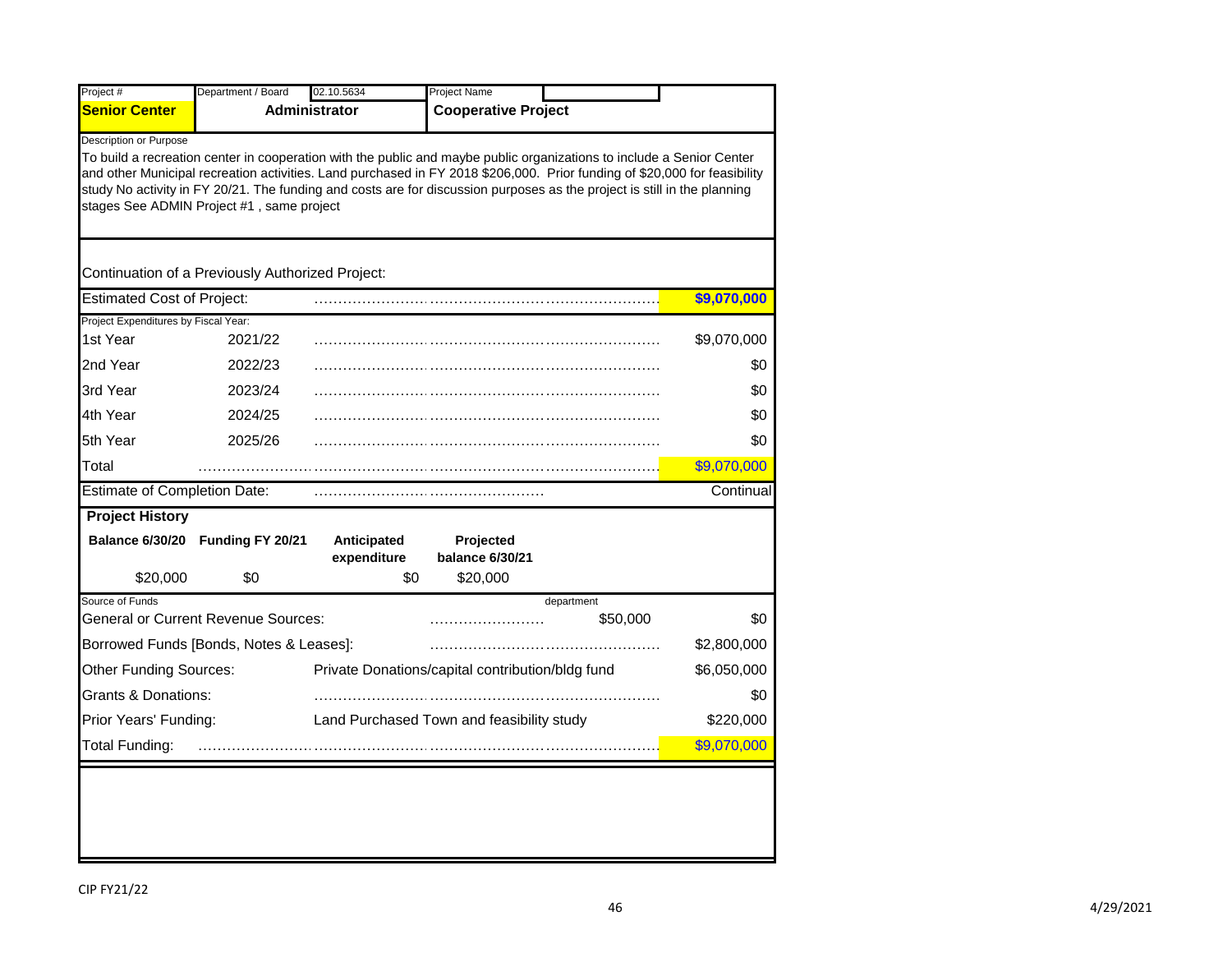| Project # | Department / Board | 02.10.5634 | Project Name | |
|---|---|---|---|---|
| **Senior Center** | **Administrator** | | **Cooperative Project** | |

Description or Purpose

To build a recreation center in cooperation with the public and maybe public organizations to include a Senior Center and other Municipal recreation activities. Land purchased in FY 2018 $206,000. Prior funding of $20,000 for feasibility study No activity in FY 20/21. The funding and costs are for discussion purposes as the project is still in the planning stages See ADMIN Project #1 , same project

Continuation of a Previously Authorized Project:

| | | |
|---|---|---|
| Estimated Cost of Project: | | **$9,070,000** |

Project Expenditures by Fiscal Year:

| Year | Fiscal Year | Amount |
|---|---|---|
| 1st Year | 2021/22 | $9,070,000 |
| 2nd Year | 2022/23 | $0 |
| 3rd Year | 2023/24 | $0 |
| 4th Year | 2024/25 | $0 |
| 5th Year | 2025/26 | $0 |
| Total | | $9,070,000 |

| | |
|---|---|
| Estimate of Completion Date: | Continual |

**Project History**

| Balance 6/30/20 | Funding FY 20/21 | Anticipated expenditure | Projected balance 6/30/21 |
|---|---|---|---|
| $20,000 | $0 | $0 | $20,000 |

Source of Funds

| Source | | department | Amount |
|---|---|---|---|
| General or Current Revenue Sources: | | $50,000 | $0 |
| Borrowed Funds [Bonds, Notes & Leases]: | | | $2,800,000 |
| Other Funding Sources: | Private Donations/capital contribution/bldg fund | | $6,050,000 |
| Grants & Donations: | | | $0 |
| Prior Years' Funding: | Land Purchased Town and feasibility study | | $220,000 |
| Total Funding: | | | $9,070,000 |

CIP FY21/22

4/29/2021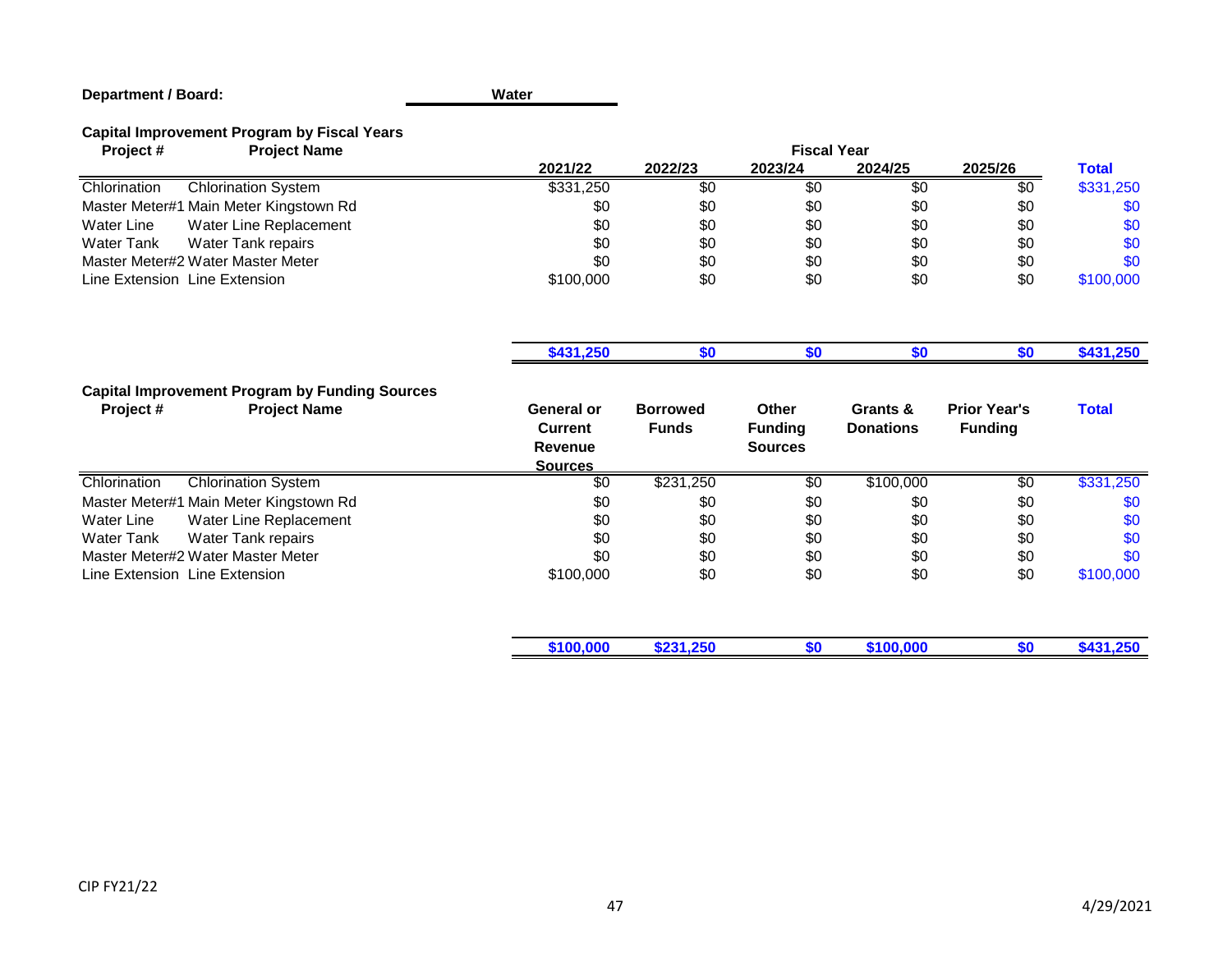**Department / Board:** **Water**

### Capital Improvement Program by Fiscal Years

| Project # | Project Name | 2021/22 | 2022/23 | 2023/24 | 2024/25 | 2025/26 | Total |
|---|---|---|---|---|---|---|---|
| | | **Fiscal Year** | | | | | |
| Chlorination | Chlorination System | $331,250 | $0 | $0 | $0 | $0 | $331,250 |
| Master Meter#1 | Main Meter Kingstown Rd | $0 | $0 | $0 | $0 | $0 | $0 |
| Water Line | Water Line Replacement | $0 | $0 | $0 | $0 | $0 | $0 |
| Water Tank | Water Tank repairs | $0 | $0 | $0 | $0 | $0 | $0 |
| Master Meter#2 | Water Master Meter | $0 | $0 | $0 | $0 | $0 | $0 |
| Line Extension | Line Extension | $100,000 | $0 | $0 | $0 | $0 | $100,000 |
| | | **$431,250** | **$0** | **$0** | **$0** | **$0** | **$431,250** |

### Capital Improvement Program by Funding Sources

| Project # | Project Name | General or Current Revenue Sources | Borrowed Funds | Other Funding Sources | Grants & Donations | Prior Year's Funding | Total |
|---|---|---|---|---|---|---|---|
| Chlorination | Chlorination System | $0 | $231,250 | $0 | $100,000 | $0 | $331,250 |
| Master Meter#1 | Main Meter Kingstown Rd | $0 | $0 | $0 | $0 | $0 | $0 |
| Water Line | Water Line Replacement | $0 | $0 | $0 | $0 | $0 | $0 |
| Water Tank | Water Tank repairs | $0 | $0 | $0 | $0 | $0 | $0 |
| Master Meter#2 | Water Master Meter | $0 | $0 | $0 | $0 | $0 | $0 |
| Line Extension | Line Extension | $100,000 | $0 | $0 | $0 | $0 | $100,000 |
| | | **$100,000** | **$231,250** | **$0** | **$100,000** | **$0** | **$431,250** |

CIP FY21/22

4/29/2021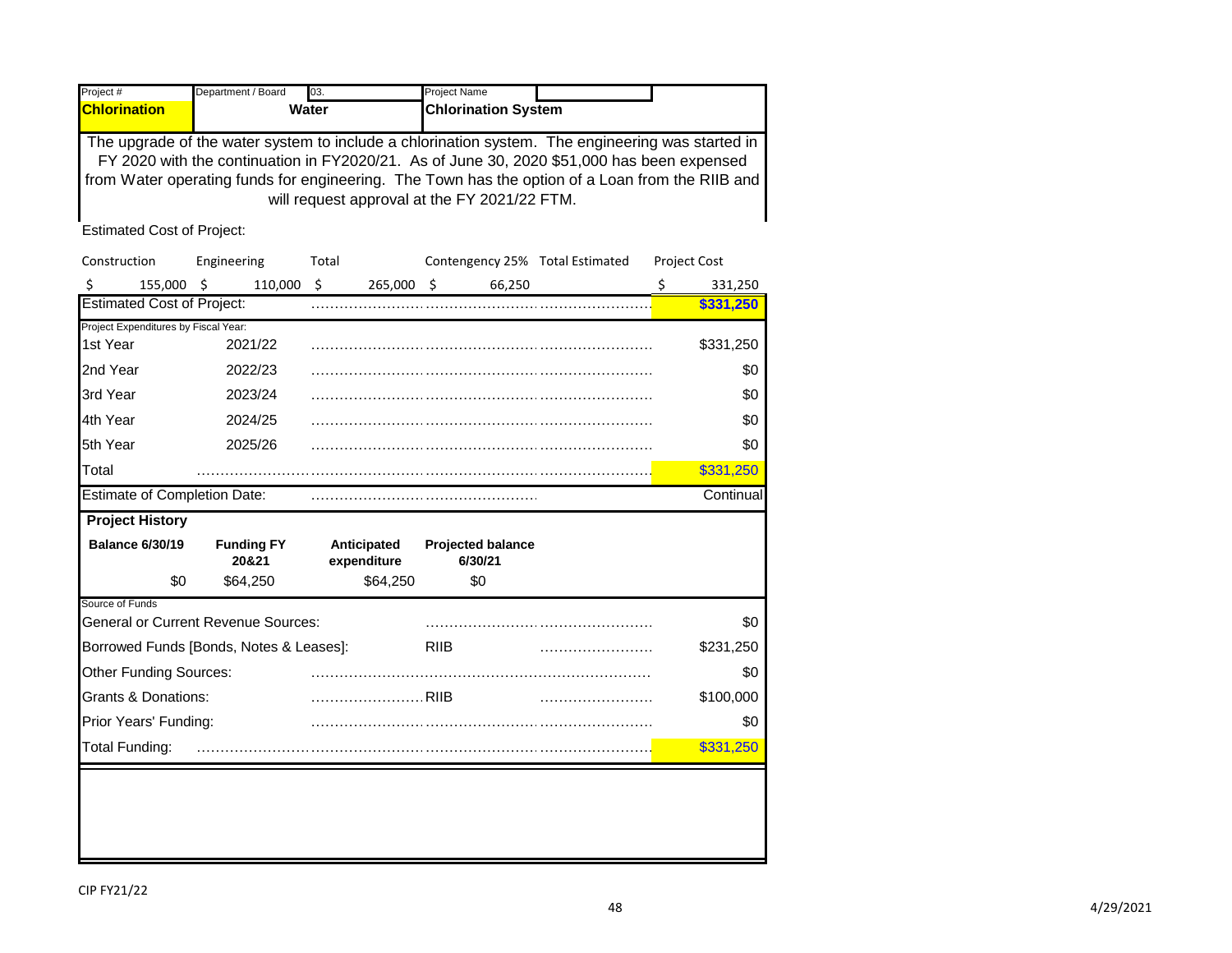| Project # | Department / Board | 03. | Project Name |
|---|---|---|---|
| **Chlorination** | **Water** | | **Chlorination System** |

The upgrade of the water system to include a chlorination system. The engineering was started in FY 2020 with the continuation in FY2020/21. As of June 30, 2020 $51,000 has been expensed from Water operating funds for engineering. The Town has the option of a Loan from the RIIB and will request approval at the FY 2021/22 FTM.

Estimated Cost of Project:

| Construction | Engineering | Total | Contengency 25% | Total Estimated Project Cost |
|---|---|---|---|---|
| $ 155,000 | $ 110,000 | $ 265,000 | $ 66,250 | $ 331,250 |

| | | |
|---|---|---|
| **Estimated Cost of Project:** | | **$331,250** |
| Project Expenditures by Fiscal Year: | | |
| 1st Year | 2021/22 | $331,250 |
| 2nd Year | 2022/23 | $0 |
| 3rd Year | 2023/24 | $0 |
| 4th Year | 2024/25 | $0 |
| 5th Year | 2025/26 | $0 |
| Total | | $331,250 |
| Estimate of Completion Date: | | Continual |

**Project History**

| Balance 6/30/19 | Funding FY 20&21 | Anticipated expenditure | Projected balance 6/30/21 |
|---|---|---|---|
| $0 | $64,250 | $64,250 | $0 |

Source of Funds

| | | |
|---|---|---|
| General or Current Revenue Sources: | | $0 |
| Borrowed Funds [Bonds, Notes & Leases]: | RIIB | $231,250 |
| Other Funding Sources: | | $0 |
| Grants & Donations: | RIIB | $100,000 |
| Prior Years' Funding: | | $0 |
| Total Funding: | | $331,250 |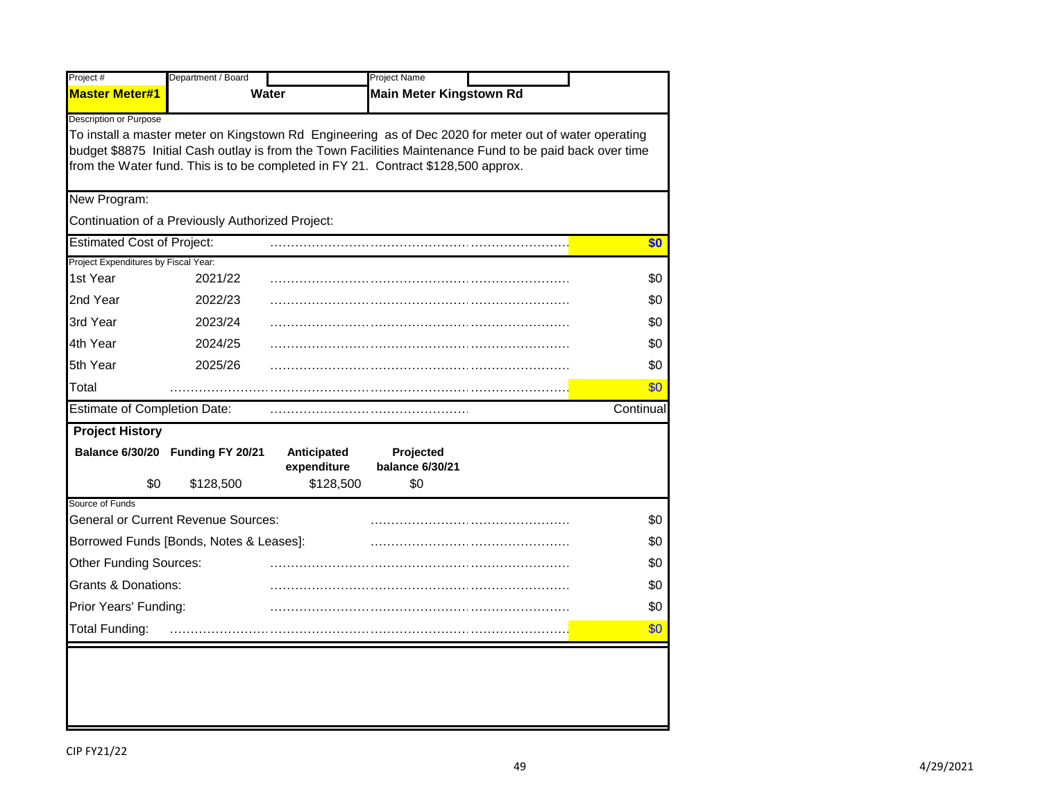| Project # | Department / Board | Project Name |
|---|---|---|
| **Master Meter#1** | **Water** | **Main Meter Kingstown Rd** |

Description or Purpose

To install a master meter on Kingstown Rd Engineering as of Dec 2020 for meter out of water operating budget $8875 Initial Cash outlay is from the Town Facilities Maintenance Fund to be paid back over time from the Water fund. This is to be completed in FY 21. Contract $128,500 approx.

New Program:

Continuation of a Previously Authorized Project:

| | | |
|---|---|---|
| Estimated Cost of Project: | | **$0** |
| Project Expenditures by Fiscal Year: | | |
| 1st Year | 2021/22 | $0 |
| 2nd Year | 2022/23 | $0 |
| 3rd Year | 2023/24 | $0 |
| 4th Year | 2024/25 | $0 |
| 5th Year | 2025/26 | $0 |
| Total | | $0 |
| Estimate of Completion Date: | | Continual |

**Project History**

| Balance 6/30/20 | Funding FY 20/21 | Anticipated expenditure | Projected balance 6/30/21 |
|---|---|---|---|
| $0 | $128,500 | $128,500 | $0 |

Source of Funds

| | |
|---|---|
| General or Current Revenue Sources: | $0 |
| Borrowed Funds [Bonds, Notes & Leases]: | $0 |
| Other Funding Sources: | $0 |
| Grants & Donations: | $0 |
| Prior Years' Funding: | $0 |
| Total Funding: | $0 |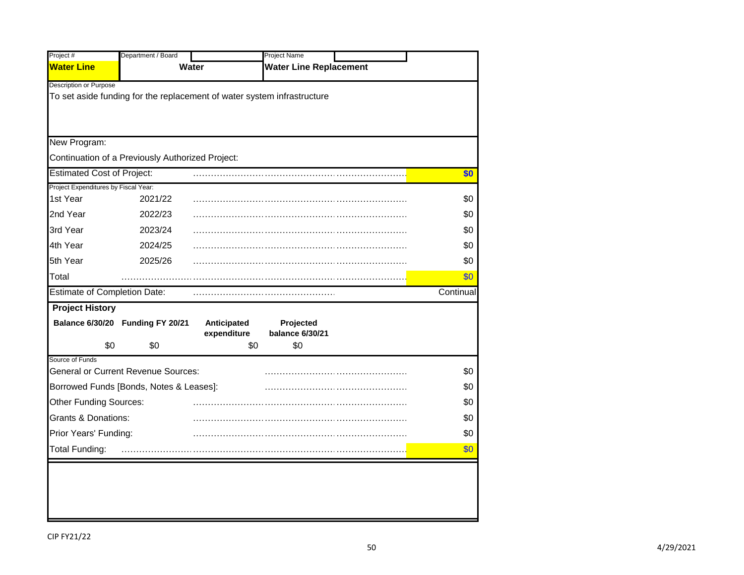| Project # | Department / Board | Project Name |
|---|---|---|
| **Water Line** | **Water** | **Water Line Replacement** |

Description or Purpose

To set aside funding for the replacement of water system infrastructure

New Program:

Continuation of a Previously Authorized Project:

| | | |
|---|---|---|
| Estimated Cost of Project: | | **$0** |
| *Project Expenditures by Fiscal Year:* | | |
| 1st Year | 2021/22 | $0 |
| 2nd Year | 2022/23 | $0 |
| 3rd Year | 2023/24 | $0 |
| 4th Year | 2024/25 | $0 |
| 5th Year | 2025/26 | $0 |
| Total | | $0 |
| Estimate of Completion Date: | | Continual |

**Project History**

| Balance 6/30/20 | Funding FY 20/21 | Anticipated expenditure | Projected balance 6/30/21 |
|---|---|---|---|
| $0 | $0 | $0 | $0 |

Source of Funds

| | |
|---|---|
| General or Current Revenue Sources: | $0 |
| Borrowed Funds [Bonds, Notes & Leases]: | $0 |
| Other Funding Sources: | $0 |
| Grants & Donations: | $0 |
| Prior Years' Funding: | $0 |
| Total Funding: | $0 |

CIP FY21/22

4/29/2021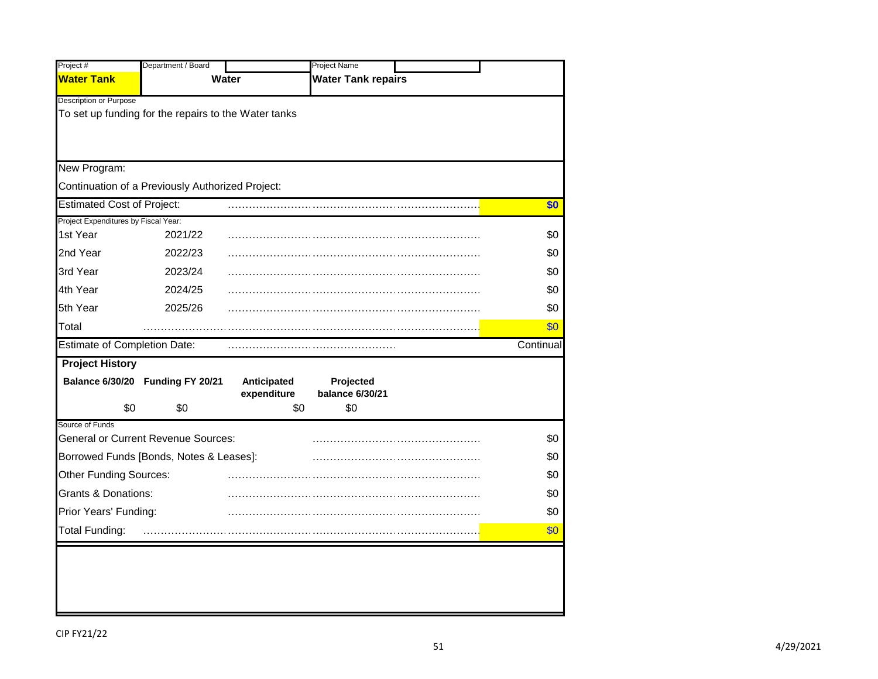| Project # | Department / Board | Project Name |
| --- | --- | --- |
| **Water Tank** | **Water** | **Water Tank repairs** |

Description or Purpose

To set up funding for the repairs to the Water tanks

New Program:

Continuation of a Previously Authorized Project:

| Estimated Cost of Project: | | **$0** |
| --- | --- | --- |
| Project Expenditures by Fiscal Year: | | |
| 1st Year | 2021/22 | $0 |
| 2nd Year | 2022/23 | $0 |
| 3rd Year | 2023/24 | $0 |
| 4th Year | 2024/25 | $0 |
| 5th Year | 2025/26 | $0 |
| Total | | $0 |
| Estimate of Completion Date: | | Continual |

**Project History**

| Balance 6/30/20 | Funding FY 20/21 | Anticipated expenditure | Projected balance 6/30/21 |
| --- | --- | --- | --- |
| $0 | $0 | $0 | $0 |

Source of Funds

| Source | Amount |
| --- | --- |
| General or Current Revenue Sources: | $0 |
| Borrowed Funds [Bonds, Notes & Leases]: | $0 |
| Other Funding Sources: | $0 |
| Grants & Donations: | $0 |
| Prior Years' Funding: | $0 |
| Total Funding: | $0 |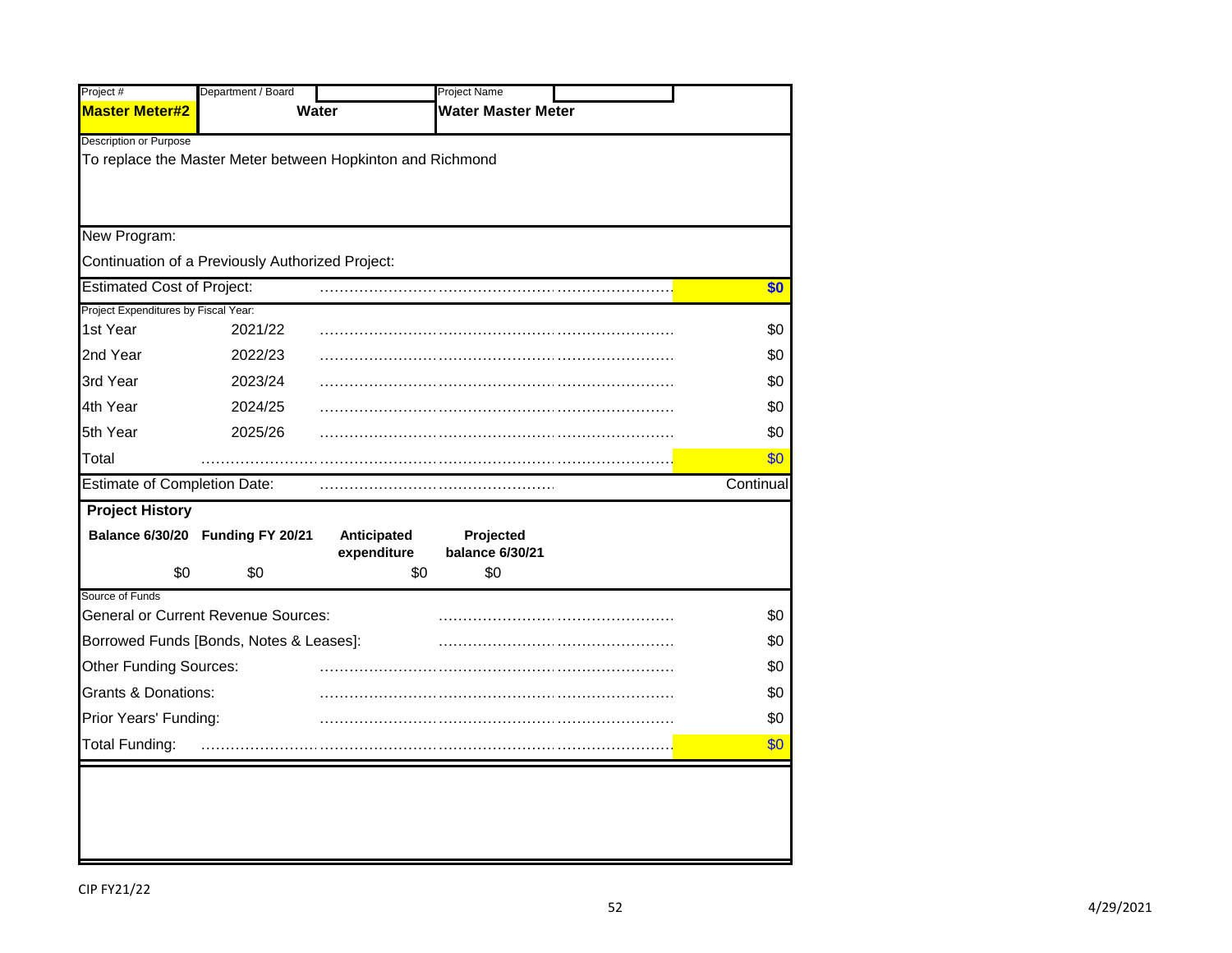| Project # | Department / Board | Project Name |
|---|---|---|
| **Master Meter#2** | **Water** | **Water Master Meter** |

Description or Purpose

To replace the Master Meter between Hopkinton and Richmond

New Program:

Continuation of a Previously Authorized Project:

| Estimated Cost of Project: | | **$0** |
|---|---|---|

Project Expenditures by Fiscal Year:

| Year | Fiscal Year | Amount |
|---|---|---|
| 1st Year | 2021/22 | $0 |
| 2nd Year | 2022/23 | $0 |
| 3rd Year | 2023/24 | $0 |
| 4th Year | 2024/25 | $0 |
| 5th Year | 2025/26 | $0 |
| Total | | $0 |

Estimate of Completion Date: Continual

**Project History**

| Balance 6/30/20 | Funding FY 20/21 | Anticipated expenditure | Projected balance 6/30/21 |
|---|---|---|---|
| $0 | $0 | $0 | $0 |

Source of Funds

| Source | Amount |
|---|---|
| General or Current Revenue Sources: | $0 |
| Borrowed Funds [Bonds, Notes & Leases]: | $0 |
| Other Funding Sources: | $0 |
| Grants & Donations: | $0 |
| Prior Years' Funding: | $0 |
| Total Funding: | $0 |

CIP FY21/22

4/29/2021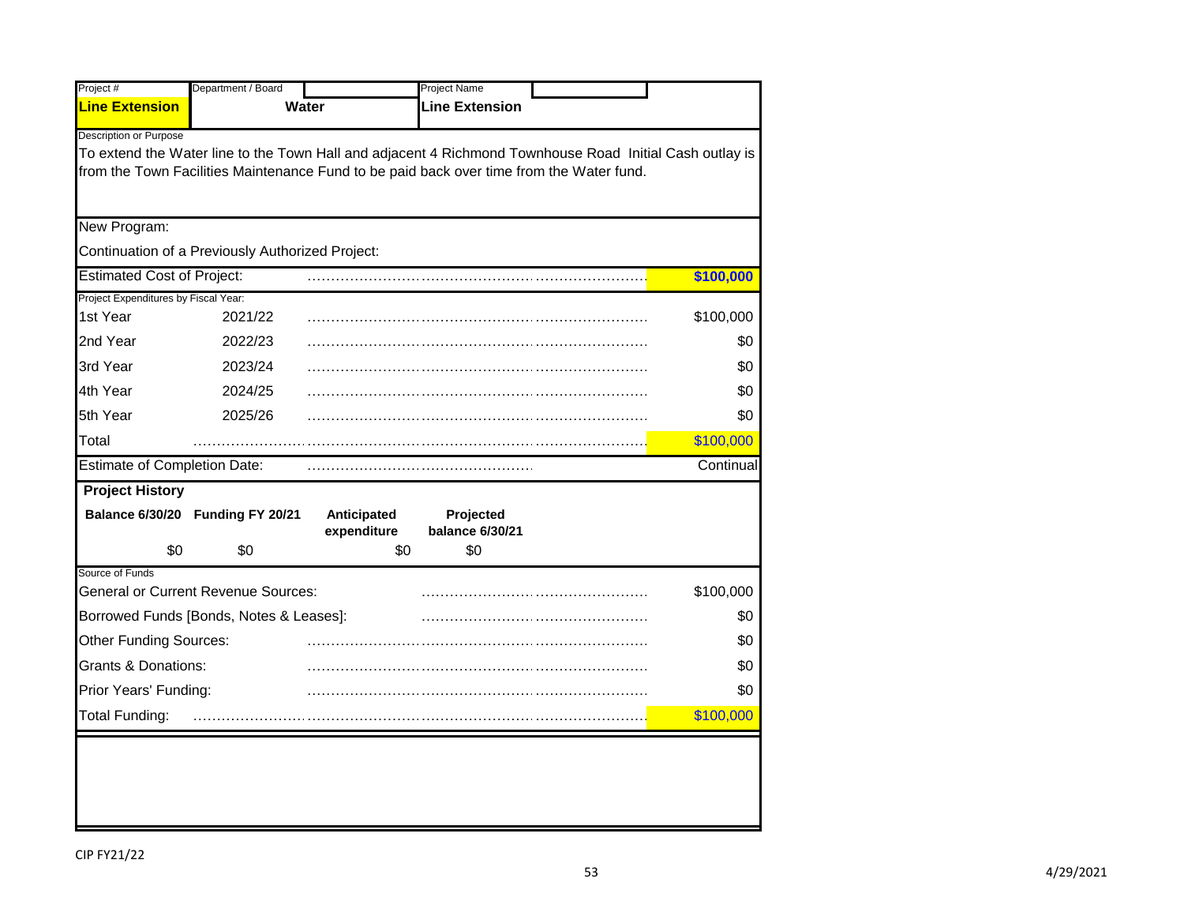| Project # | Department / Board | Project Name |
|---|---|---|
| **Line Extension** | **Water** | **Line Extension** |

Description or Purpose

To extend the Water line to the Town Hall and adjacent 4 Richmond Townhouse Road Initial Cash outlay is from the Town Facilities Maintenance Fund to be paid back over time from the Water fund.

New Program:

Continuation of a Previously Authorized Project:

| | | |
|---|---|---|
| Estimated Cost of Project: | | **$100,000** |
| Project Expenditures by Fiscal Year: | | |
| 1st Year | 2021/22 | $100,000 |
| 2nd Year | 2022/23 | $0 |
| 3rd Year | 2023/24 | $0 |
| 4th Year | 2024/25 | $0 |
| 5th Year | 2025/26 | $0 |
| Total | | $100,000 |
| Estimate of Completion Date: | | Continual |

**Project History**

| Balance 6/30/20 | Funding FY 20/21 | Anticipated expenditure | Projected balance 6/30/21 |
|---|---|---|---|
| $0 | $0 | $0 | $0 |

Source of Funds

| | |
|---|---|
| General or Current Revenue Sources: | $100,000 |
| Borrowed Funds [Bonds, Notes & Leases]: | $0 |
| Other Funding Sources: | $0 |
| Grants & Donations: | $0 |
| Prior Years' Funding: | $0 |
| Total Funding: | $100,000 |

CIP FY21/22

4/29/2021